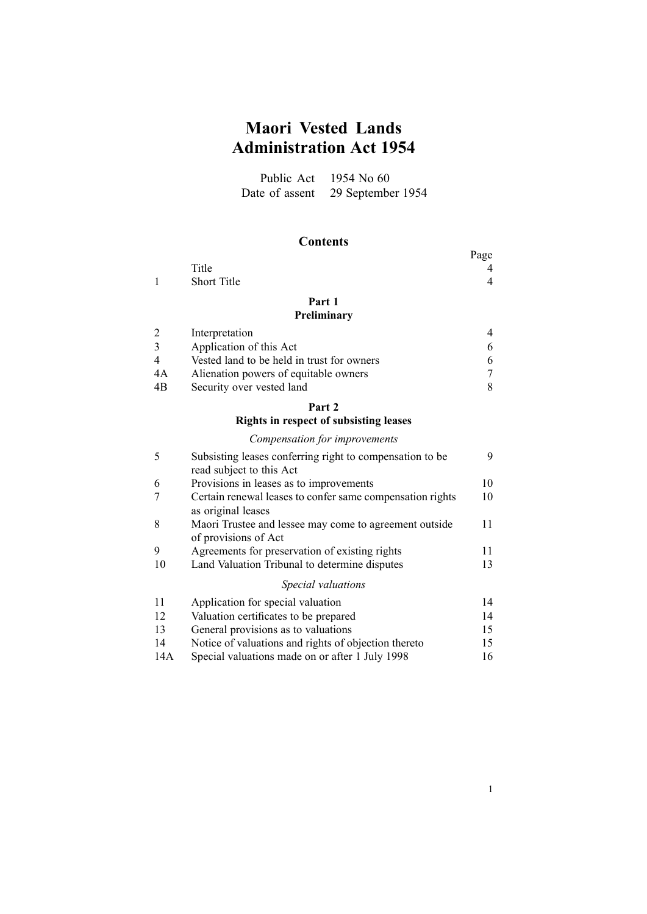# Maori Vested Lands Administration Act 1954

Public Act 1954 No 60
Date of assent 29 September 1954

## Contents

| | | Page |
|---|---|---|
| | Title | 4 |
| 1 | Short Title | 4 |
| | **Part 1** **Preliminary** | |
| 2 | Interpretation | 4 |
| 3 | Application of this Act | 6 |
| 4 | Vested land to be held in trust for owners | 6 |
| 4A | Alienation powers of equitable owners | 7 |
| 4B | Security over vested land | 8 |
| | **Part 2** **Rights in respect of subsisting leases** | |
| | *Compensation for improvements* | |
| 5 | Subsisting leases conferring right to compensation to be read subject to this Act | 9 |
| 6 | Provisions in leases as to improvements | 10 |
| 7 | Certain renewal leases to confer same compensation rights as original leases | 10 |
| 8 | Maori Trustee and lessee may come to agreement outside of provisions of Act | 11 |
| 9 | Agreements for preservation of existing rights | 11 |
| 10 | Land Valuation Tribunal to determine disputes | 13 |
| | *Special valuations* | |
| 11 | Application for special valuation | 14 |
| 12 | Valuation certificates to be prepared | 14 |
| 13 | General provisions as to valuations | 15 |
| 14 | Notice of valuations and rights of objection thereto | 15 |
| 14A | Special valuations made on or after 1 July 1998 | 16 |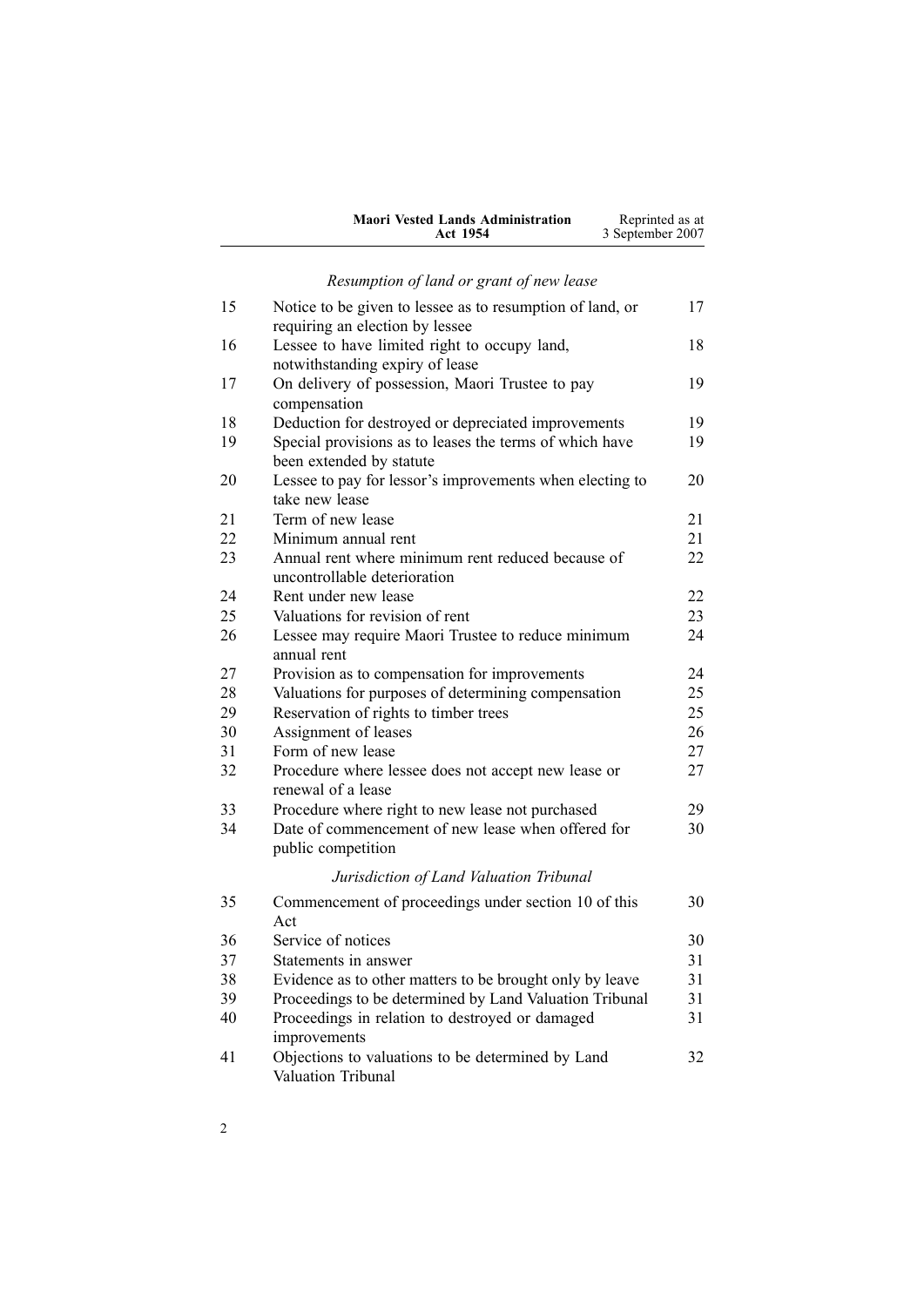*Resumption of land or grant of new lease*

| | | |
|---|---|---|
| 15 | Notice to be given to lessee as to resumption of land, or requiring an election by lessee | 17 |
| 16 | Lessee to have limited right to occupy land, notwithstanding expiry of lease | 18 |
| 17 | On delivery of possession, Maori Trustee to pay compensation | 19 |
| 18 | Deduction for destroyed or depreciated improvements | 19 |
| 19 | Special provisions as to leases the terms of which have been extended by statute | 19 |
| 20 | Lessee to pay for lessor's improvements when electing to take new lease | 20 |
| 21 | Term of new lease | 21 |
| 22 | Minimum annual rent | 21 |
| 23 | Annual rent where minimum rent reduced because of uncontrollable deterioration | 22 |
| 24 | Rent under new lease | 22 |
| 25 | Valuations for revision of rent | 23 |
| 26 | Lessee may require Maori Trustee to reduce minimum annual rent | 24 |
| 27 | Provision as to compensation for improvements | 24 |
| 28 | Valuations for purposes of determining compensation | 25 |
| 29 | Reservation of rights to timber trees | 25 |
| 30 | Assignment of leases | 26 |
| 31 | Form of new lease | 27 |
| 32 | Procedure where lessee does not accept new lease or renewal of a lease | 27 |
| 33 | Procedure where right to new lease not purchased | 29 |
| 34 | Date of commencement of new lease when offered for public competition | 30 |

*Jurisdiction of Land Valuation Tribunal*

| | | |
|---|---|---|
| 35 | Commencement of proceedings under section 10 of this Act | 30 |
| 36 | Service of notices | 30 |
| 37 | Statements in answer | 31 |
| 38 | Evidence as to other matters to be brought only by leave | 31 |
| 39 | Proceedings to be determined by Land Valuation Tribunal | 31 |
| 40 | Proceedings in relation to destroyed or damaged improvements | 31 |
| 41 | Objections to valuations to be determined by Land Valuation Tribunal | 32 |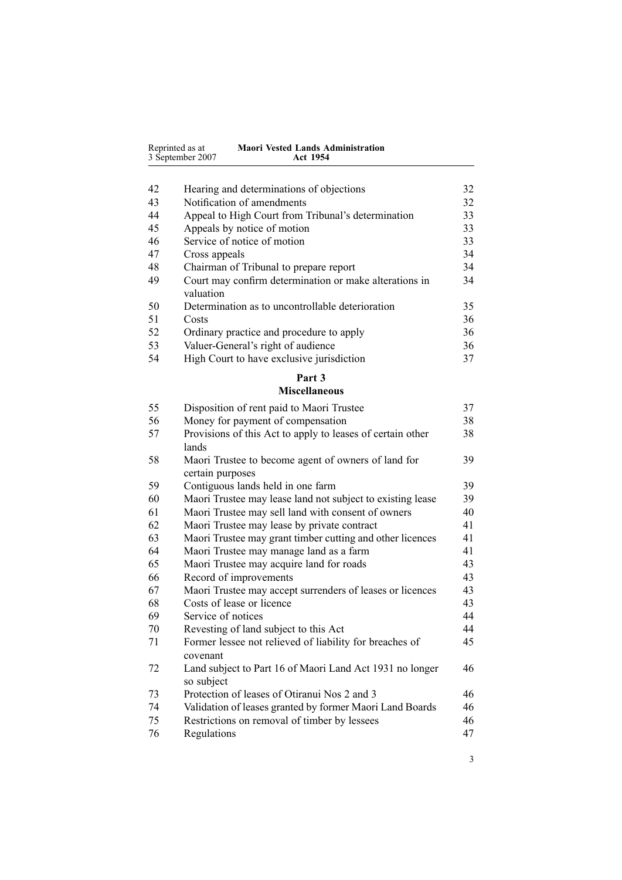| | | |
|---|---|---|
| 42 | Hearing and determinations of objections | 32 |
| 43 | Notification of amendments | 32 |
| 44 | Appeal to High Court from Tribunal's determination | 33 |
| 45 | Appeals by notice of motion | 33 |
| 46 | Service of notice of motion | 33 |
| 47 | Cross appeals | 34 |
| 48 | Chairman of Tribunal to prepare report | 34 |
| 49 | Court may confirm determination or make alterations in valuation | 34 |
| 50 | Determination as to uncontrollable deterioration | 35 |
| 51 | Costs | 36 |
| 52 | Ordinary practice and procedure to apply | 36 |
| 53 | Valuer-General's right of audience | 36 |
| 54 | High Court to have exclusive jurisdiction | 37 |

## Part 3
## Miscellaneous

| | | |
|---|---|---|
| 55 | Disposition of rent paid to Maori Trustee | 37 |
| 56 | Money for payment of compensation | 38 |
| 57 | Provisions of this Act to apply to leases of certain other lands | 38 |
| 58 | Maori Trustee to become agent of owners of land for certain purposes | 39 |
| 59 | Contiguous lands held in one farm | 39 |
| 60 | Maori Trustee may lease land not subject to existing lease | 39 |
| 61 | Maori Trustee may sell land with consent of owners | 40 |
| 62 | Maori Trustee may lease by private contract | 41 |
| 63 | Maori Trustee may grant timber cutting and other licences | 41 |
| 64 | Maori Trustee may manage land as a farm | 41 |
| 65 | Maori Trustee may acquire land for roads | 43 |
| 66 | Record of improvements | 43 |
| 67 | Maori Trustee may accept surrenders of leases or licences | 43 |
| 68 | Costs of lease or licence | 43 |
| 69 | Service of notices | 44 |
| 70 | Revesting of land subject to this Act | 44 |
| 71 | Former lessee not relieved of liability for breaches of covenant | 45 |
| 72 | Land subject to Part 16 of Maori Land Act 1931 no longer so subject | 46 |
| 73 | Protection of leases of Otiranui Nos 2 and 3 | 46 |
| 74 | Validation of leases granted by former Maori Land Boards | 46 |
| 75 | Restrictions on removal of timber by lessees | 46 |
| 76 | Regulations | 47 |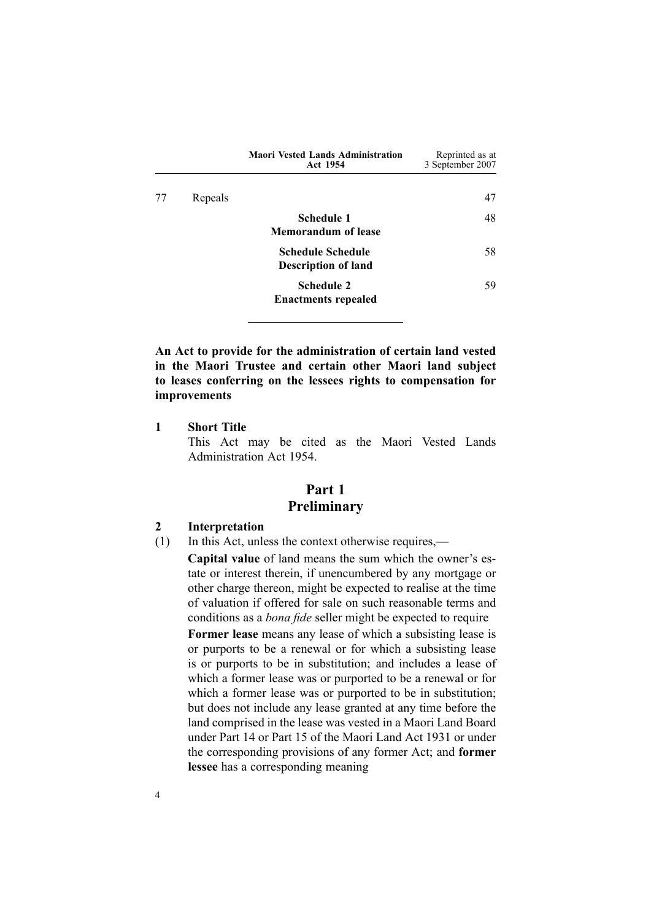| | | |
|---|---|---|
| 77 | Repeals | 47 |
| | **Schedule 1** **Memorandum of lease** | 48 |
| | **Schedule Schedule** **Description of land** | 58 |
| | **Schedule 2** **Enactments repealed** | 59 |

**An Act to provide for the administration of certain land vested in the Maori Trustee and certain other Maori land subject to leases conferring on the lessees rights to compensation for improvements**

### 1 Short Title

This Act may be cited as the Maori Vested Lands Administration Act 1954.

## Part 1
## Preliminary

### 2 Interpretation

(1) In this Act, unless the context otherwise requires,—

**Capital value** of land means the sum which the owner's estate or interest therein, if unencumbered by any mortgage or other charge thereon, might be expected to realise at the time of valuation if offered for sale on such reasonable terms and conditions as a *bona fide* seller might be expected to require

**Former lease** means any lease of which a subsisting lease is or purports to be a renewal or for which a subsisting lease is or purports to be in substitution; and includes a lease of which a former lease was or purported to be a renewal or for which a former lease was or purported to be in substitution; but does not include any lease granted at any time before the land comprised in the lease was vested in a Maori Land Board under Part 14 or Part 15 of the Maori Land Act 1931 or under the corresponding provisions of any former Act; and **former lessee** has a corresponding meaning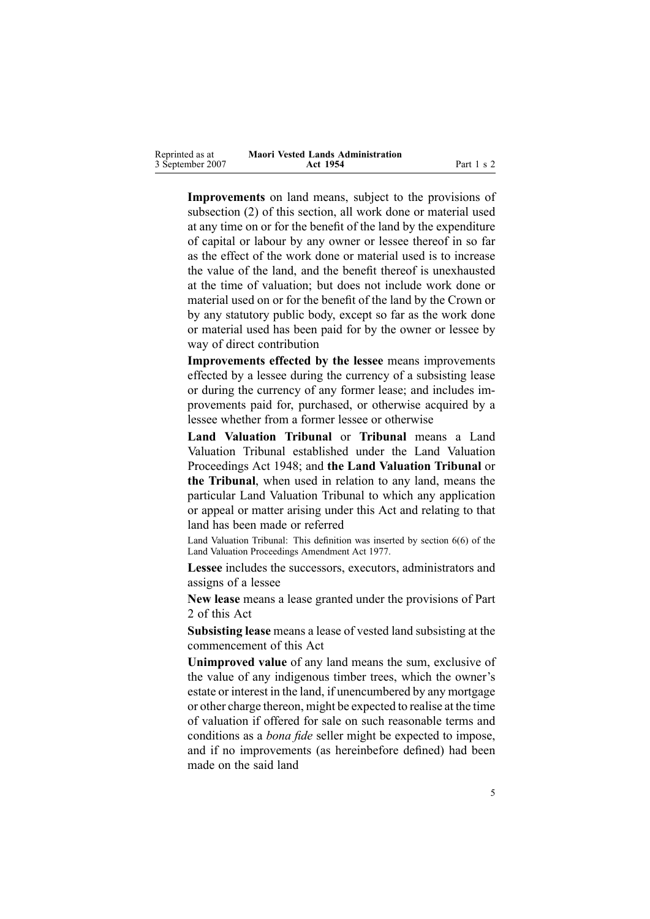**Improvements** on land means, subject to the provisions of subsection (2) of this section, all work done or material used at any time on or for the benefit of the land by the expenditure of capital or labour by any owner or lessee thereof in so far as the effect of the work done or material used is to increase the value of the land, and the benefit thereof is unexhausted at the time of valuation; but does not include work done or material used on or for the benefit of the land by the Crown or by any statutory public body, except so far as the work done or material used has been paid for by the owner or lessee by way of direct contribution

**Improvements effected by the lessee** means improvements effected by a lessee during the currency of a subsisting lease or during the currency of any former lease; and includes improvements paid for, purchased, or otherwise acquired by a lessee whether from a former lessee or otherwise

**Land Valuation Tribunal** or **Tribunal** means a Land Valuation Tribunal established under the Land Valuation Proceedings Act 1948; and **the Land Valuation Tribunal** or **the Tribunal**, when used in relation to any land, means the particular Land Valuation Tribunal to which any application or appeal or matter arising under this Act and relating to that land has been made or referred

Land Valuation Tribunal: This definition was inserted by section 6(6) of the Land Valuation Proceedings Amendment Act 1977.

**Lessee** includes the successors, executors, administrators and assigns of a lessee

**New lease** means a lease granted under the provisions of Part 2 of this Act

**Subsisting lease** means a lease of vested land subsisting at the commencement of this Act

**Unimproved value** of any land means the sum, exclusive of the value of any indigenous timber trees, which the owner's estate or interest in the land, if unencumbered by any mortgage or other charge thereon, might be expected to realise at the time of valuation if offered for sale on such reasonable terms and conditions as a *bona fide* seller might be expected to impose, and if no improvements (as hereinbefore defined) had been made on the said land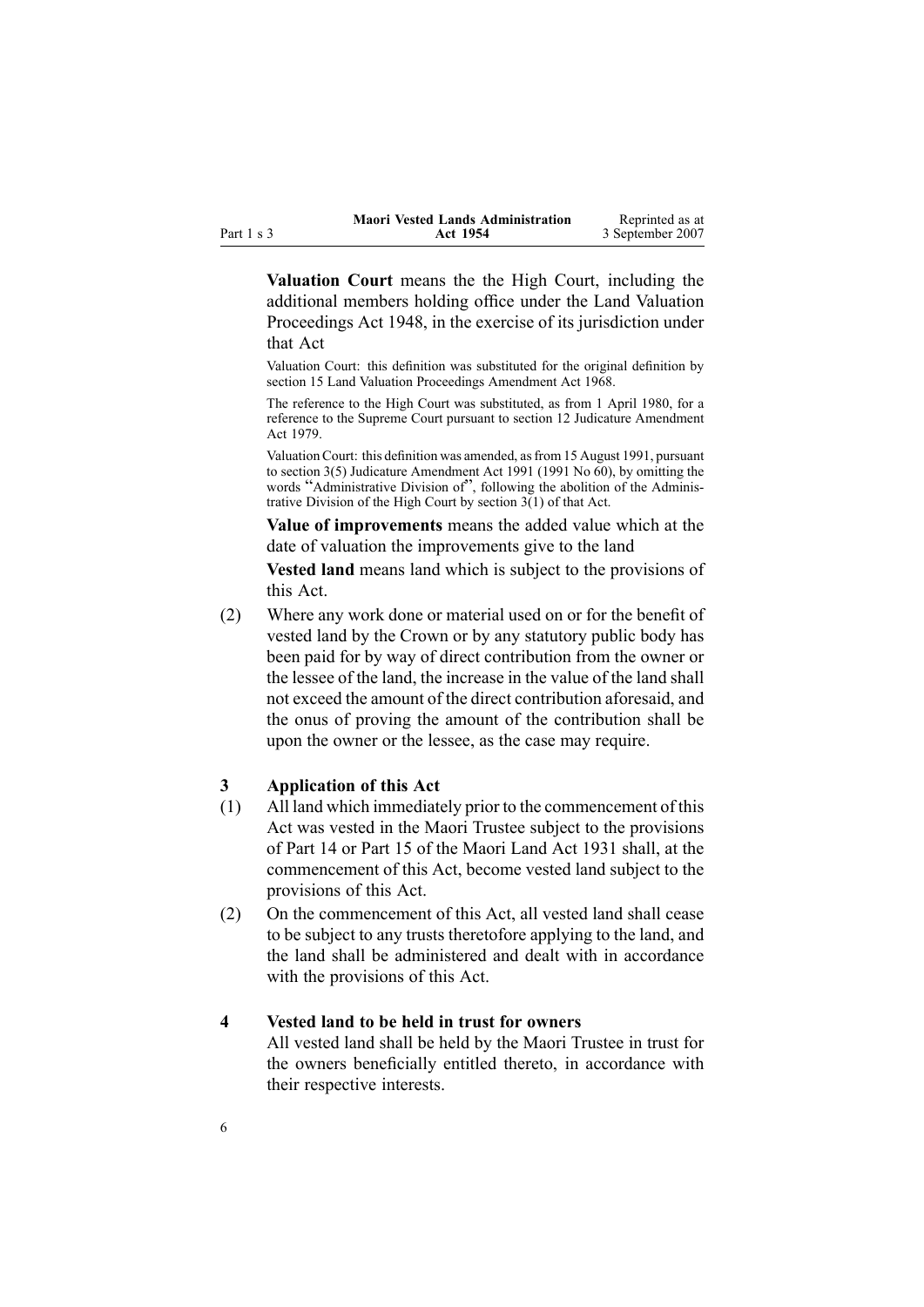**Valuation Court** means the the High Court, including the additional members holding office under the Land Valuation Proceedings Act 1948, in the exercise of its jurisdiction under that Act

Valuation Court: this definition was substituted for the original definition by section 15 Land Valuation Proceedings Amendment Act 1968.

The reference to the High Court was substituted, as from 1 April 1980, for a reference to the Supreme Court pursuant to section 12 Judicature Amendment Act 1979.

Valuation Court: this definition was amended, as from 15 August 1991, pursuant to section 3(5) Judicature Amendment Act 1991 (1991 No 60), by omitting the words "Administrative Division of", following the abolition of the Administrative Division of the High Court by section 3(1) of that Act.

**Value of improvements** means the added value which at the date of valuation the improvements give to the land

**Vested land** means land which is subject to the provisions of this Act.

(2) Where any work done or material used on or for the benefit of vested land by the Crown or by any statutory public body has been paid for by way of direct contribution from the owner or the lessee of the land, the increase in the value of the land shall not exceed the amount of the direct contribution aforesaid, and the onus of proving the amount of the contribution shall be upon the owner or the lessee, as the case may require.

### 3 Application of this Act

(1) All land which immediately prior to the commencement of this Act was vested in the Maori Trustee subject to the provisions of Part 14 or Part 15 of the Maori Land Act 1931 shall, at the commencement of this Act, become vested land subject to the provisions of this Act.

(2) On the commencement of this Act, all vested land shall cease to be subject to any trusts theretofore applying to the land, and the land shall be administered and dealt with in accordance with the provisions of this Act.

### 4 Vested land to be held in trust for owners

All vested land shall be held by the Maori Trustee in trust for the owners beneficially entitled thereto, in accordance with their respective interests.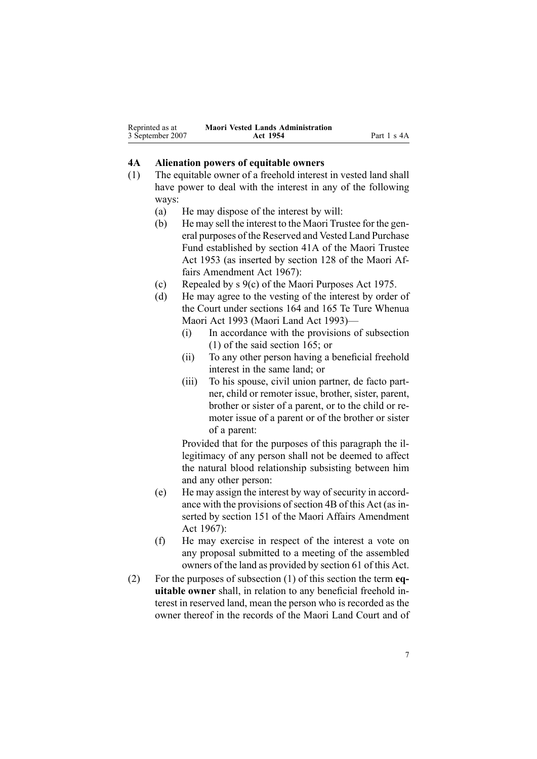### 4A Alienation powers of equitable owners

(1) The equitable owner of a freehold interest in vested land shall have power to deal with the interest in any of the following ways:

(a) He may dispose of the interest by will:

(b) He may sell the interest to the Maori Trustee for the general purposes of the Reserved and Vested Land Purchase Fund established by section 41A of the Maori Trustee Act 1953 (as inserted by section 128 of the Maori Affairs Amendment Act 1967):

(c) Repealed by s 9(c) of the Maori Purposes Act 1975.

(d) He may agree to the vesting of the interest by order of the Court under sections 164 and 165 Te Ture Whenua Maori Act 1993 (Maori Land Act 1993)—

(i) In accordance with the provisions of subsection (1) of the said section 165; or

(ii) To any other person having a beneficial freehold interest in the same land; or

(iii) To his spouse, civil union partner, de facto partner, child or remoter issue, brother, sister, parent, brother or sister of a parent, or to the child or remoter issue of a parent or of the brother or sister of a parent:

Provided that for the purposes of this paragraph the illegitimacy of any person shall not be deemed to affect the natural blood relationship subsisting between him and any other person:

(e) He may assign the interest by way of security in accordance with the provisions of section 4B of this Act (as inserted by section 151 of the Maori Affairs Amendment Act 1967):

(f) He may exercise in respect of the interest a vote on any proposal submitted to a meeting of the assembled owners of the land as provided by section 61 of this Act.

(2) For the purposes of subsection (1) of this section the term **equitable owner** shall, in relation to any beneficial freehold interest in reserved land, mean the person who is recorded as the owner thereof in the records of the Maori Land Court and of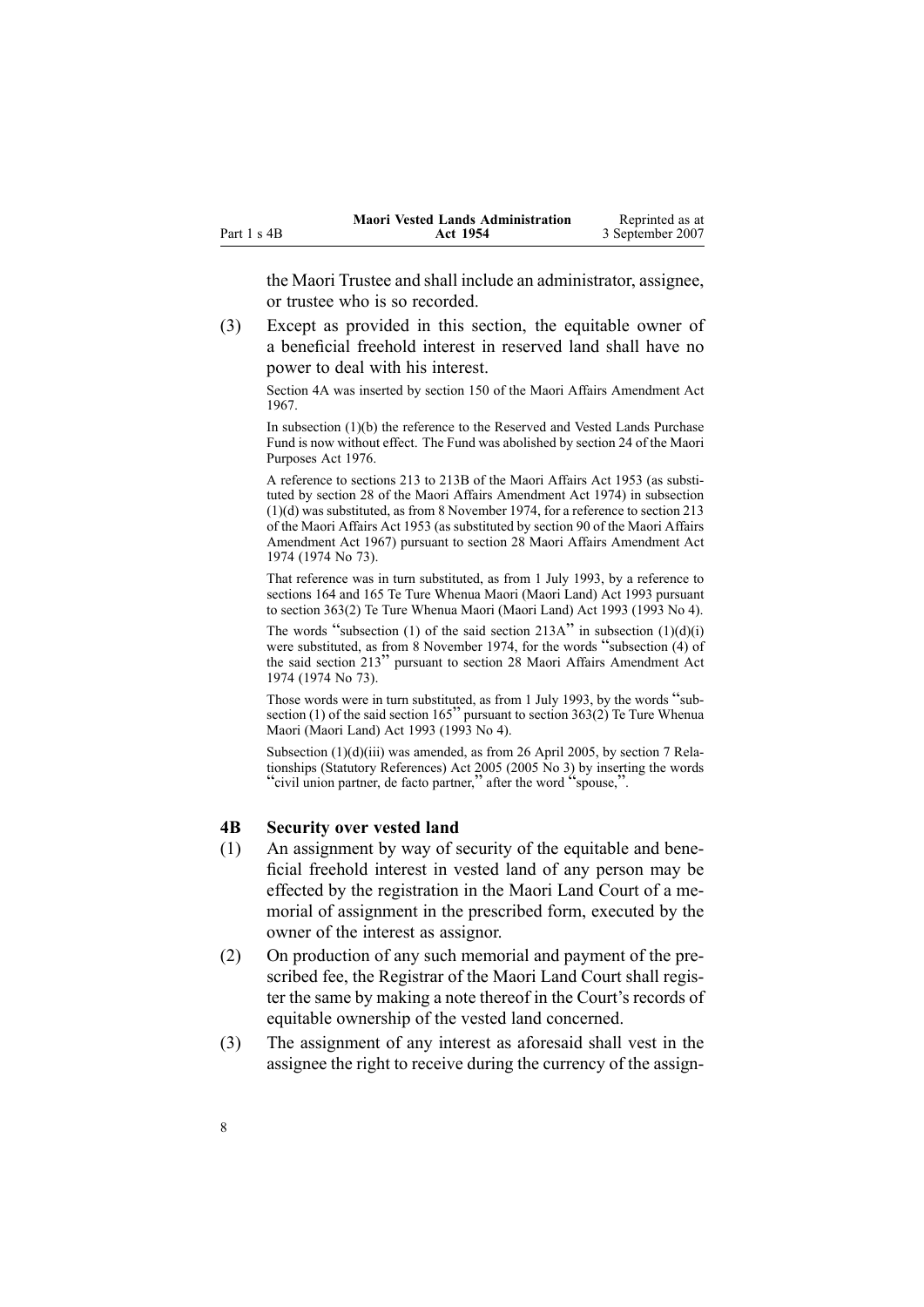the Maori Trustee and shall include an administrator, assignee, or trustee who is so recorded.

(3) Except as provided in this section, the equitable owner of a beneficial freehold interest in reserved land shall have no power to deal with his interest.

Section 4A was inserted by section 150 of the Maori Affairs Amendment Act 1967.

In subsection (1)(b) the reference to the Reserved and Vested Lands Purchase Fund is now without effect. The Fund was abolished by section 24 of the Maori Purposes Act 1976.

A reference to sections 213 to 213B of the Maori Affairs Act 1953 (as substituted by section 28 of the Maori Affairs Amendment Act 1974) in subsection (1)(d) was substituted, as from 8 November 1974, for a reference to section 213 of the Maori Affairs Act 1953 (as substituted by section 90 of the Maori Affairs Amendment Act 1967) pursuant to section 28 Maori Affairs Amendment Act 1974 (1974 No 73).

That reference was in turn substituted, as from 1 July 1993, by a reference to sections 164 and 165 Te Ture Whenua Maori (Maori Land) Act 1993 pursuant to section 363(2) Te Ture Whenua Maori (Maori Land) Act 1993 (1993 No 4).

The words "subsection (1) of the said section 213A" in subsection (1)(d)(i) were substituted, as from 8 November 1974, for the words "subsection (4) of the said section 213" pursuant to section 28 Maori Affairs Amendment Act 1974 (1974 No 73).

Those words were in turn substituted, as from 1 July 1993, by the words "subsection (1) of the said section 165" pursuant to section 363(2) Te Ture Whenua Maori (Maori Land) Act 1993 (1993 No 4).

Subsection (1)(d)(iii) was amended, as from 26 April 2005, by section 7 Relationships (Statutory References) Act 2005 (2005 No 3) by inserting the words "civil union partner, de facto partner," after the word "spouse,".

### 4B Security over vested land

(1) An assignment by way of security of the equitable and beneficial freehold interest in vested land of any person may be effected by the registration in the Maori Land Court of a memorial of assignment in the prescribed form, executed by the owner of the interest as assignor.

(2) On production of any such memorial and payment of the prescribed fee, the Registrar of the Maori Land Court shall register the same by making a note thereof in the Court's records of equitable ownership of the vested land concerned.

(3) The assignment of any interest as aforesaid shall vest in the assignee the right to receive during the currency of the assign-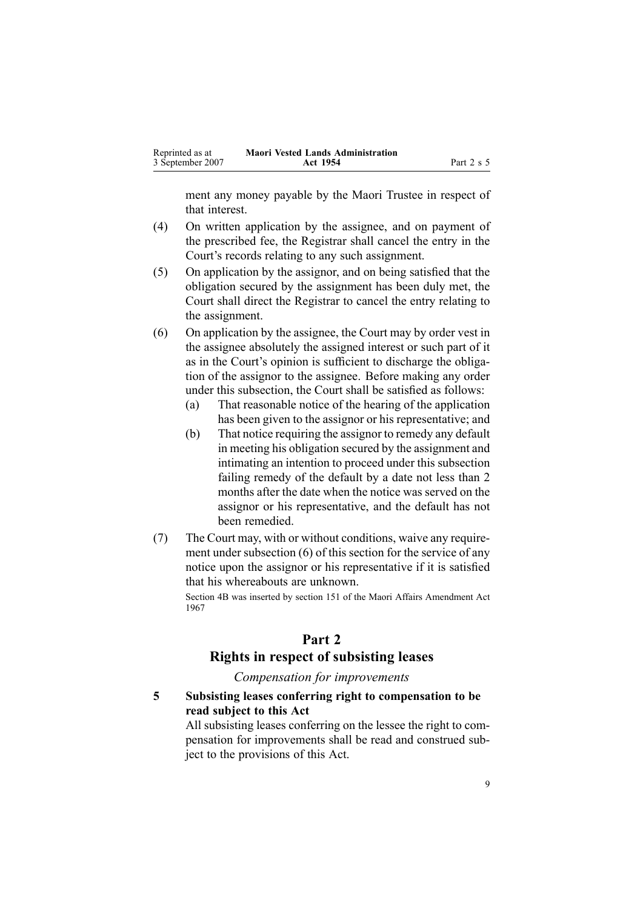ment any money payable by the Maori Trustee in respect of that interest.

(4) On written application by the assignee, and on payment of the prescribed fee, the Registrar shall cancel the entry in the Court's records relating to any such assignment.

(5) On application by the assignor, and on being satisfied that the obligation secured by the assignment has been duly met, the Court shall direct the Registrar to cancel the entry relating to the assignment.

(6) On application by the assignee, the Court may by order vest in the assignee absolutely the assigned interest or such part of it as in the Court's opinion is sufficient to discharge the obligation of the assignor to the assignee. Before making any order under this subsection, the Court shall be satisfied as follows:

- (a) That reasonable notice of the hearing of the application has been given to the assignor or his representative; and
- (b) That notice requiring the assignor to remedy any default in meeting his obligation secured by the assignment and intimating an intention to proceed under this subsection failing remedy of the default by a date not less than 2 months after the date when the notice was served on the assignor or his representative, and the default has not been remedied.

(7) The Court may, with or without conditions, waive any requirement under subsection (6) of this section for the service of any notice upon the assignor or his representative if it is satisfied that his whereabouts are unknown.

Section 4B was inserted by section 151 of the Maori Affairs Amendment Act 1967

# Part 2
## Rights in respect of subsisting leases

### *Compensation for improvements*

**5 Subsisting leases conferring right to compensation to be read subject to this Act**

All subsisting leases conferring on the lessee the right to compensation for improvements shall be read and construed subject to the provisions of this Act.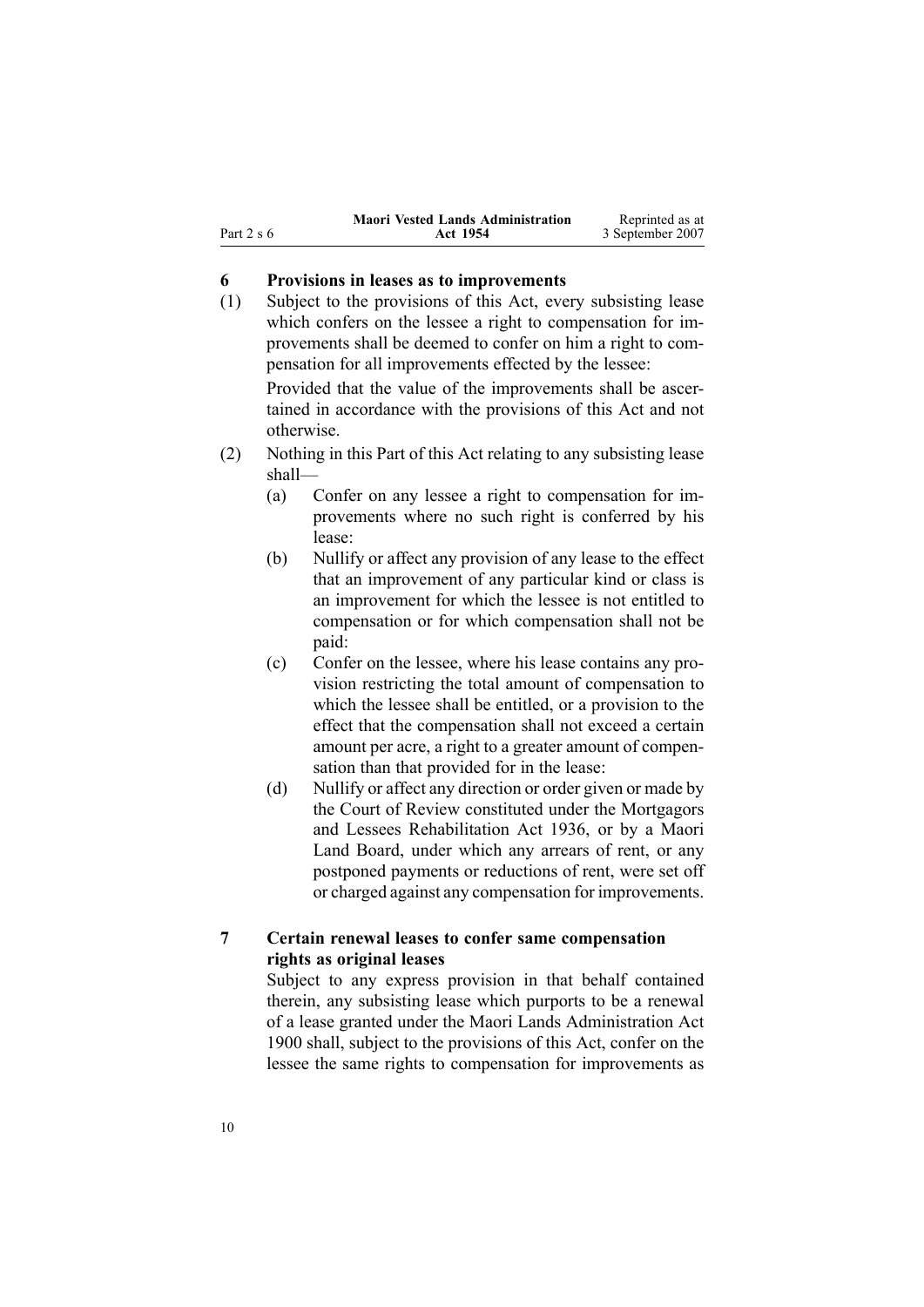### 6 Provisions in leases as to improvements

(1) Subject to the provisions of this Act, every subsisting lease which confers on the lessee a right to compensation for improvements shall be deemed to confer on him a right to compensation for all improvements effected by the lessee:

Provided that the value of the improvements shall be ascertained in accordance with the provisions of this Act and not otherwise.

(2) Nothing in this Part of this Act relating to any subsisting lease shall—

- (a) Confer on any lessee a right to compensation for improvements where no such right is conferred by his lease:
- (b) Nullify or affect any provision of any lease to the effect that an improvement of any particular kind or class is an improvement for which the lessee is not entitled to compensation or for which compensation shall not be paid:
- (c) Confer on the lessee, where his lease contains any provision restricting the total amount of compensation to which the lessee shall be entitled, or a provision to the effect that the compensation shall not exceed a certain amount per acre, a right to a greater amount of compensation than that provided for in the lease:
- (d) Nullify or affect any direction or order given or made by the Court of Review constituted under the Mortgagors and Lessees Rehabilitation Act 1936, or by a Maori Land Board, under which any arrears of rent, or any postponed payments or reductions of rent, were set off or charged against any compensation for improvements.

### 7 Certain renewal leases to confer same compensation rights as original leases

Subject to any express provision in that behalf contained therein, any subsisting lease which purports to be a renewal of a lease granted under the Maori Lands Administration Act 1900 shall, subject to the provisions of this Act, confer on the lessee the same rights to compensation for improvements as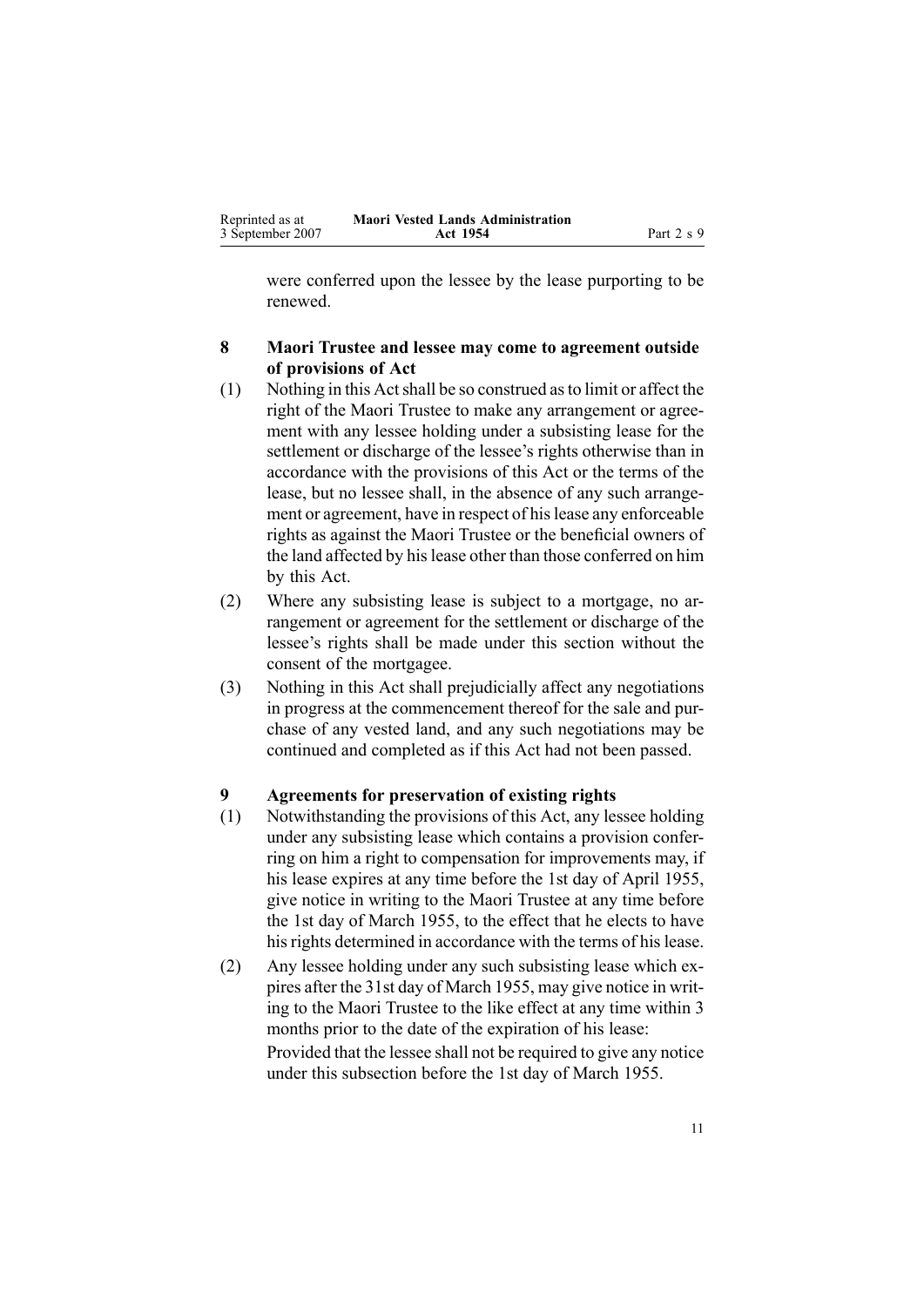were conferred upon the lessee by the lease purporting to be renewed.

### 8 Maori Trustee and lessee may come to agreement outside of provisions of Act

(1) Nothing in this Act shall be so construed as to limit or affect the right of the Maori Trustee to make any arrangement or agreement with any lessee holding under a subsisting lease for the settlement or discharge of the lessee's rights otherwise than in accordance with the provisions of this Act or the terms of the lease, but no lessee shall, in the absence of any such arrangement or agreement, have in respect of his lease any enforceable rights as against the Maori Trustee or the beneficial owners of the land affected by his lease other than those conferred on him by this Act.

(2) Where any subsisting lease is subject to a mortgage, no arrangement or agreement for the settlement or discharge of the lessee's rights shall be made under this section without the consent of the mortgagee.

(3) Nothing in this Act shall prejudicially affect any negotiations in progress at the commencement thereof for the sale and purchase of any vested land, and any such negotiations may be continued and completed as if this Act had not been passed.

### 9 Agreements for preservation of existing rights

(1) Notwithstanding the provisions of this Act, any lessee holding under any subsisting lease which contains a provision conferring on him a right to compensation for improvements may, if his lease expires at any time before the 1st day of April 1955, give notice in writing to the Maori Trustee at any time before the 1st day of March 1955, to the effect that he elects to have his rights determined in accordance with the terms of his lease.

(2) Any lessee holding under any such subsisting lease which expires after the 31st day of March 1955, may give notice in writing to the Maori Trustee to the like effect at any time within 3 months prior to the date of the expiration of his lease:

Provided that the lessee shall not be required to give any notice under this subsection before the 1st day of March 1955.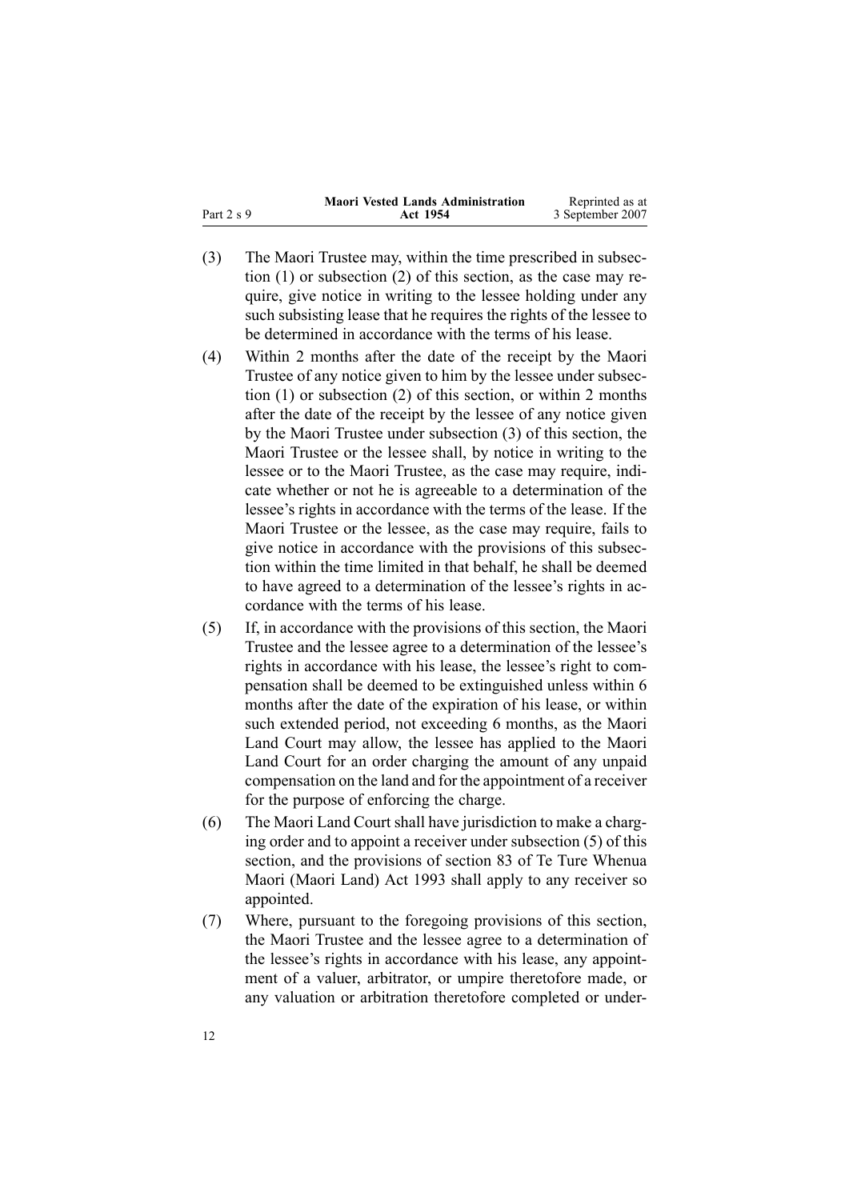(3) The Maori Trustee may, within the time prescribed in subsection (1) or subsection (2) of this section, as the case may require, give notice in writing to the lessee holding under any such subsisting lease that he requires the rights of the lessee to be determined in accordance with the terms of his lease.

(4) Within 2 months after the date of the receipt by the Maori Trustee of any notice given to him by the lessee under subsection (1) or subsection (2) of this section, or within 2 months after the date of the receipt by the lessee of any notice given by the Maori Trustee under subsection (3) of this section, the Maori Trustee or the lessee shall, by notice in writing to the lessee or to the Maori Trustee, as the case may require, indicate whether or not he is agreeable to a determination of the lessee's rights in accordance with the terms of the lease. If the Maori Trustee or the lessee, as the case may require, fails to give notice in accordance with the provisions of this subsection within the time limited in that behalf, he shall be deemed to have agreed to a determination of the lessee's rights in accordance with the terms of his lease.

(5) If, in accordance with the provisions of this section, the Maori Trustee and the lessee agree to a determination of the lessee's rights in accordance with his lease, the lessee's right to compensation shall be deemed to be extinguished unless within 6 months after the date of the expiration of his lease, or within such extended period, not exceeding 6 months, as the Maori Land Court may allow, the lessee has applied to the Maori Land Court for an order charging the amount of any unpaid compensation on the land and for the appointment of a receiver for the purpose of enforcing the charge.

(6) The Maori Land Court shall have jurisdiction to make a charging order and to appoint a receiver under subsection (5) of this section, and the provisions of section 83 of Te Ture Whenua Maori (Maori Land) Act 1993 shall apply to any receiver so appointed.

(7) Where, pursuant to the foregoing provisions of this section, the Maori Trustee and the lessee agree to a determination of the lessee's rights in accordance with his lease, any appointment of a valuer, arbitrator, or umpire theretofore made, or any valuation or arbitration theretofore completed or under-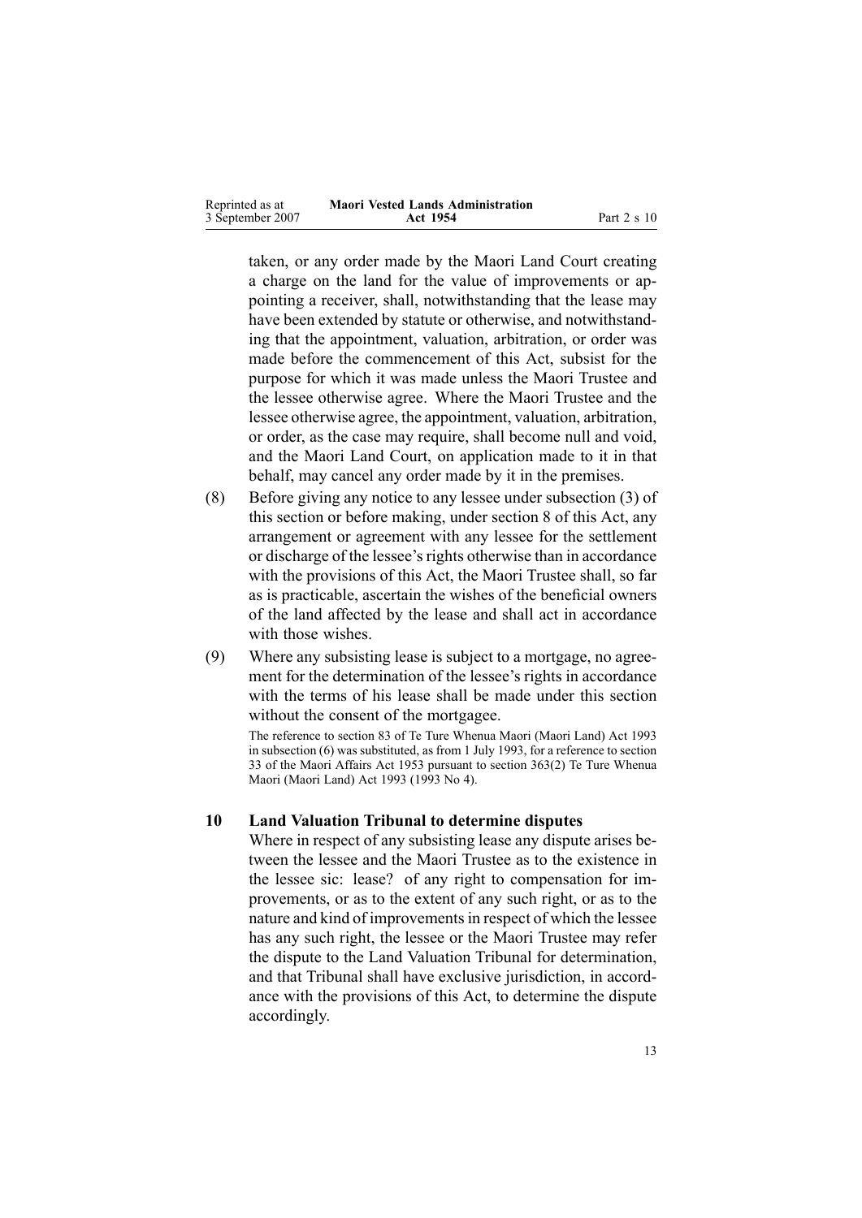taken, or any order made by the Maori Land Court creating a charge on the land for the value of improvements or appointing a receiver, shall, notwithstanding that the lease may have been extended by statute or otherwise, and notwithstanding that the appointment, valuation, arbitration, or order was made before the commencement of this Act, subsist for the purpose for which it was made unless the Maori Trustee and the lessee otherwise agree. Where the Maori Trustee and the lessee otherwise agree, the appointment, valuation, arbitration, or order, as the case may require, shall become null and void, and the Maori Land Court, on application made to it in that behalf, may cancel any order made by it in the premises.

(8) Before giving any notice to any lessee under subsection (3) of this section or before making, under section 8 of this Act, any arrangement or agreement with any lessee for the settlement or discharge of the lessee's rights otherwise than in accordance with the provisions of this Act, the Maori Trustee shall, so far as is practicable, ascertain the wishes of the beneficial owners of the land affected by the lease and shall act in accordance with those wishes.

(9) Where any subsisting lease is subject to a mortgage, no agreement for the determination of the lessee's rights in accordance with the terms of his lease shall be made under this section without the consent of the mortgagee.

The reference to section 83 of Te Ture Whenua Maori (Maori Land) Act 1993 in subsection (6) was substituted, as from 1 July 1993, for a reference to section 33 of the Maori Affairs Act 1953 pursuant to section 363(2) Te Ture Whenua Maori (Maori Land) Act 1993 (1993 No 4).

### 10 Land Valuation Tribunal to determine disputes

Where in respect of any subsisting lease any dispute arises between the lessee and the Maori Trustee as to the existence in the lessee sic: lease? of any right to compensation for improvements, or as to the extent of any such right, or as to the nature and kind of improvements in respect of which the lessee has any such right, the lessee or the Maori Trustee may refer the dispute to the Land Valuation Tribunal for determination, and that Tribunal shall have exclusive jurisdiction, in accordance with the provisions of this Act, to determine the dispute accordingly.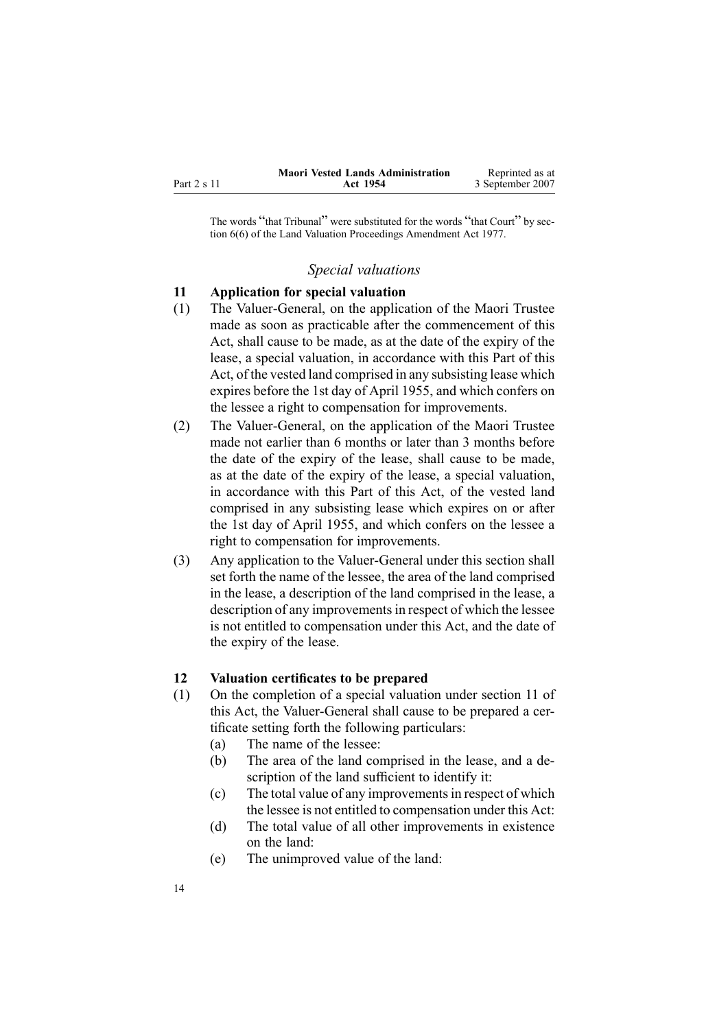The words "that Tribunal" were substituted for the words "that Court" by section 6(6) of the Land Valuation Proceedings Amendment Act 1977.

### *Special valuations*

**11 Application for special valuation**

(1) The Valuer-General, on the application of the Maori Trustee made as soon as practicable after the commencement of this Act, shall cause to be made, as at the date of the expiry of the lease, a special valuation, in accordance with this Part of this Act, of the vested land comprised in any subsisting lease which expires before the 1st day of April 1955, and which confers on the lessee a right to compensation for improvements.

(2) The Valuer-General, on the application of the Maori Trustee made not earlier than 6 months or later than 3 months before the date of the expiry of the lease, shall cause to be made, as at the date of the expiry of the lease, a special valuation, in accordance with this Part of this Act, of the vested land comprised in any subsisting lease which expires on or after the 1st day of April 1955, and which confers on the lessee a right to compensation for improvements.

(3) Any application to the Valuer-General under this section shall set forth the name of the lessee, the area of the land comprised in the lease, a description of the land comprised in the lease, a description of any improvements in respect of which the lessee is not entitled to compensation under this Act, and the date of the expiry of the lease.

**12 Valuation certificates to be prepared**

(1) On the completion of a special valuation under section 11 of this Act, the Valuer-General shall cause to be prepared a certificate setting forth the following particulars:
   - (a) The name of the lessee:
   - (b) The area of the land comprised in the lease, and a description of the land sufficient to identify it:
   - (c) The total value of any improvements in respect of which the lessee is not entitled to compensation under this Act:
   - (d) The total value of all other improvements in existence on the land:
   - (e) The unimproved value of the land: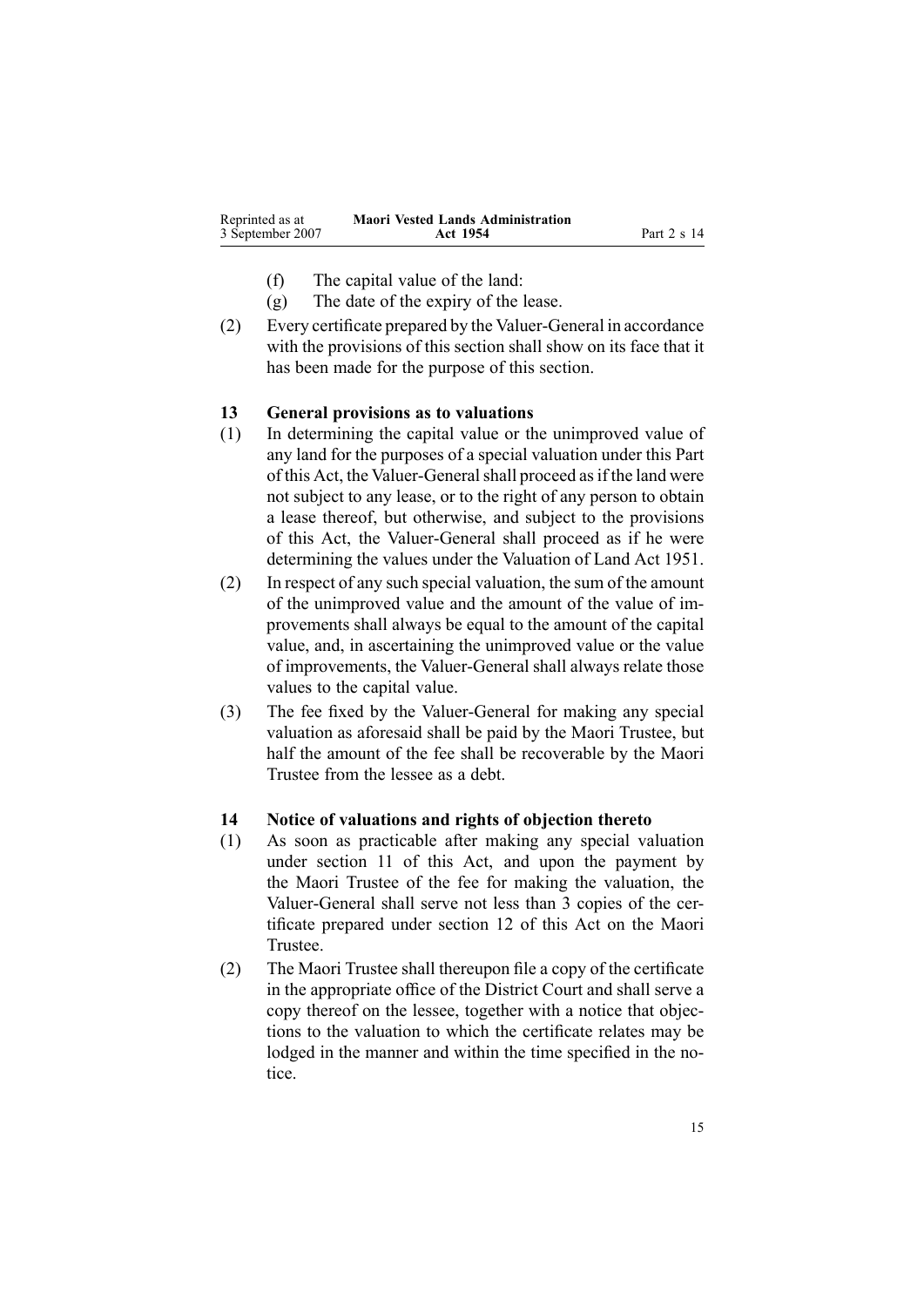(f) The capital value of the land:

(g) The date of the expiry of the lease.

(2) Every certificate prepared by the Valuer-General in accordance with the provisions of this section shall show on its face that it has been made for the purpose of this section.

### 13 General provisions as to valuations

(1) In determining the capital value or the unimproved value of any land for the purposes of a special valuation under this Part of this Act, the Valuer-General shall proceed as if the land were not subject to any lease, or to the right of any person to obtain a lease thereof, but otherwise, and subject to the provisions of this Act, the Valuer-General shall proceed as if he were determining the values under the Valuation of Land Act 1951.

(2) In respect of any such special valuation, the sum of the amount of the unimproved value and the amount of the value of improvements shall always be equal to the amount of the capital value, and, in ascertaining the unimproved value or the value of improvements, the Valuer-General shall always relate those values to the capital value.

(3) The fee fixed by the Valuer-General for making any special valuation as aforesaid shall be paid by the Maori Trustee, but half the amount of the fee shall be recoverable by the Maori Trustee from the lessee as a debt.

### 14 Notice of valuations and rights of objection thereto

(1) As soon as practicable after making any special valuation under section 11 of this Act, and upon the payment by the Maori Trustee of the fee for making the valuation, the Valuer-General shall serve not less than 3 copies of the certificate prepared under section 12 of this Act on the Maori Trustee.

(2) The Maori Trustee shall thereupon file a copy of the certificate in the appropriate office of the District Court and shall serve a copy thereof on the lessee, together with a notice that objections to the valuation to which the certificate relates may be lodged in the manner and within the time specified in the notice.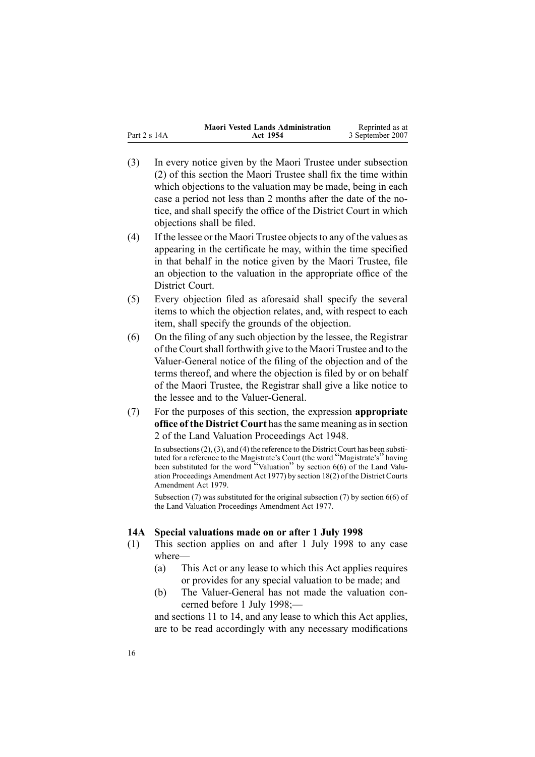(3) In every notice given by the Maori Trustee under subsection (2) of this section the Maori Trustee shall fix the time within which objections to the valuation may be made, being in each case a period not less than 2 months after the date of the notice, and shall specify the office of the District Court in which objections shall be filed.

(4) If the lessee or the Maori Trustee objects to any of the values as appearing in the certificate he may, within the time specified in that behalf in the notice given by the Maori Trustee, file an objection to the valuation in the appropriate office of the District Court.

(5) Every objection filed as aforesaid shall specify the several items to which the objection relates, and, with respect to each item, shall specify the grounds of the objection.

(6) On the filing of any such objection by the lessee, the Registrar of the Court shall forthwith give to the Maori Trustee and to the Valuer-General notice of the filing of the objection and of the terms thereof, and where the objection is filed by or on behalf of the Maori Trustee, the Registrar shall give a like notice to the lessee and to the Valuer-General.

(7) For the purposes of this section, the expression **appropriate office of the District Court** has the same meaning as in section 2 of the Land Valuation Proceedings Act 1948.

In subsections (2), (3), and (4) the reference to the District Court has been substituted for a reference to the Magistrate's Court (the word "Magistrate's" having been substituted for the word "Valuation" by section 6(6) of the Land Valuation Proceedings Amendment Act 1977) by section 18(2) of the District Courts Amendment Act 1979.

Subsection (7) was substituted for the original subsection (7) by section 6(6) of the Land Valuation Proceedings Amendment Act 1977.

### 14A Special valuations made on or after 1 July 1998

(1) This section applies on and after 1 July 1998 to any case where—

(a) This Act or any lease to which this Act applies requires or provides for any special valuation to be made; and

(b) The Valuer-General has not made the valuation concerned before 1 July 1998;—

and sections 11 to 14, and any lease to which this Act applies, are to be read accordingly with any necessary modifications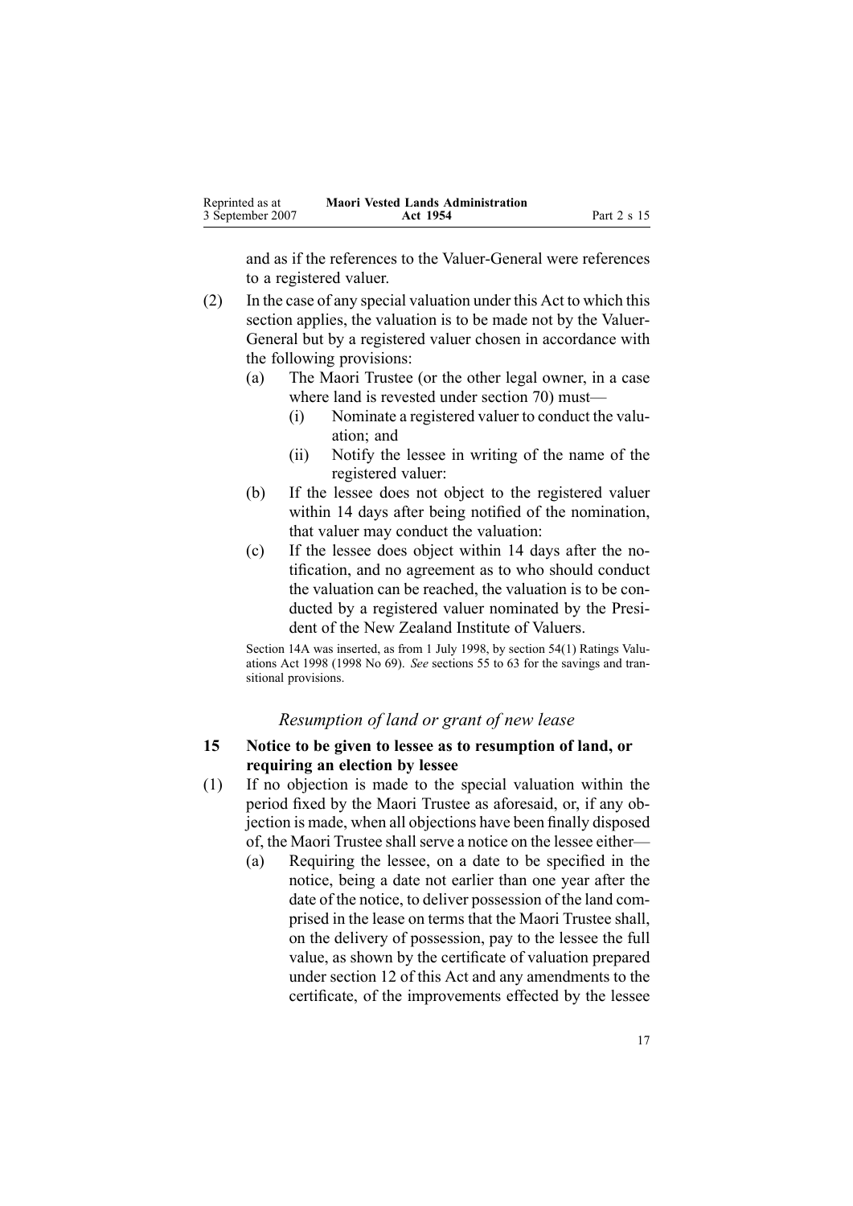and as if the references to the Valuer-General were references to a registered valuer.

(2) In the case of any special valuation under this Act to which this section applies, the valuation is to be made not by the Valuer-General but by a registered valuer chosen in accordance with the following provisions:

  (a) The Maori Trustee (or the other legal owner, in a case where land is revested under section 70) must—

    (i) Nominate a registered valuer to conduct the valuation; and

    (ii) Notify the lessee in writing of the name of the registered valuer:

  (b) If the lessee does not object to the registered valuer within 14 days after being notified of the nomination, that valuer may conduct the valuation:

  (c) If the lessee does object within 14 days after the notification, and no agreement as to who should conduct the valuation can be reached, the valuation is to be conducted by a registered valuer nominated by the President of the New Zealand Institute of Valuers.

Section 14A was inserted, as from 1 July 1998, by section 54(1) Ratings Valuations Act 1998 (1998 No 69). *See* sections 55 to 63 for the savings and transitional provisions.

### *Resumption of land or grant of new lease*

### 15 Notice to be given to lessee as to resumption of land, or requiring an election by lessee

(1) If no objection is made to the special valuation within the period fixed by the Maori Trustee as aforesaid, or, if any objection is made, when all objections have been finally disposed of, the Maori Trustee shall serve a notice on the lessee either—

  (a) Requiring the lessee, on a date to be specified in the notice, being a date not earlier than one year after the date of the notice, to deliver possession of the land comprised in the lease on terms that the Maori Trustee shall, on the delivery of possession, pay to the lessee the full value, as shown by the certificate of valuation prepared under section 12 of this Act and any amendments to the certificate, of the improvements effected by the lessee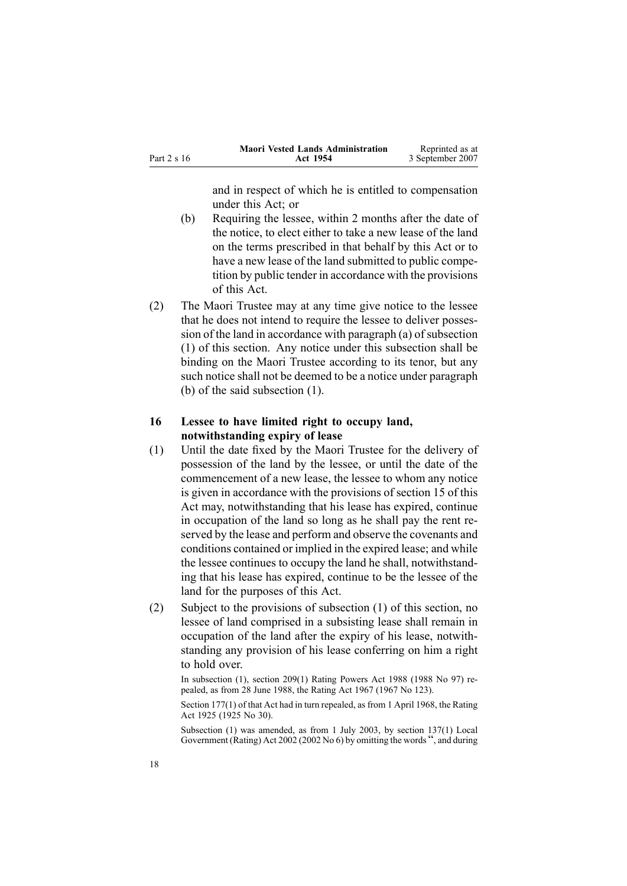and in respect of which he is entitled to compensation under this Act; or

(b) Requiring the lessee, within 2 months after the date of the notice, to elect either to take a new lease of the land on the terms prescribed in that behalf by this Act or to have a new lease of the land submitted to public competition by public tender in accordance with the provisions of this Act.

(2) The Maori Trustee may at any time give notice to the lessee that he does not intend to require the lessee to deliver possession of the land in accordance with paragraph (a) of subsection (1) of this section. Any notice under this subsection shall be binding on the Maori Trustee according to its tenor, but any such notice shall not be deemed to be a notice under paragraph (b) of the said subsection (1).

### 16 Lessee to have limited right to occupy land, notwithstanding expiry of lease

(1) Until the date fixed by the Maori Trustee for the delivery of possession of the land by the lessee, or until the date of the commencement of a new lease, the lessee to whom any notice is given in accordance with the provisions of section 15 of this Act may, notwithstanding that his lease has expired, continue in occupation of the land so long as he shall pay the rent reserved by the lease and perform and observe the covenants and conditions contained or implied in the expired lease; and while the lessee continues to occupy the land he shall, notwithstanding that his lease has expired, continue to be the lessee of the land for the purposes of this Act.

(2) Subject to the provisions of subsection (1) of this section, no lessee of land comprised in a subsisting lease shall remain in occupation of the land after the expiry of his lease, notwithstanding any provision of his lease conferring on him a right to hold over.

In subsection (1), section 209(1) Rating Powers Act 1988 (1988 No 97) repealed, as from 28 June 1988, the Rating Act 1967 (1967 No 123).

Section 177(1) of that Act had in turn repealed, as from 1 April 1968, the Rating Act 1925 (1925 No 30).

Subsection (1) was amended, as from 1 July 2003, by section 137(1) Local Government (Rating) Act 2002 (2002 No 6) by omitting the words ", and during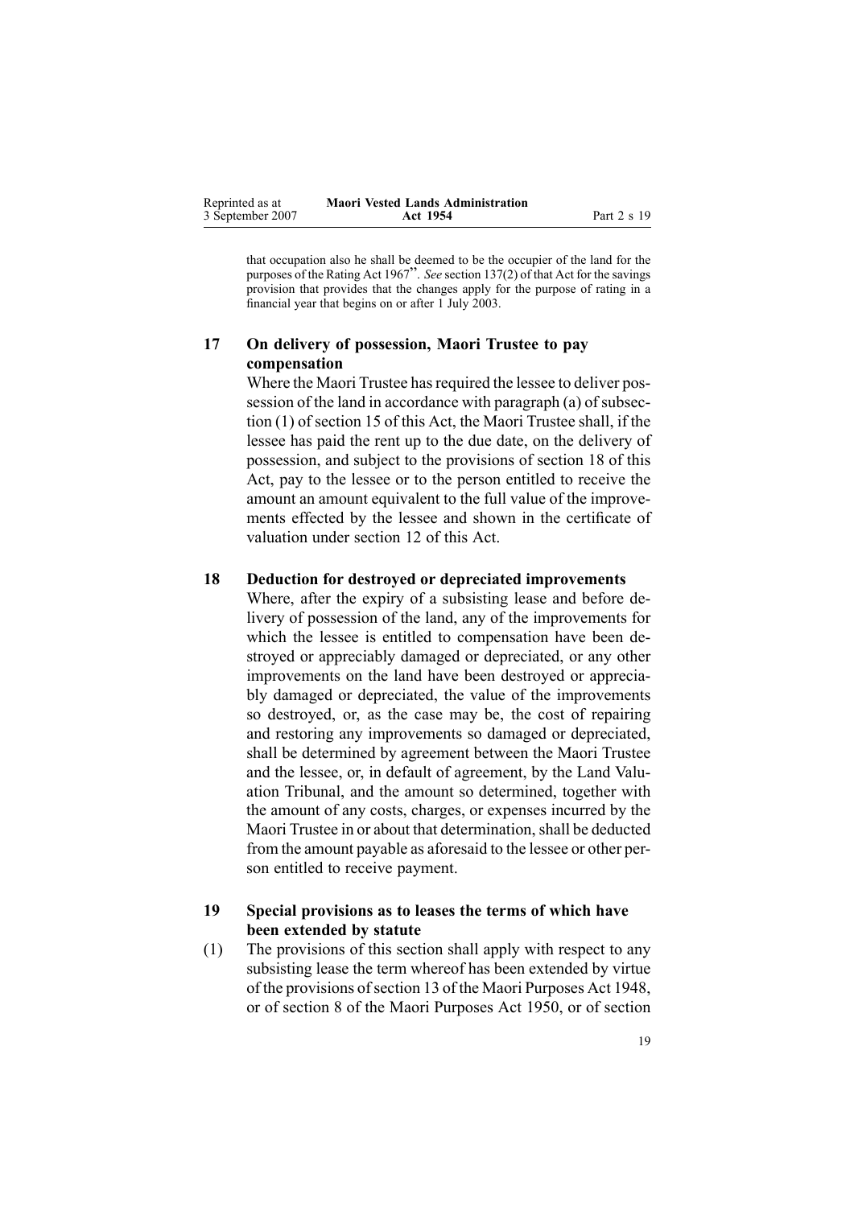that occupation also he shall be deemed to be the occupier of the land for the purposes of the Rating Act 1967". *See* section 137(2) of that Act for the savings provision that provides that the changes apply for the purpose of rating in a financial year that begins on or after 1 July 2003.

### 17 On delivery of possession, Maori Trustee to pay compensation

Where the Maori Trustee has required the lessee to deliver possession of the land in accordance with paragraph (a) of subsection (1) of section 15 of this Act, the Maori Trustee shall, if the lessee has paid the rent up to the due date, on the delivery of possession, and subject to the provisions of section 18 of this Act, pay to the lessee or to the person entitled to receive the amount an amount equivalent to the full value of the improvements effected by the lessee and shown in the certificate of valuation under section 12 of this Act.

### 18 Deduction for destroyed or depreciated improvements

Where, after the expiry of a subsisting lease and before delivery of possession of the land, any of the improvements for which the lessee is entitled to compensation have been destroyed or appreciably damaged or depreciated, or any other improvements on the land have been destroyed or appreciably damaged or depreciated, the value of the improvements so destroyed, or, as the case may be, the cost of repairing and restoring any improvements so damaged or depreciated, shall be determined by agreement between the Maori Trustee and the lessee, or, in default of agreement, by the Land Valuation Tribunal, and the amount so determined, together with the amount of any costs, charges, or expenses incurred by the Maori Trustee in or about that determination, shall be deducted from the amount payable as aforesaid to the lessee or other person entitled to receive payment.

### 19 Special provisions as to leases the terms of which have been extended by statute

(1) The provisions of this section shall apply with respect to any subsisting lease the term whereof has been extended by virtue of the provisions of section 13 of the Maori Purposes Act 1948, or of section 8 of the Maori Purposes Act 1950, or of section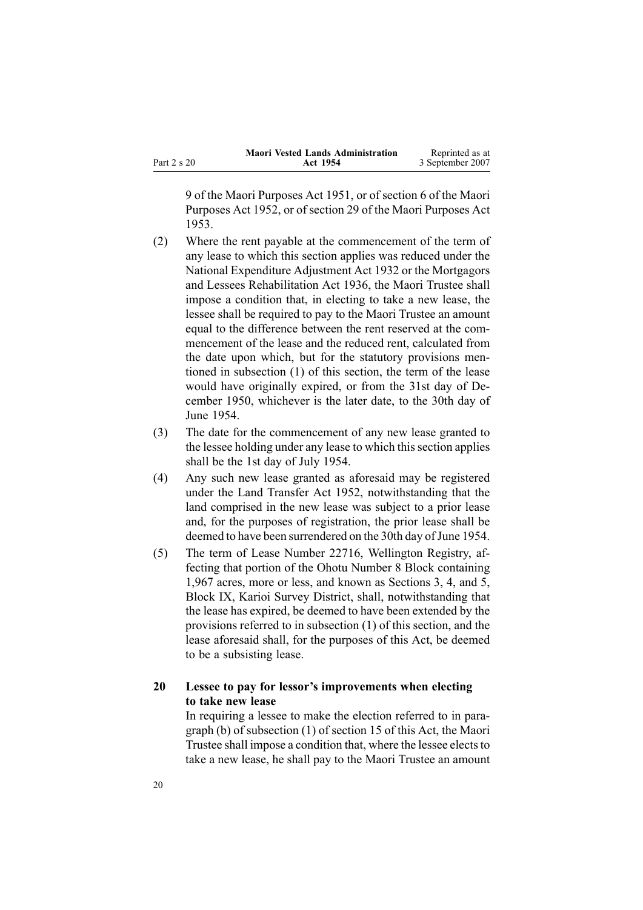9 of the Maori Purposes Act 1951, or of section 6 of the Maori Purposes Act 1952, or of section 29 of the Maori Purposes Act 1953.

(2) Where the rent payable at the commencement of the term of any lease to which this section applies was reduced under the National Expenditure Adjustment Act 1932 or the Mortgagors and Lessees Rehabilitation Act 1936, the Maori Trustee shall impose a condition that, in electing to take a new lease, the lessee shall be required to pay to the Maori Trustee an amount equal to the difference between the rent reserved at the commencement of the lease and the reduced rent, calculated from the date upon which, but for the statutory provisions mentioned in subsection (1) of this section, the term of the lease would have originally expired, or from the 31st day of December 1950, whichever is the later date, to the 30th day of June 1954.

(3) The date for the commencement of any new lease granted to the lessee holding under any lease to which this section applies shall be the 1st day of July 1954.

(4) Any such new lease granted as aforesaid may be registered under the Land Transfer Act 1952, notwithstanding that the land comprised in the new lease was subject to a prior lease and, for the purposes of registration, the prior lease shall be deemed to have been surrendered on the 30th day of June 1954.

(5) The term of Lease Number 22716, Wellington Registry, affecting that portion of the Ohotu Number 8 Block containing 1,967 acres, more or less, and known as Sections 3, 4, and 5, Block IX, Karioi Survey District, shall, notwithstanding that the lease has expired, be deemed to have been extended by the provisions referred to in subsection (1) of this section, and the lease aforesaid shall, for the purposes of this Act, be deemed to be a subsisting lease.

**20 Lessee to pay for lessor's improvements when electing to take new lease**

In requiring a lessee to make the election referred to in paragraph (b) of subsection (1) of section 15 of this Act, the Maori Trustee shall impose a condition that, where the lessee elects to take a new lease, he shall pay to the Maori Trustee an amount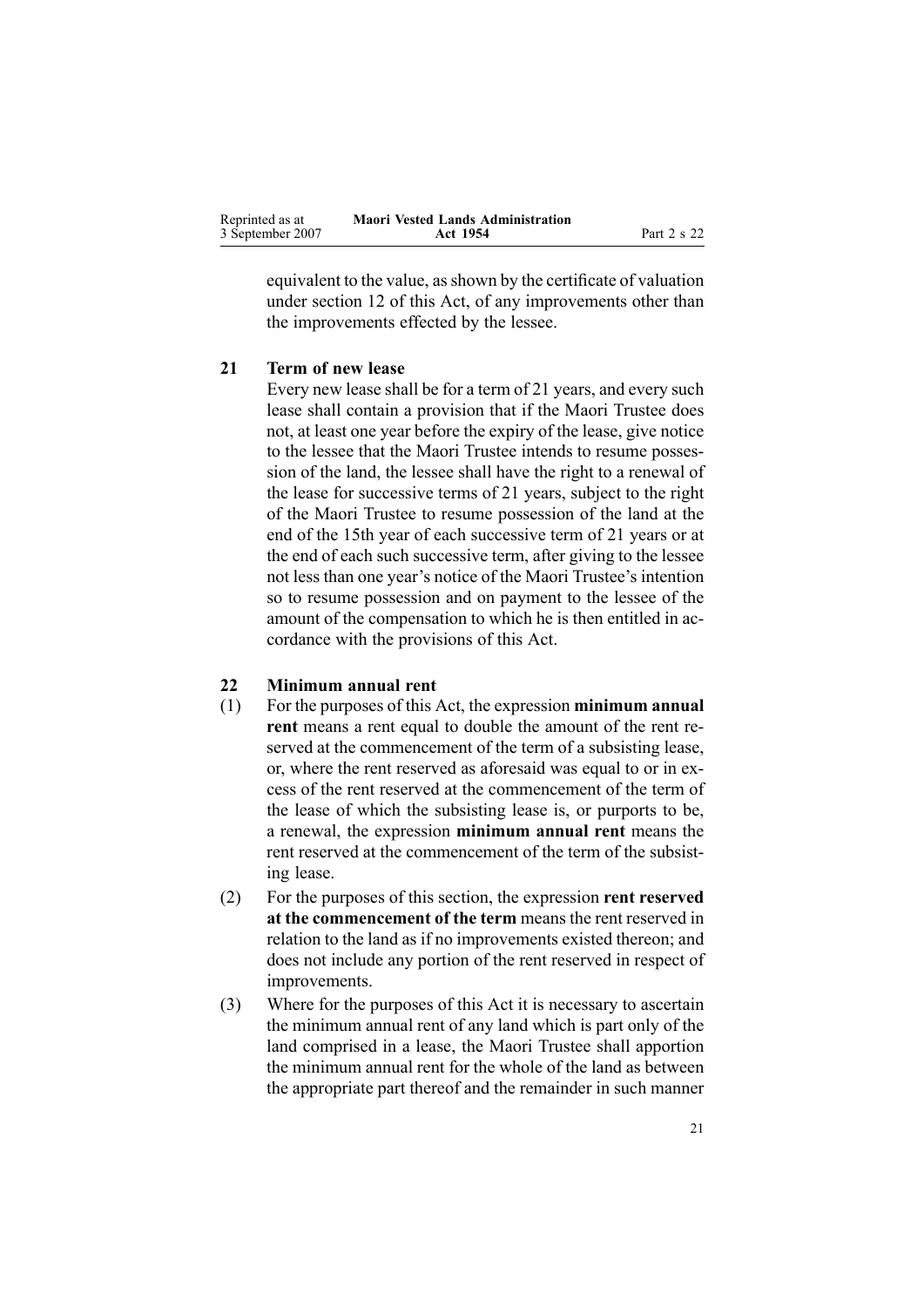equivalent to the value, as shown by the certificate of valuation under section 12 of this Act, of any improvements other than the improvements effected by the lessee.

### 21 Term of new lease

Every new lease shall be for a term of 21 years, and every such lease shall contain a provision that if the Maori Trustee does not, at least one year before the expiry of the lease, give notice to the lessee that the Maori Trustee intends to resume possession of the land, the lessee shall have the right to a renewal of the lease for successive terms of 21 years, subject to the right of the Maori Trustee to resume possession of the land at the end of the 15th year of each successive term of 21 years or at the end of each such successive term, after giving to the lessee not less than one year's notice of the Maori Trustee's intention so to resume possession and on payment to the lessee of the amount of the compensation to which he is then entitled in accordance with the provisions of this Act.

### 22 Minimum annual rent

(1) For the purposes of this Act, the expression **minimum annual rent** means a rent equal to double the amount of the rent reserved at the commencement of the term of a subsisting lease, or, where the rent reserved as aforesaid was equal to or in excess of the rent reserved at the commencement of the term of the lease of which the subsisting lease is, or purports to be, a renewal, the expression **minimum annual rent** means the rent reserved at the commencement of the term of the subsisting lease.

(2) For the purposes of this section, the expression **rent reserved at the commencement of the term** means the rent reserved in relation to the land as if no improvements existed thereon; and does not include any portion of the rent reserved in respect of improvements.

(3) Where for the purposes of this Act it is necessary to ascertain the minimum annual rent of any land which is part only of the land comprised in a lease, the Maori Trustee shall apportion the minimum annual rent for the whole of the land as between the appropriate part thereof and the remainder in such manner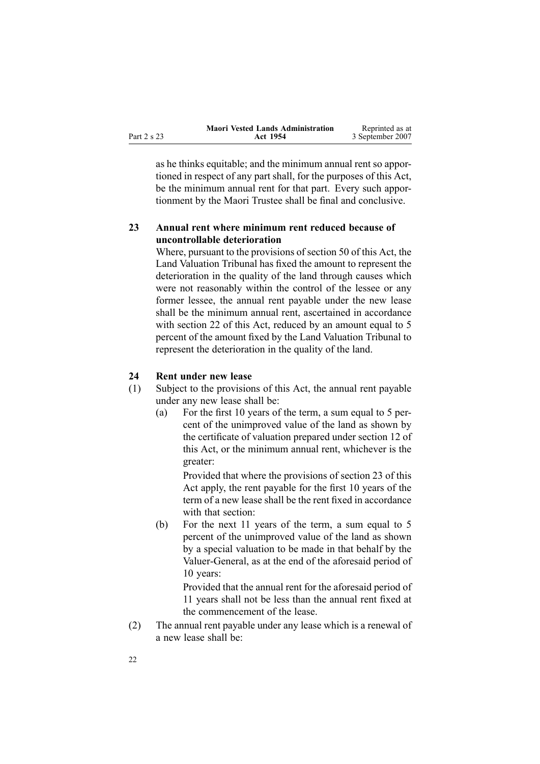as he thinks equitable; and the minimum annual rent so apportioned in respect of any part shall, for the purposes of this Act, be the minimum annual rent for that part. Every such apportionment by the Maori Trustee shall be final and conclusive.

**23 Annual rent where minimum rent reduced because of uncontrollable deterioration**

Where, pursuant to the provisions of section 50 of this Act, the Land Valuation Tribunal has fixed the amount to represent the deterioration in the quality of the land through causes which were not reasonably within the control of the lessee or any former lessee, the annual rent payable under the new lease shall be the minimum annual rent, ascertained in accordance with section 22 of this Act, reduced by an amount equal to 5 percent of the amount fixed by the Land Valuation Tribunal to represent the deterioration in the quality of the land.

**24 Rent under new lease**

(1) Subject to the provisions of this Act, the annual rent payable under any new lease shall be:

(a) For the first 10 years of the term, a sum equal to 5 percent of the unimproved value of the land as shown by the certificate of valuation prepared under section 12 of this Act, or the minimum annual rent, whichever is the greater:

Provided that where the provisions of section 23 of this Act apply, the rent payable for the first 10 years of the term of a new lease shall be the rent fixed in accordance with that section:

(b) For the next 11 years of the term, a sum equal to 5 percent of the unimproved value of the land as shown by a special valuation to be made in that behalf by the Valuer-General, as at the end of the aforesaid period of 10 years:

Provided that the annual rent for the aforesaid period of 11 years shall not be less than the annual rent fixed at the commencement of the lease.

(2) The annual rent payable under any lease which is a renewal of a new lease shall be: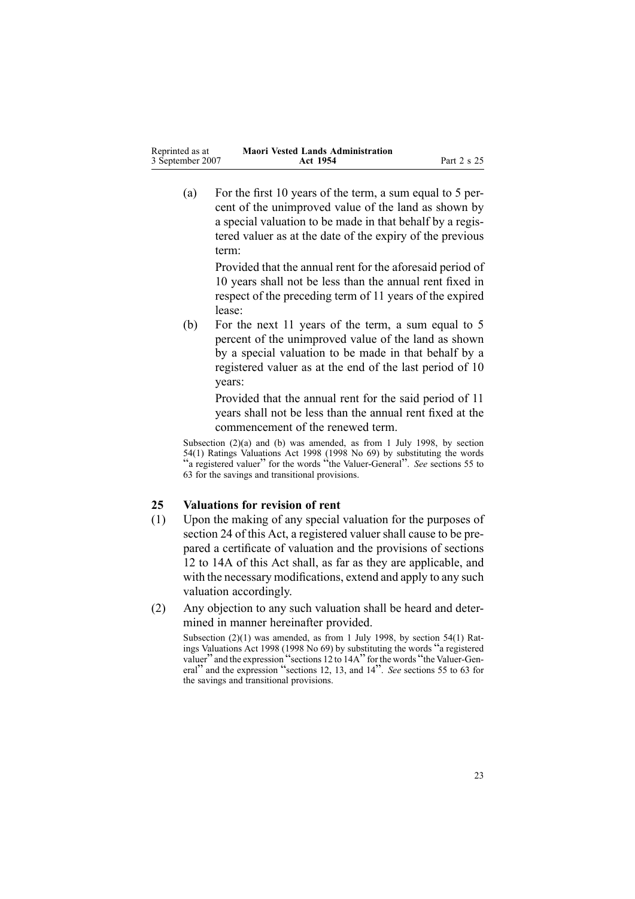(a) For the first 10 years of the term, a sum equal to 5 percent of the unimproved value of the land as shown by a special valuation to be made in that behalf by a registered valuer as at the date of the expiry of the previous term:

    Provided that the annual rent for the aforesaid period of 10 years shall not be less than the annual rent fixed in respect of the preceding term of 11 years of the expired lease:

(b) For the next 11 years of the term, a sum equal to 5 percent of the unimproved value of the land as shown by a special valuation to be made in that behalf by a registered valuer as at the end of the last period of 10 years:

    Provided that the annual rent for the said period of 11 years shall not be less than the annual rent fixed at the commencement of the renewed term.

Subsection (2)(a) and (b) was amended, as from 1 July 1998, by section 54(1) Ratings Valuations Act 1998 (1998 No 69) by substituting the words "a registered valuer" for the words "the Valuer-General". *See* sections 55 to 63 for the savings and transitional provisions.

## 25 Valuations for revision of rent

(1) Upon the making of any special valuation for the purposes of section 24 of this Act, a registered valuer shall cause to be prepared a certificate of valuation and the provisions of sections 12 to 14A of this Act shall, as far as they are applicable, and with the necessary modifications, extend and apply to any such valuation accordingly.

(2) Any objection to any such valuation shall be heard and determined in manner hereinafter provided.

Subsection (2)(1) was amended, as from 1 July 1998, by section 54(1) Ratings Valuations Act 1998 (1998 No 69) by substituting the words "a registered valuer" and the expression "sections 12 to 14A" for the words "the Valuer-General" and the expression "sections 12, 13, and 14". *See* sections 55 to 63 for the savings and transitional provisions.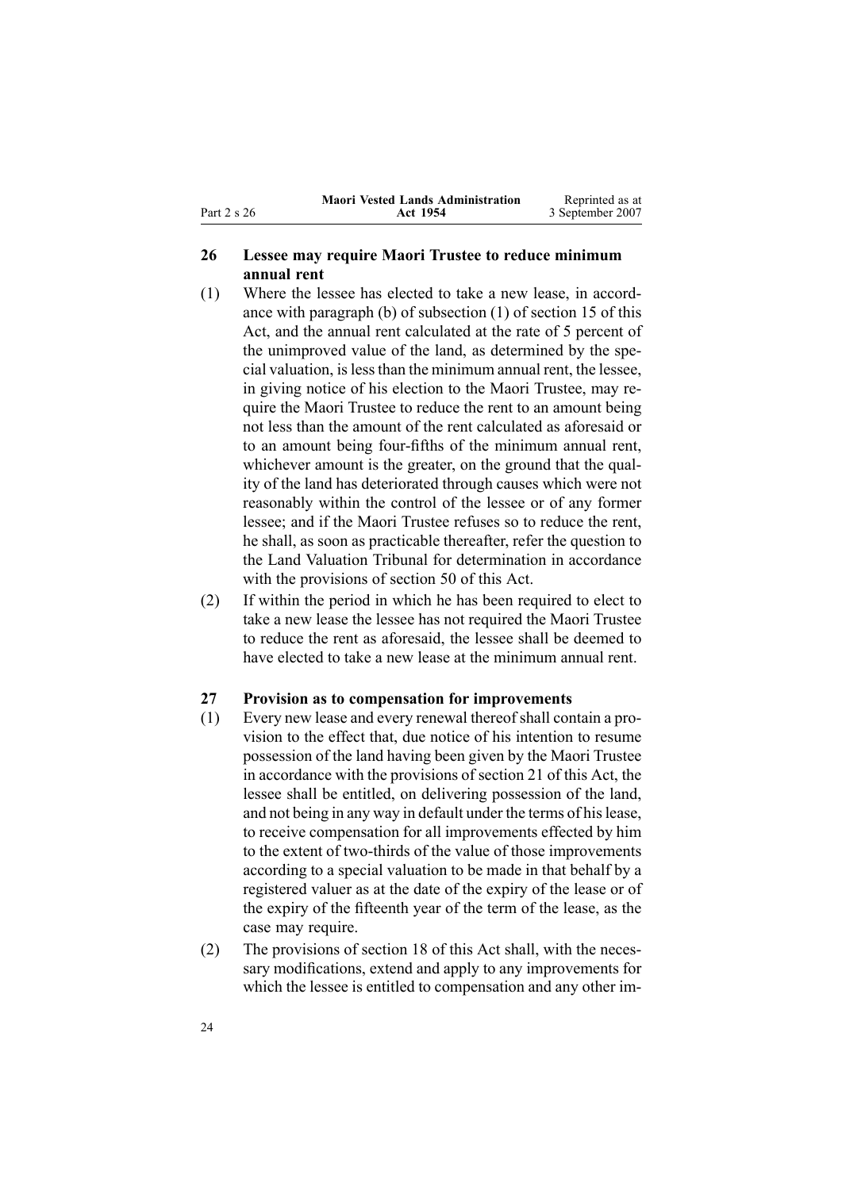## 26 Lessee may require Maori Trustee to reduce minimum annual rent

(1) Where the lessee has elected to take a new lease, in accordance with paragraph (b) of subsection (1) of section 15 of this Act, and the annual rent calculated at the rate of 5 percent of the unimproved value of the land, as determined by the special valuation, is less than the minimum annual rent, the lessee, in giving notice of his election to the Maori Trustee, may require the Maori Trustee to reduce the rent to an amount being not less than the amount of the rent calculated as aforesaid or to an amount being four-fifths of the minimum annual rent, whichever amount is the greater, on the ground that the quality of the land has deteriorated through causes which were not reasonably within the control of the lessee or of any former lessee; and if the Maori Trustee refuses so to reduce the rent, he shall, as soon as practicable thereafter, refer the question to the Land Valuation Tribunal for determination in accordance with the provisions of section 50 of this Act.

(2) If within the period in which he has been required to elect to take a new lease the lessee has not required the Maori Trustee to reduce the rent as aforesaid, the lessee shall be deemed to have elected to take a new lease at the minimum annual rent.

## 27 Provision as to compensation for improvements

(1) Every new lease and every renewal thereof shall contain a provision to the effect that, due notice of his intention to resume possession of the land having been given by the Maori Trustee in accordance with the provisions of section 21 of this Act, the lessee shall be entitled, on delivering possession of the land, and not being in any way in default under the terms of his lease, to receive compensation for all improvements effected by him to the extent of two-thirds of the value of those improvements according to a special valuation to be made in that behalf by a registered valuer as at the date of the expiry of the lease or of the expiry of the fifteenth year of the term of the lease, as the case may require.

(2) The provisions of section 18 of this Act shall, with the necessary modifications, extend and apply to any improvements for which the lessee is entitled to compensation and any other im-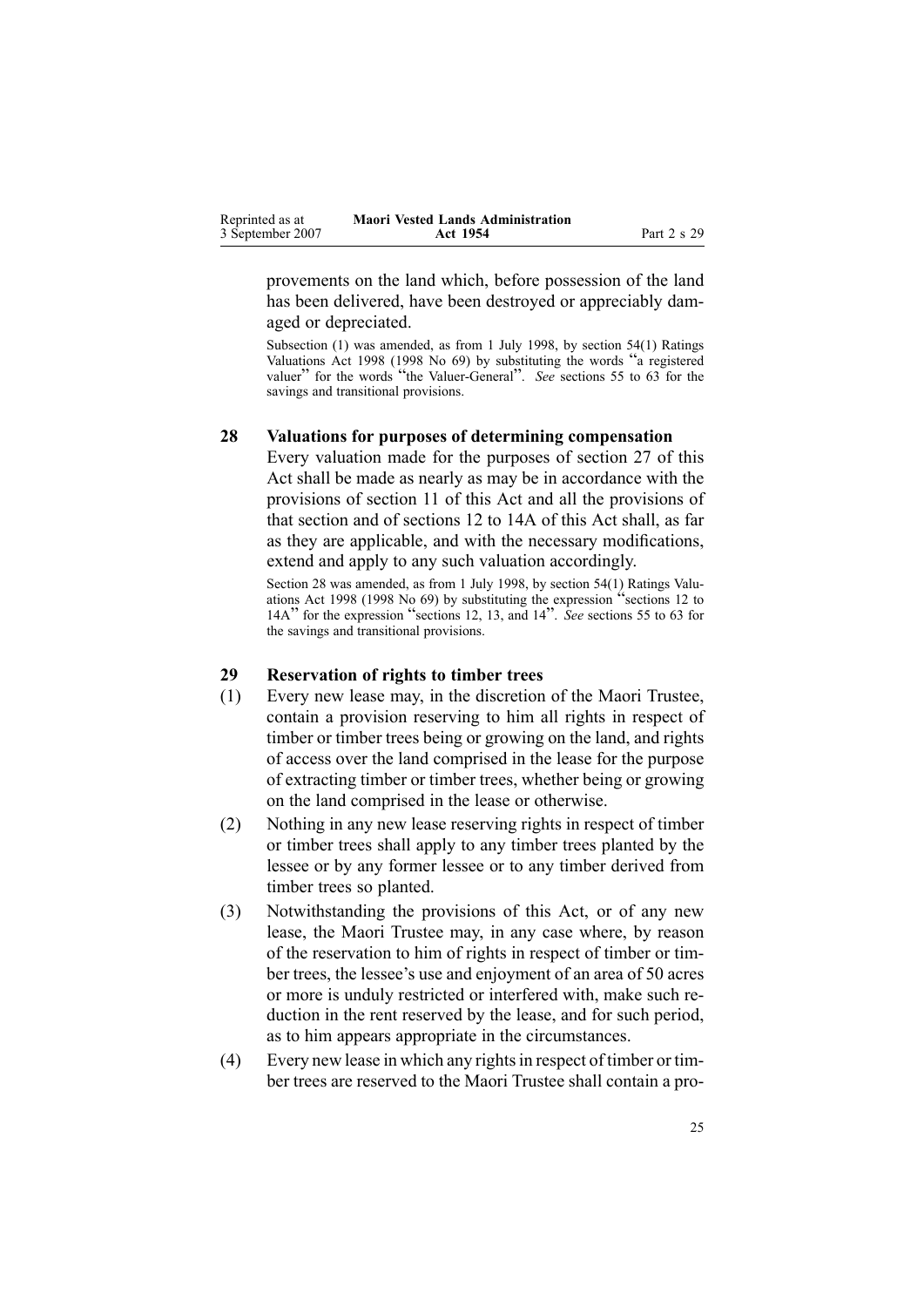provements on the land which, before possession of the land has been delivered, have been destroyed or appreciably damaged or depreciated.

Subsection (1) was amended, as from 1 July 1998, by section 54(1) Ratings Valuations Act 1998 (1998 No 69) by substituting the words "a registered valuer" for the words "the Valuer-General". *See* sections 55 to 63 for the savings and transitional provisions.

### 28 Valuations for purposes of determining compensation

Every valuation made for the purposes of section 27 of this Act shall be made as nearly as may be in accordance with the provisions of section 11 of this Act and all the provisions of that section and of sections 12 to 14A of this Act shall, as far as they are applicable, and with the necessary modifications, extend and apply to any such valuation accordingly.

Section 28 was amended, as from 1 July 1998, by section 54(1) Ratings Valuations Act 1998 (1998 No 69) by substituting the expression "sections 12 to 14A" for the expression "sections 12, 13, and 14". *See* sections 55 to 63 for the savings and transitional provisions.

### 29 Reservation of rights to timber trees

(1) Every new lease may, in the discretion of the Maori Trustee, contain a provision reserving to him all rights in respect of timber or timber trees being or growing on the land, and rights of access over the land comprised in the lease for the purpose of extracting timber or timber trees, whether being or growing on the land comprised in the lease or otherwise.

(2) Nothing in any new lease reserving rights in respect of timber or timber trees shall apply to any timber trees planted by the lessee or by any former lessee or to any timber derived from timber trees so planted.

(3) Notwithstanding the provisions of this Act, or of any new lease, the Maori Trustee may, in any case where, by reason of the reservation to him of rights in respect of timber or timber trees, the lessee's use and enjoyment of an area of 50 acres or more is unduly restricted or interfered with, make such reduction in the rent reserved by the lease, and for such period, as to him appears appropriate in the circumstances.

(4) Every new lease in which any rights in respect of timber or timber trees are reserved to the Maori Trustee shall contain a pro-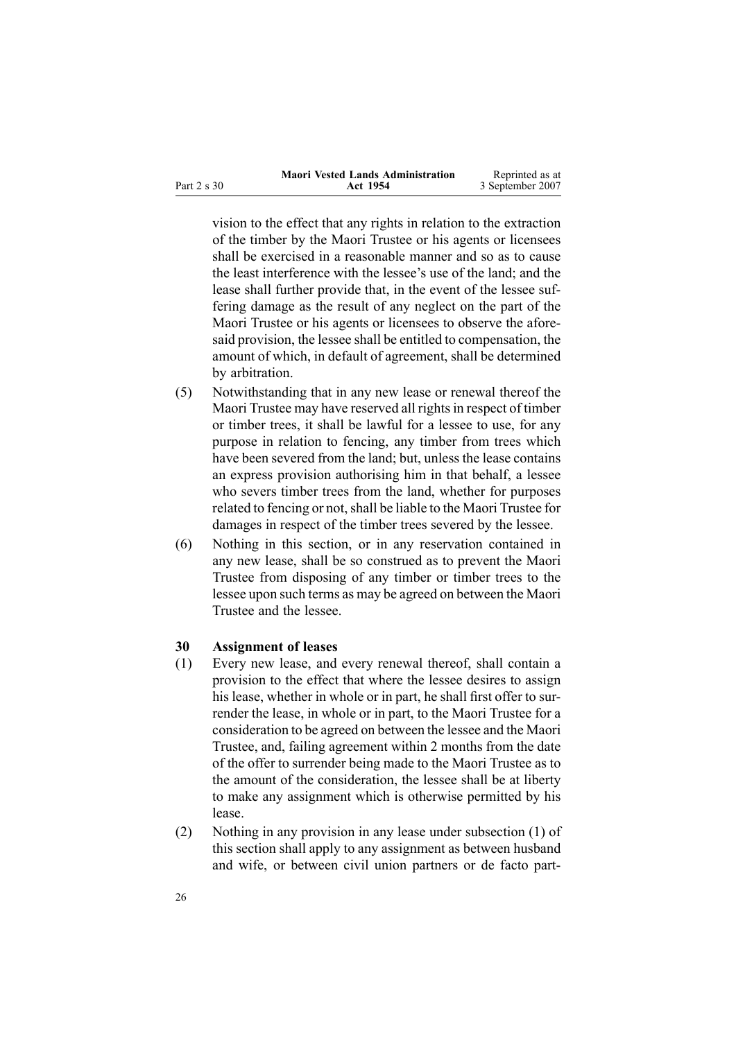vision to the effect that any rights in relation to the extraction of the timber by the Maori Trustee or his agents or licensees shall be exercised in a reasonable manner and so as to cause the least interference with the lessee's use of the land; and the lease shall further provide that, in the event of the lessee suffering damage as the result of any neglect on the part of the Maori Trustee or his agents or licensees to observe the aforesaid provision, the lessee shall be entitled to compensation, the amount of which, in default of agreement, shall be determined by arbitration.

(5) Notwithstanding that in any new lease or renewal thereof the Maori Trustee may have reserved all rights in respect of timber or timber trees, it shall be lawful for a lessee to use, for any purpose in relation to fencing, any timber from trees which have been severed from the land; but, unless the lease contains an express provision authorising him in that behalf, a lessee who severs timber trees from the land, whether for purposes related to fencing or not, shall be liable to the Maori Trustee for damages in respect of the timber trees severed by the lessee.

(6) Nothing in this section, or in any reservation contained in any new lease, shall be so construed as to prevent the Maori Trustee from disposing of any timber or timber trees to the lessee upon such terms as may be agreed on between the Maori Trustee and the lessee.

### 30 Assignment of leases

(1) Every new lease, and every renewal thereof, shall contain a provision to the effect that where the lessee desires to assign his lease, whether in whole or in part, he shall first offer to surrender the lease, in whole or in part, to the Maori Trustee for a consideration to be agreed on between the lessee and the Maori Trustee, and, failing agreement within 2 months from the date of the offer to surrender being made to the Maori Trustee as to the amount of the consideration, the lessee shall be at liberty to make any assignment which is otherwise permitted by his lease.

(2) Nothing in any provision in any lease under subsection (1) of this section shall apply to any assignment as between husband and wife, or between civil union partners or de facto part-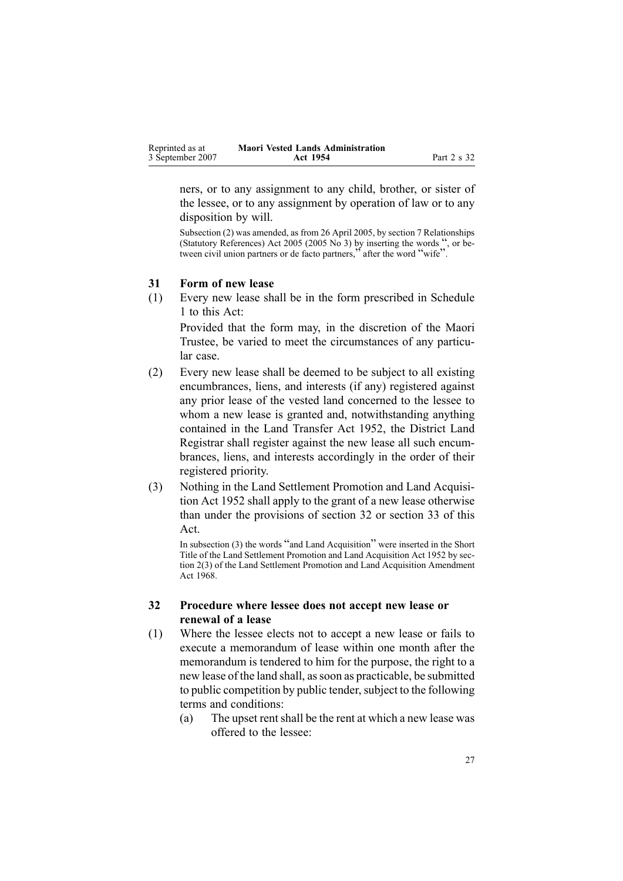ners, or to any assignment to any child, brother, or sister of the lessee, or to any assignment by operation of law or to any disposition by will.

Subsection (2) was amended, as from 26 April 2005, by section 7 Relationships (Statutory References) Act 2005 (2005 No 3) by inserting the words ", or between civil union partners or de facto partners," after the word "wife".

### 31 Form of new lease

(1) Every new lease shall be in the form prescribed in Schedule 1 to this Act:

Provided that the form may, in the discretion of the Maori Trustee, be varied to meet the circumstances of any particular case.

(2) Every new lease shall be deemed to be subject to all existing encumbrances, liens, and interests (if any) registered against any prior lease of the vested land concerned to the lessee to whom a new lease is granted and, notwithstanding anything contained in the Land Transfer Act 1952, the District Land Registrar shall register against the new lease all such encumbrances, liens, and interests accordingly in the order of their registered priority.

(3) Nothing in the Land Settlement Promotion and Land Acquisition Act 1952 shall apply to the grant of a new lease otherwise than under the provisions of section 32 or section 33 of this Act.

In subsection (3) the words "and Land Acquisition" were inserted in the Short Title of the Land Settlement Promotion and Land Acquisition Act 1952 by section 2(3) of the Land Settlement Promotion and Land Acquisition Amendment Act 1968.

### 32 Procedure where lessee does not accept new lease or renewal of a lease

(1) Where the lessee elects not to accept a new lease or fails to execute a memorandum of lease within one month after the memorandum is tendered to him for the purpose, the right to a new lease of the land shall, as soon as practicable, be submitted to public competition by public tender, subject to the following terms and conditions:

(a) The upset rent shall be the rent at which a new lease was offered to the lessee: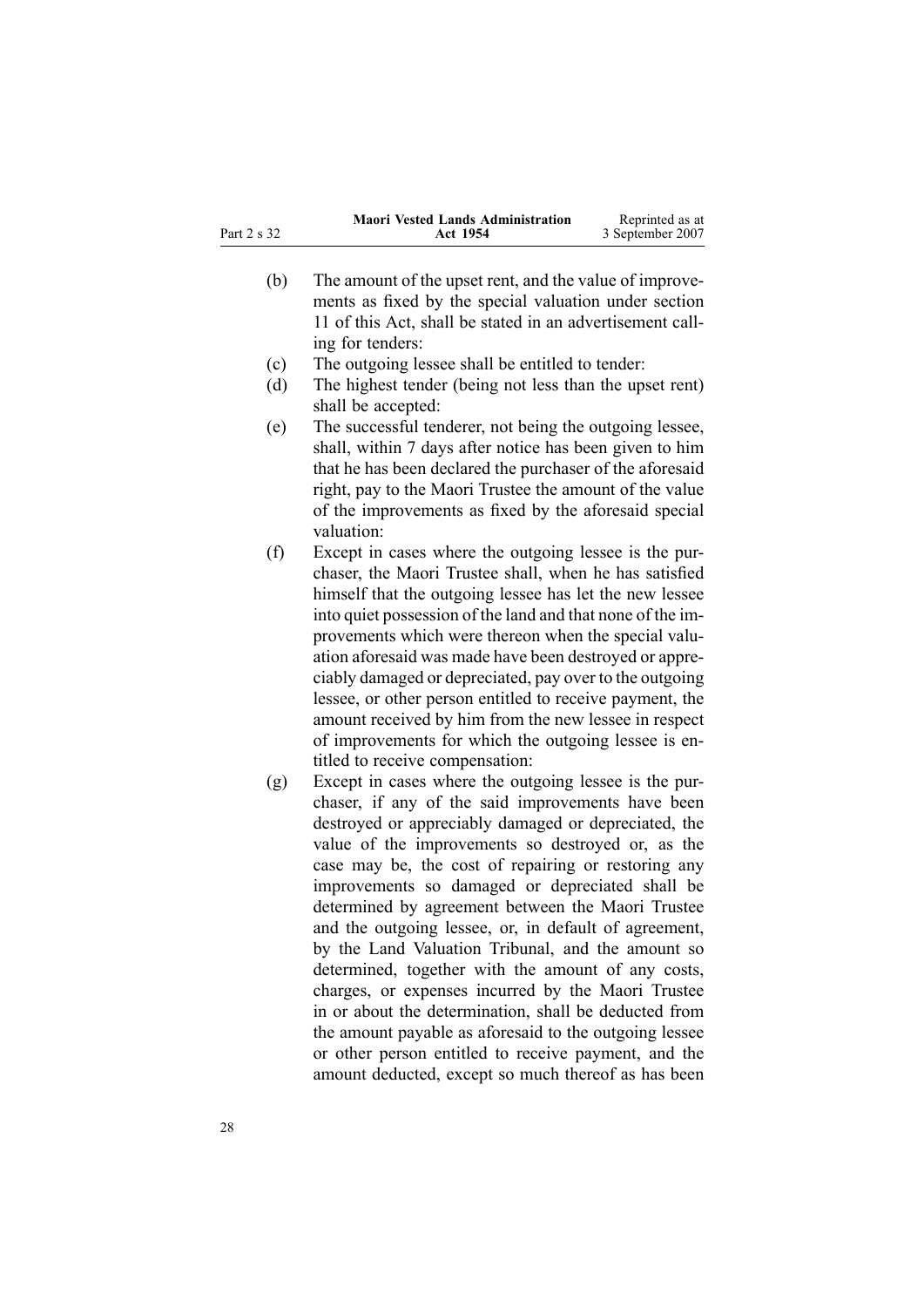(b) The amount of the upset rent, and the value of improvements as fixed by the special valuation under section 11 of this Act, shall be stated in an advertisement calling for tenders:

(c) The outgoing lessee shall be entitled to tender:

(d) The highest tender (being not less than the upset rent) shall be accepted:

(e) The successful tenderer, not being the outgoing lessee, shall, within 7 days after notice has been given to him that he has been declared the purchaser of the aforesaid right, pay to the Maori Trustee the amount of the value of the improvements as fixed by the aforesaid special valuation:

(f) Except in cases where the outgoing lessee is the purchaser, the Maori Trustee shall, when he has satisfied himself that the outgoing lessee has let the new lessee into quiet possession of the land and that none of the improvements which were thereon when the special valuation aforesaid was made have been destroyed or appreciably damaged or depreciated, pay over to the outgoing lessee, or other person entitled to receive payment, the amount received by him from the new lessee in respect of improvements for which the outgoing lessee is entitled to receive compensation:

(g) Except in cases where the outgoing lessee is the purchaser, if any of the said improvements have been destroyed or appreciably damaged or depreciated, the value of the improvements so destroyed or, as the case may be, the cost of repairing or restoring any improvements so damaged or depreciated shall be determined by agreement between the Maori Trustee and the outgoing lessee, or, in default of agreement, by the Land Valuation Tribunal, and the amount so determined, together with the amount of any costs, charges, or expenses incurred by the Maori Trustee in or about the determination, shall be deducted from the amount payable as aforesaid to the outgoing lessee or other person entitled to receive payment, and the amount deducted, except so much thereof as has been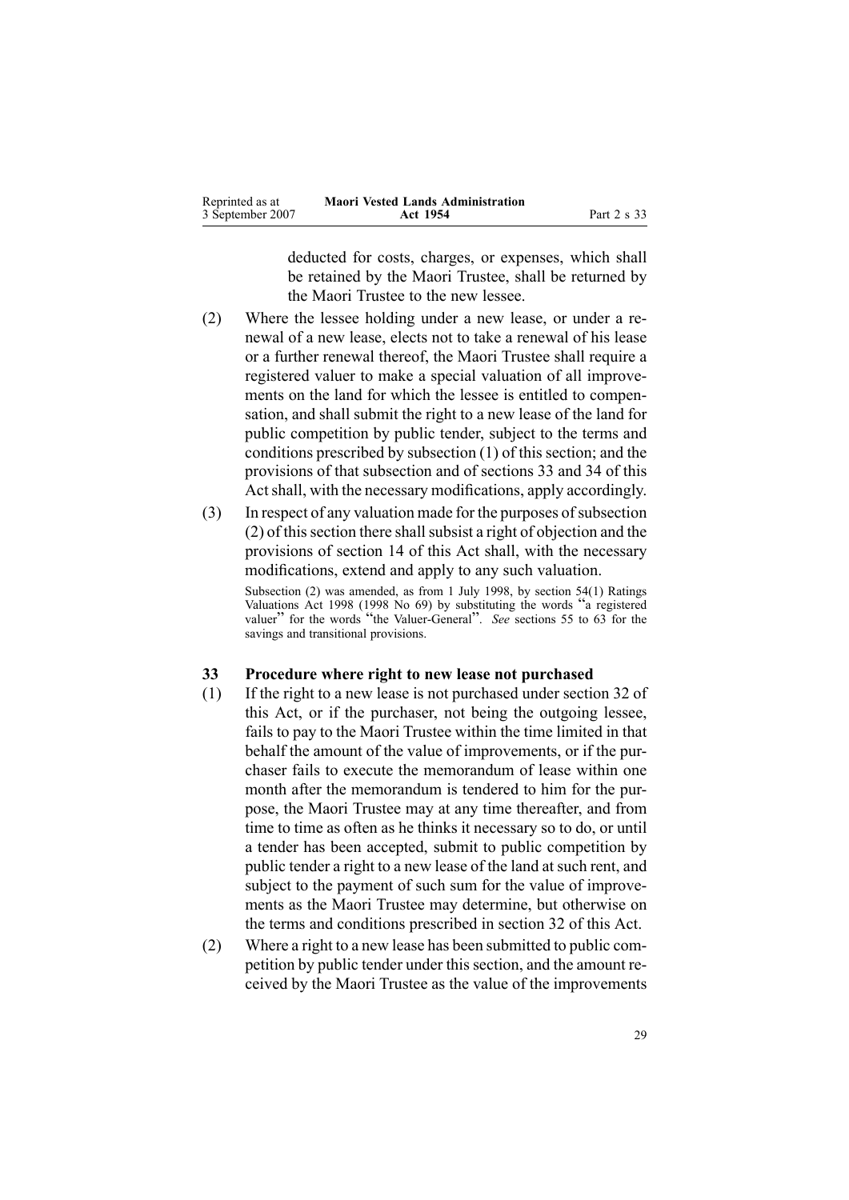deducted for costs, charges, or expenses, which shall be retained by the Maori Trustee, shall be returned by the Maori Trustee to the new lessee.

(2) Where the lessee holding under a new lease, or under a renewal of a new lease, elects not to take a renewal of his lease or a further renewal thereof, the Maori Trustee shall require a registered valuer to make a special valuation of all improvements on the land for which the lessee is entitled to compensation, and shall submit the right to a new lease of the land for public competition by public tender, subject to the terms and conditions prescribed by subsection (1) of this section; and the provisions of that subsection and of sections 33 and 34 of this Act shall, with the necessary modifications, apply accordingly.

(3) In respect of any valuation made for the purposes of subsection (2) of this section there shall subsist a right of objection and the provisions of section 14 of this Act shall, with the necessary modifications, extend and apply to any such valuation.

Subsection (2) was amended, as from 1 July 1998, by section 54(1) Ratings Valuations Act 1998 (1998 No 69) by substituting the words "a registered valuer" for the words "the Valuer-General". *See* sections 55 to 63 for the savings and transitional provisions.

### 33 Procedure where right to new lease not purchased

(1) If the right to a new lease is not purchased under section 32 of this Act, or if the purchaser, not being the outgoing lessee, fails to pay to the Maori Trustee within the time limited in that behalf the amount of the value of improvements, or if the purchaser fails to execute the memorandum of lease within one month after the memorandum is tendered to him for the purpose, the Maori Trustee may at any time thereafter, and from time to time as often as he thinks it necessary so to do, or until a tender has been accepted, submit to public competition by public tender a right to a new lease of the land at such rent, and subject to the payment of such sum for the value of improvements as the Maori Trustee may determine, but otherwise on the terms and conditions prescribed in section 32 of this Act.

(2) Where a right to a new lease has been submitted to public competition by public tender under this section, and the amount received by the Maori Trustee as the value of the improvements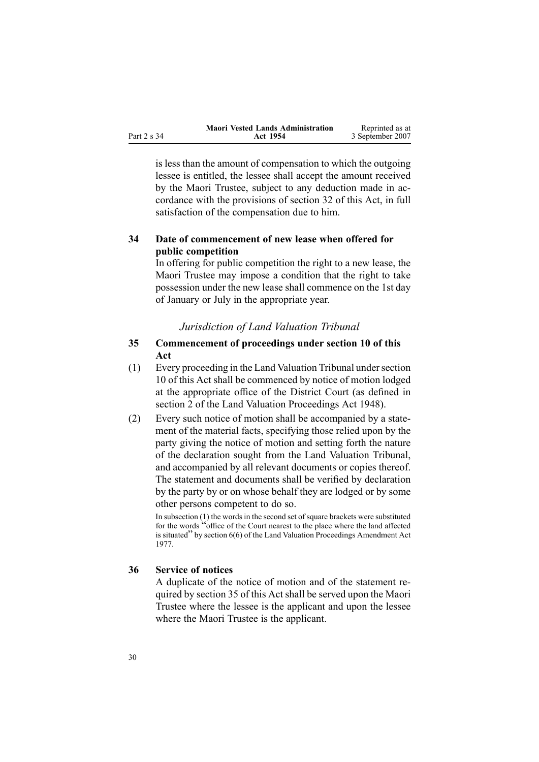is less than the amount of compensation to which the outgoing lessee is entitled, the lessee shall accept the amount received by the Maori Trustee, subject to any deduction made in accordance with the provisions of section 32 of this Act, in full satisfaction of the compensation due to him.

### 34 Date of commencement of new lease when offered for public competition

In offering for public competition the right to a new lease, the Maori Trustee may impose a condition that the right to take possession under the new lease shall commence on the 1st day of January or July in the appropriate year.

*Jurisdiction of Land Valuation Tribunal*

### 35 Commencement of proceedings under section 10 of this Act

(1) Every proceeding in the Land Valuation Tribunal under section 10 of this Act shall be commenced by notice of motion lodged at the appropriate office of the District Court (as defined in section 2 of the Land Valuation Proceedings Act 1948).

(2) Every such notice of motion shall be accompanied by a statement of the material facts, specifying those relied upon by the party giving the notice of motion and setting forth the nature of the declaration sought from the Land Valuation Tribunal, and accompanied by all relevant documents or copies thereof. The statement and documents shall be verified by declaration by the party by or on whose behalf they are lodged or by some other persons competent to do so.

In subsection (1) the words in the second set of square brackets were substituted for the words "office of the Court nearest to the place where the land affected is situated" by section 6(6) of the Land Valuation Proceedings Amendment Act 1977.

### 36 Service of notices

A duplicate of the notice of motion and of the statement required by section 35 of this Act shall be served upon the Maori Trustee where the lessee is the applicant and upon the lessee where the Maori Trustee is the applicant.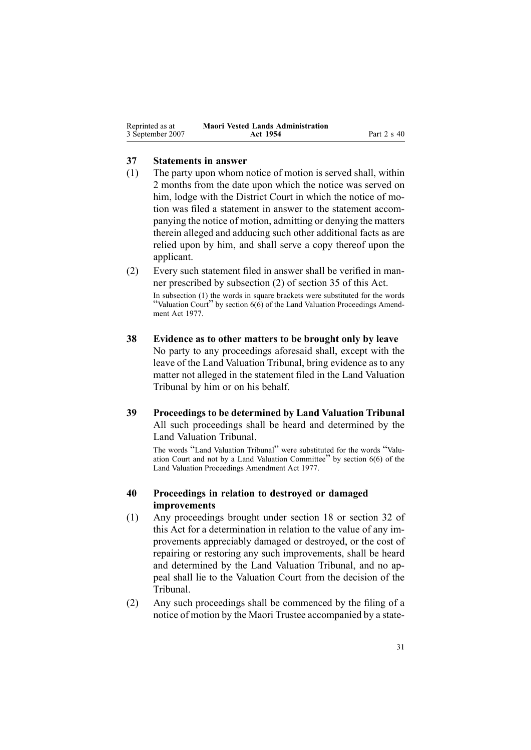## 37 Statements in answer

(1) The party upon whom notice of motion is served shall, within 2 months from the date upon which the notice was served on him, lodge with the District Court in which the notice of motion was filed a statement in answer to the statement accompanying the notice of motion, admitting or denying the matters therein alleged and adducing such other additional facts as are relied upon by him, and shall serve a copy thereof upon the applicant.

(2) Every such statement filed in answer shall be verified in manner prescribed by subsection (2) of section 35 of this Act.

In subsection (1) the words in square brackets were substituted for the words "Valuation Court" by section 6(6) of the Land Valuation Proceedings Amendment Act 1977.

## 38 Evidence as to other matters to be brought only by leave

No party to any proceedings aforesaid shall, except with the leave of the Land Valuation Tribunal, bring evidence as to any matter not alleged in the statement filed in the Land Valuation Tribunal by him or on his behalf.

## 39 Proceedings to be determined by Land Valuation Tribunal

All such proceedings shall be heard and determined by the Land Valuation Tribunal.

The words "Land Valuation Tribunal" were substituted for the words "Valuation Court and not by a Land Valuation Committee" by section 6(6) of the Land Valuation Proceedings Amendment Act 1977.

## 40 Proceedings in relation to destroyed or damaged improvements

(1) Any proceedings brought under section 18 or section 32 of this Act for a determination in relation to the value of any improvements appreciably damaged or destroyed, or the cost of repairing or restoring any such improvements, shall be heard and determined by the Land Valuation Tribunal, and no appeal shall lie to the Valuation Court from the decision of the Tribunal.

(2) Any such proceedings shall be commenced by the filing of a notice of motion by the Maori Trustee accompanied by a state-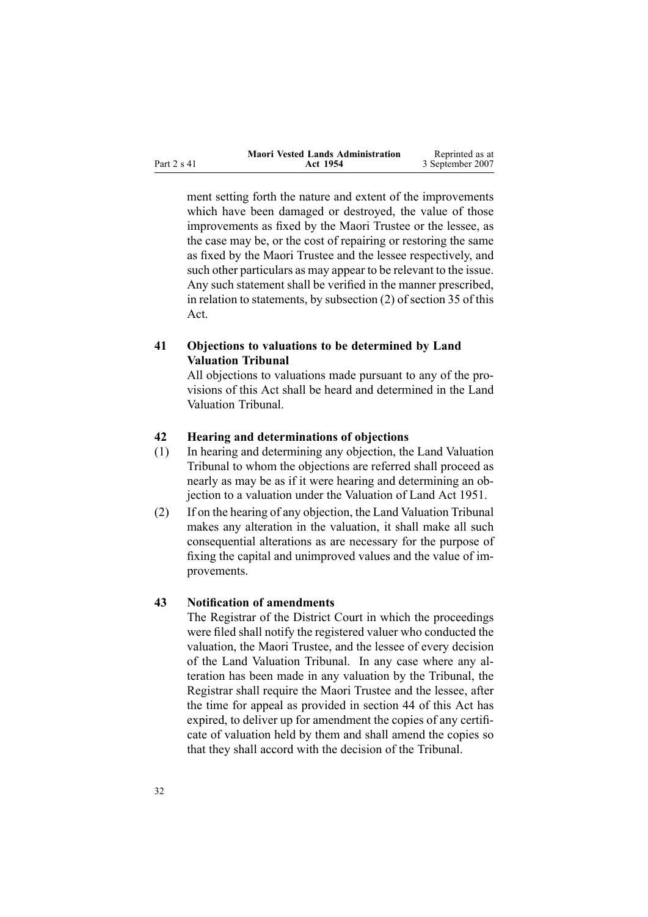ment setting forth the nature and extent of the improvements which have been damaged or destroyed, the value of those improvements as fixed by the Maori Trustee or the lessee, as the case may be, or the cost of repairing or restoring the same as fixed by the Maori Trustee and the lessee respectively, and such other particulars as may appear to be relevant to the issue. Any such statement shall be verified in the manner prescribed, in relation to statements, by subsection (2) of section 35 of this Act.

### 41 Objections to valuations to be determined by Land Valuation Tribunal

All objections to valuations made pursuant to any of the provisions of this Act shall be heard and determined in the Land Valuation Tribunal.

### 42 Hearing and determinations of objections

(1) In hearing and determining any objection, the Land Valuation Tribunal to whom the objections are referred shall proceed as nearly as may be as if it were hearing and determining an objection to a valuation under the Valuation of Land Act 1951.

(2) If on the hearing of any objection, the Land Valuation Tribunal makes any alteration in the valuation, it shall make all such consequential alterations as are necessary for the purpose of fixing the capital and unimproved values and the value of improvements.

### 43 Notification of amendments

The Registrar of the District Court in which the proceedings were filed shall notify the registered valuer who conducted the valuation, the Maori Trustee, and the lessee of every decision of the Land Valuation Tribunal. In any case where any alteration has been made in any valuation by the Tribunal, the Registrar shall require the Maori Trustee and the lessee, after the time for appeal as provided in section 44 of this Act has expired, to deliver up for amendment the copies of any certificate of valuation held by them and shall amend the copies so that they shall accord with the decision of the Tribunal.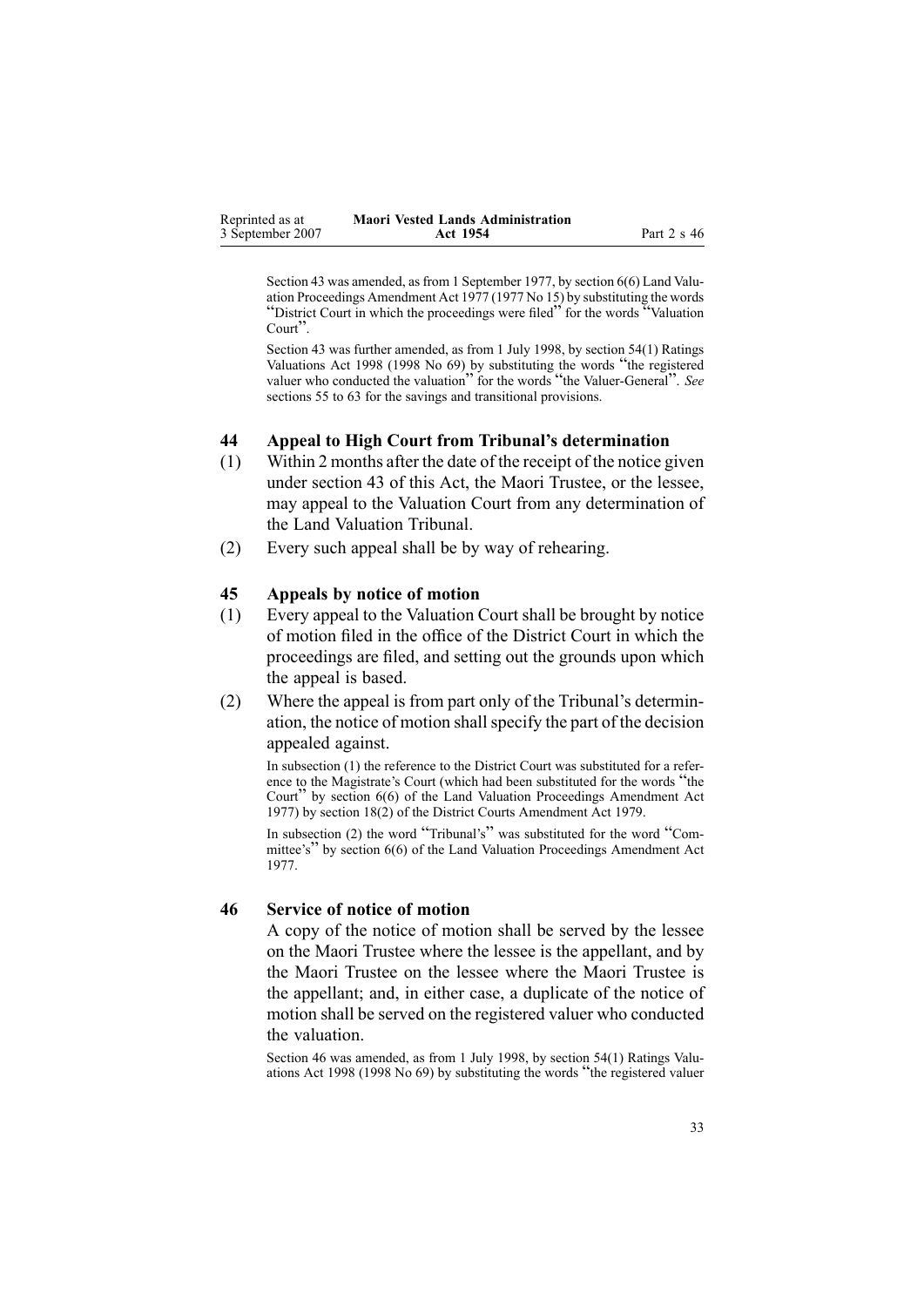Section 43 was amended, as from 1 September 1977, by section 6(6) Land Valuation Proceedings Amendment Act 1977 (1977 No 15) by substituting the words "District Court in which the proceedings were filed" for the words "Valuation Court".

Section 43 was further amended, as from 1 July 1998, by section 54(1) Ratings Valuations Act 1998 (1998 No 69) by substituting the words "the registered valuer who conducted the valuation" for the words "the Valuer-General". *See* sections 55 to 63 for the savings and transitional provisions.

### 44 Appeal to High Court from Tribunal's determination

(1) Within 2 months after the date of the receipt of the notice given under section 43 of this Act, the Maori Trustee, or the lessee, may appeal to the Valuation Court from any determination of the Land Valuation Tribunal.

(2) Every such appeal shall be by way of rehearing.

### 45 Appeals by notice of motion

(1) Every appeal to the Valuation Court shall be brought by notice of motion filed in the office of the District Court in which the proceedings are filed, and setting out the grounds upon which the appeal is based.

(2) Where the appeal is from part only of the Tribunal's determination, the notice of motion shall specify the part of the decision appealed against.

In subsection (1) the reference to the District Court was substituted for a reference to the Magistrate's Court (which had been substituted for the words "the Court" by section 6(6) of the Land Valuation Proceedings Amendment Act 1977) by section 18(2) of the District Courts Amendment Act 1979.

In subsection (2) the word "Tribunal's" was substituted for the word "Committee's" by section 6(6) of the Land Valuation Proceedings Amendment Act 1977.

### 46 Service of notice of motion

A copy of the notice of motion shall be served by the lessee on the Maori Trustee where the lessee is the appellant, and by the Maori Trustee on the lessee where the Maori Trustee is the appellant; and, in either case, a duplicate of the notice of motion shall be served on the registered valuer who conducted the valuation.

Section 46 was amended, as from 1 July 1998, by section 54(1) Ratings Valuations Act 1998 (1998 No 69) by substituting the words "the registered valuer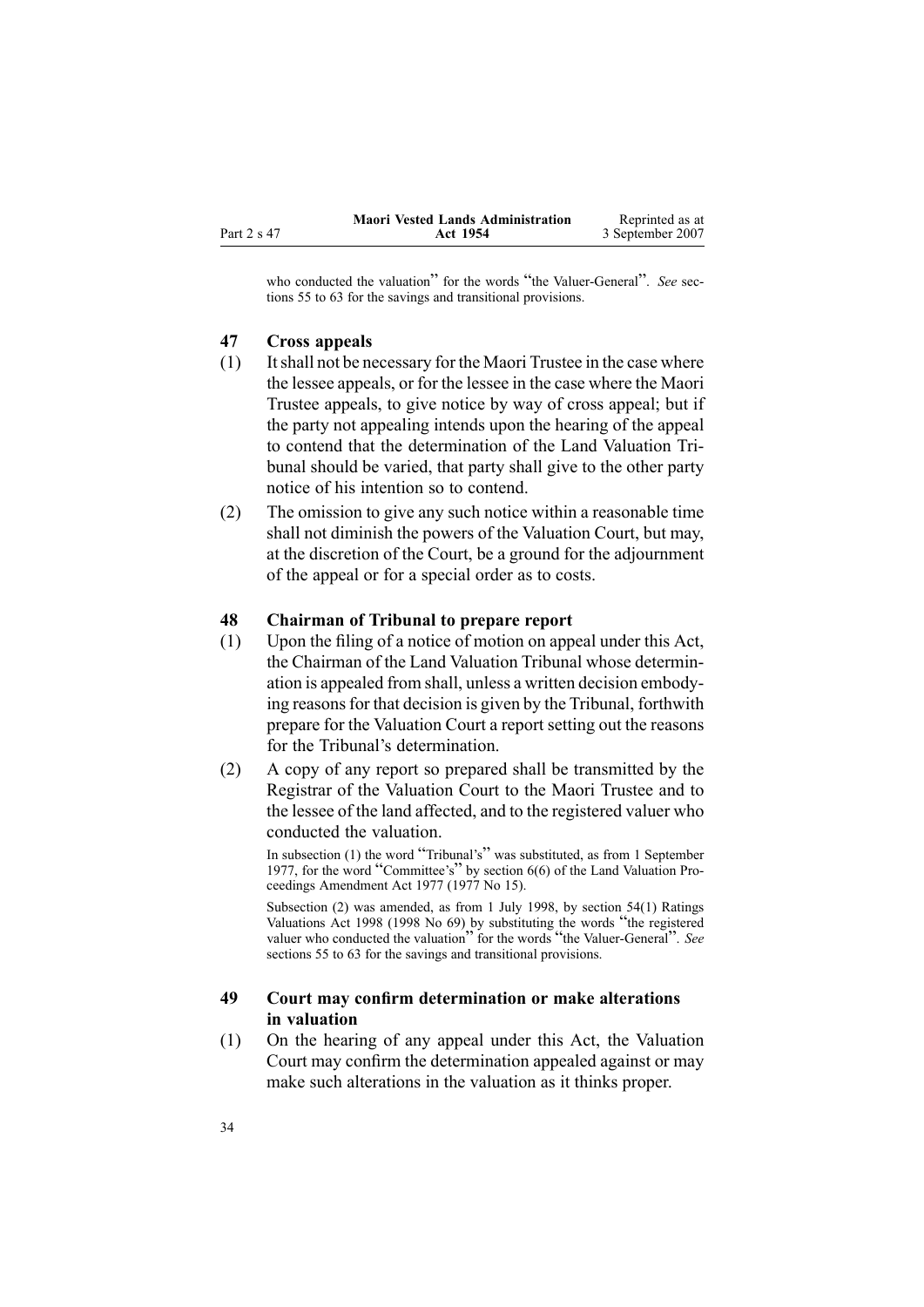who conducted the valuation" for the words "the Valuer-General". *See* sections 55 to 63 for the savings and transitional provisions.

### 47 Cross appeals

(1) It shall not be necessary for the Maori Trustee in the case where the lessee appeals, or for the lessee in the case where the Maori Trustee appeals, to give notice by way of cross appeal; but if the party not appealing intends upon the hearing of the appeal to contend that the determination of the Land Valuation Tribunal should be varied, that party shall give to the other party notice of his intention so to contend.

(2) The omission to give any such notice within a reasonable time shall not diminish the powers of the Valuation Court, but may, at the discretion of the Court, be a ground for the adjournment of the appeal or for a special order as to costs.

### 48 Chairman of Tribunal to prepare report

(1) Upon the filing of a notice of motion on appeal under this Act, the Chairman of the Land Valuation Tribunal whose determination is appealed from shall, unless a written decision embodying reasons for that decision is given by the Tribunal, forthwith prepare for the Valuation Court a report setting out the reasons for the Tribunal's determination.

(2) A copy of any report so prepared shall be transmitted by the Registrar of the Valuation Court to the Maori Trustee and to the lessee of the land affected, and to the registered valuer who conducted the valuation.

In subsection (1) the word "Tribunal's" was substituted, as from 1 September 1977, for the word "Committee's" by section 6(6) of the Land Valuation Proceedings Amendment Act 1977 (1977 No 15).

Subsection (2) was amended, as from 1 July 1998, by section 54(1) Ratings Valuations Act 1998 (1998 No 69) by substituting the words "the registered valuer who conducted the valuation" for the words "the Valuer-General". *See* sections 55 to 63 for the savings and transitional provisions.

### 49 Court may confirm determination or make alterations in valuation

(1) On the hearing of any appeal under this Act, the Valuation Court may confirm the determination appealed against or may make such alterations in the valuation as it thinks proper.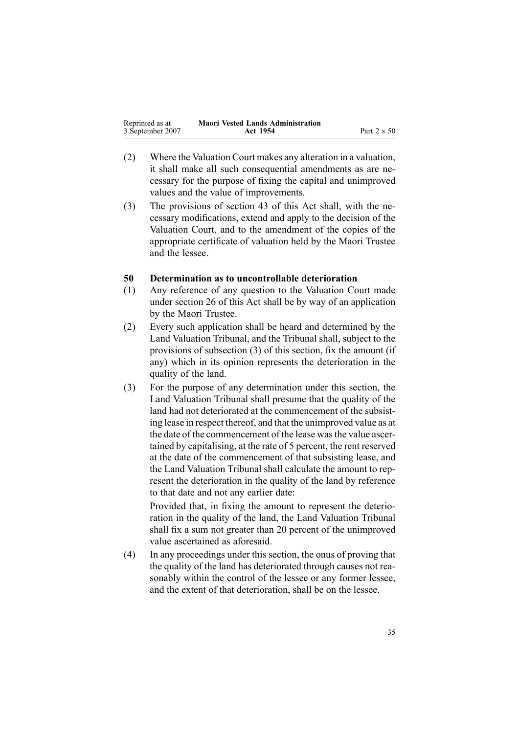(2) Where the Valuation Court makes any alteration in a valuation, it shall make all such consequential amendments as are necessary for the purpose of fixing the capital and unimproved values and the value of improvements.

(3) The provisions of section 43 of this Act shall, with the necessary modifications, extend and apply to the decision of the Valuation Court, and to the amendment of the copies of the appropriate certificate of valuation held by the Maori Trustee and the lessee.

### 50 Determination as to uncontrollable deterioration

(1) Any reference of any question to the Valuation Court made under section 26 of this Act shall be by way of an application by the Maori Trustee.

(2) Every such application shall be heard and determined by the Land Valuation Tribunal, and the Tribunal shall, subject to the provisions of subsection (3) of this section, fix the amount (if any) which in its opinion represents the deterioration in the quality of the land.

(3) For the purpose of any determination under this section, the Land Valuation Tribunal shall presume that the quality of the land had not deteriorated at the commencement of the subsisting lease in respect thereof, and that the unimproved value as at the date of the commencement of the lease was the value ascertained by capitalising, at the rate of 5 percent, the rent reserved at the date of the commencement of that subsisting lease, and the Land Valuation Tribunal shall calculate the amount to represent the deterioration in the quality of the land by reference to that date and not any earlier date:

Provided that, in fixing the amount to represent the deterioration in the quality of the land, the Land Valuation Tribunal shall fix a sum not greater than 20 percent of the unimproved value ascertained as aforesaid.

(4) In any proceedings under this section, the onus of proving that the quality of the land has deteriorated through causes not reasonably within the control of the lessee or any former lessee, and the extent of that deterioration, shall be on the lessee.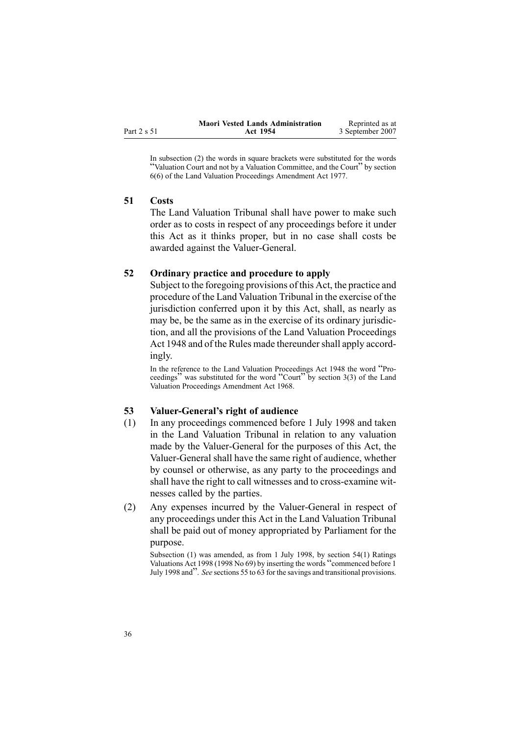In subsection (2) the words in square brackets were substituted for the words "Valuation Court and not by a Valuation Committee, and the Court" by section 6(6) of the Land Valuation Proceedings Amendment Act 1977.

## 51 Costs

The Land Valuation Tribunal shall have power to make such order as to costs in respect of any proceedings before it under this Act as it thinks proper, but in no case shall costs be awarded against the Valuer-General.

## 52 Ordinary practice and procedure to apply

Subject to the foregoing provisions of this Act, the practice and procedure of the Land Valuation Tribunal in the exercise of the jurisdiction conferred upon it by this Act, shall, as nearly as may be, be the same as in the exercise of its ordinary jurisdiction, and all the provisions of the Land Valuation Proceedings Act 1948 and of the Rules made thereunder shall apply accordingly.

In the reference to the Land Valuation Proceedings Act 1948 the word "Proceedings" was substituted for the word "Court" by section 3(3) of the Land Valuation Proceedings Amendment Act 1968.

## 53 Valuer-General's right of audience

(1) In any proceedings commenced before 1 July 1998 and taken in the Land Valuation Tribunal in relation to any valuation made by the Valuer-General for the purposes of this Act, the Valuer-General shall have the same right of audience, whether by counsel or otherwise, as any party to the proceedings and shall have the right to call witnesses and to cross-examine witnesses called by the parties.

(2) Any expenses incurred by the Valuer-General in respect of any proceedings under this Act in the Land Valuation Tribunal shall be paid out of money appropriated by Parliament for the purpose.

Subsection (1) was amended, as from 1 July 1998, by section 54(1) Ratings Valuations Act 1998 (1998 No 69) by inserting the words "commenced before 1 July 1998 and". *See* sections 55 to 63 for the savings and transitional provisions.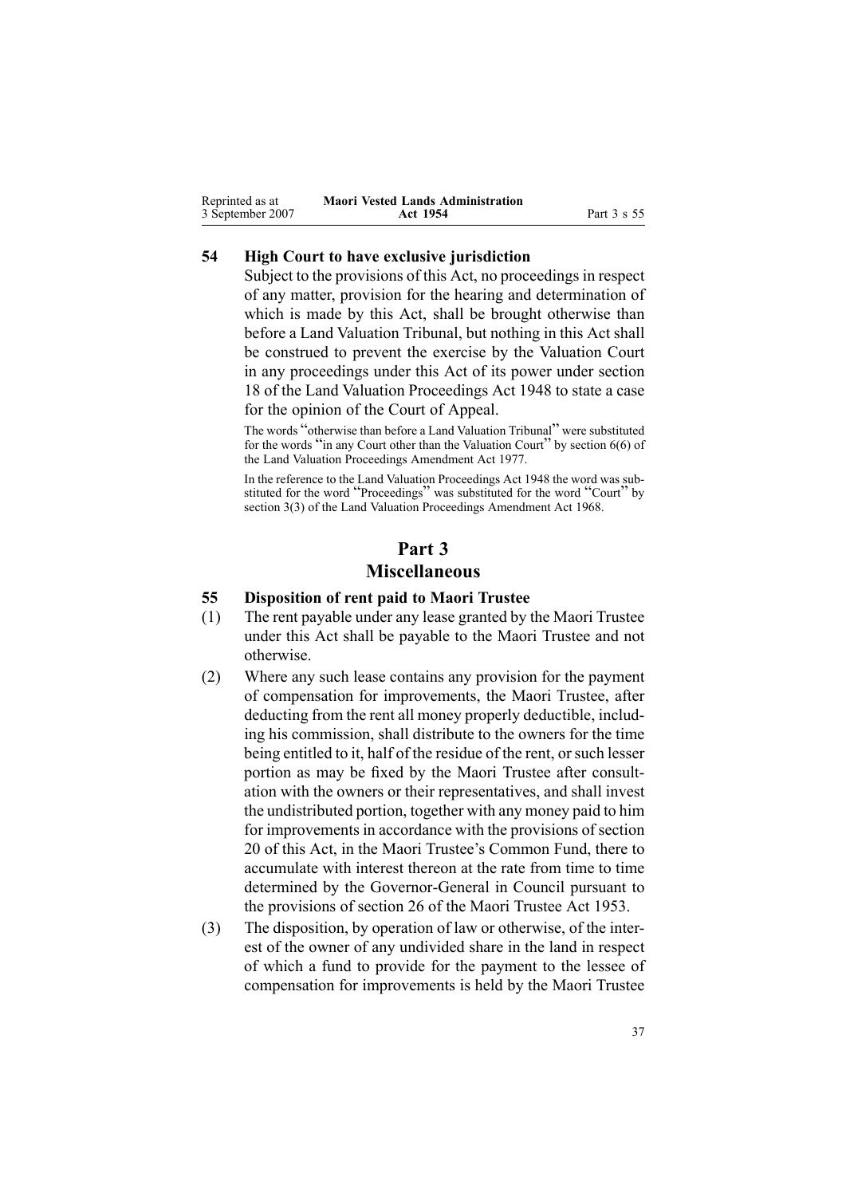### 54 High Court to have exclusive jurisdiction

Subject to the provisions of this Act, no proceedings in respect of any matter, provision for the hearing and determination of which is made by this Act, shall be brought otherwise than before a Land Valuation Tribunal, but nothing in this Act shall be construed to prevent the exercise by the Valuation Court in any proceedings under this Act of its power under section 18 of the Land Valuation Proceedings Act 1948 to state a case for the opinion of the Court of Appeal.

The words "otherwise than before a Land Valuation Tribunal" were substituted for the words "in any Court other than the Valuation Court" by section 6(6) of the Land Valuation Proceedings Amendment Act 1977.

In the reference to the Land Valuation Proceedings Act 1948 the word was substituted for the word "Proceedings" was substituted for the word "Court" by section 3(3) of the Land Valuation Proceedings Amendment Act 1968.

## Part 3
## Miscellaneous

### 55 Disposition of rent paid to Maori Trustee

(1) The rent payable under any lease granted by the Maori Trustee under this Act shall be payable to the Maori Trustee and not otherwise.

(2) Where any such lease contains any provision for the payment of compensation for improvements, the Maori Trustee, after deducting from the rent all money properly deductible, including his commission, shall distribute to the owners for the time being entitled to it, half of the residue of the rent, or such lesser portion as may be fixed by the Maori Trustee after consultation with the owners or their representatives, and shall invest the undistributed portion, together with any money paid to him for improvements in accordance with the provisions of section 20 of this Act, in the Maori Trustee's Common Fund, there to accumulate with interest thereon at the rate from time to time determined by the Governor-General in Council pursuant to the provisions of section 26 of the Maori Trustee Act 1953.

(3) The disposition, by operation of law or otherwise, of the interest of the owner of any undivided share in the land in respect of which a fund to provide for the payment to the lessee of compensation for improvements is held by the Maori Trustee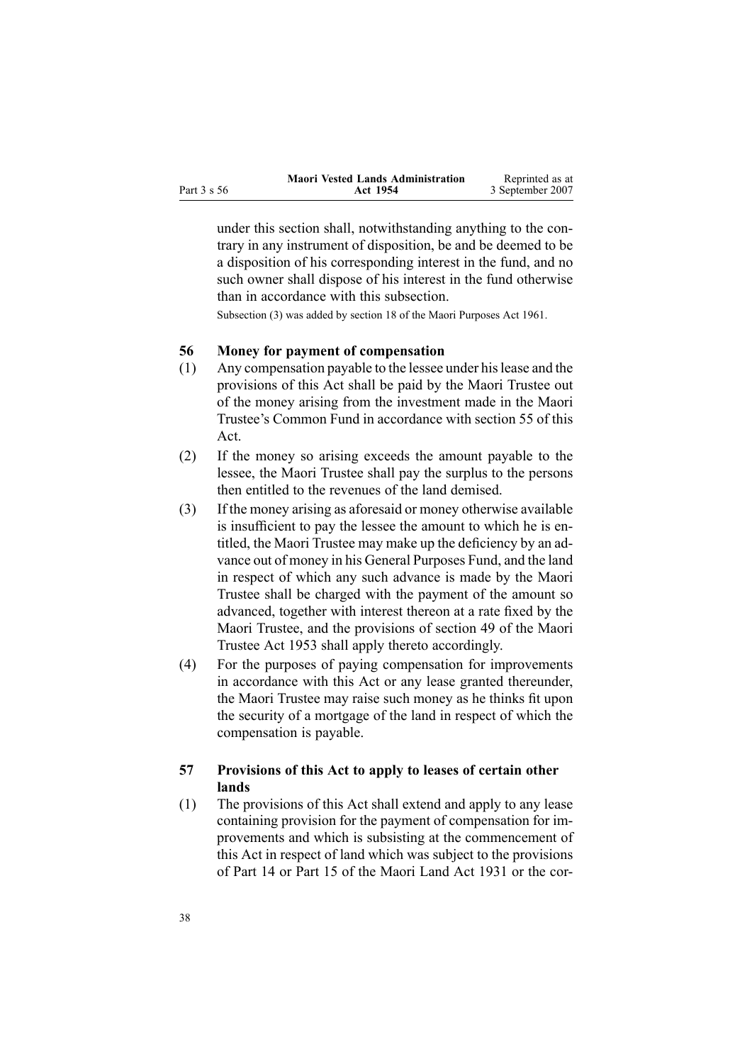under this section shall, notwithstanding anything to the contrary in any instrument of disposition, be and be deemed to be a disposition of his corresponding interest in the fund, and no such owner shall dispose of his interest in the fund otherwise than in accordance with this subsection.

Subsection (3) was added by section 18 of the Maori Purposes Act 1961.

### 56 Money for payment of compensation

(1) Any compensation payable to the lessee under his lease and the provisions of this Act shall be paid by the Maori Trustee out of the money arising from the investment made in the Maori Trustee's Common Fund in accordance with section 55 of this Act.

(2) If the money so arising exceeds the amount payable to the lessee, the Maori Trustee shall pay the surplus to the persons then entitled to the revenues of the land demised.

(3) If the money arising as aforesaid or money otherwise available is insufficient to pay the lessee the amount to which he is entitled, the Maori Trustee may make up the deficiency by an advance out of money in his General Purposes Fund, and the land in respect of which any such advance is made by the Maori Trustee shall be charged with the payment of the amount so advanced, together with interest thereon at a rate fixed by the Maori Trustee, and the provisions of section 49 of the Maori Trustee Act 1953 shall apply thereto accordingly.

(4) For the purposes of paying compensation for improvements in accordance with this Act or any lease granted thereunder, the Maori Trustee may raise such money as he thinks fit upon the security of a mortgage of the land in respect of which the compensation is payable.

### 57 Provisions of this Act to apply to leases of certain other lands

(1) The provisions of this Act shall extend and apply to any lease containing provision for the payment of compensation for improvements and which is subsisting at the commencement of this Act in respect of land which was subject to the provisions of Part 14 or Part 15 of the Maori Land Act 1931 or the cor-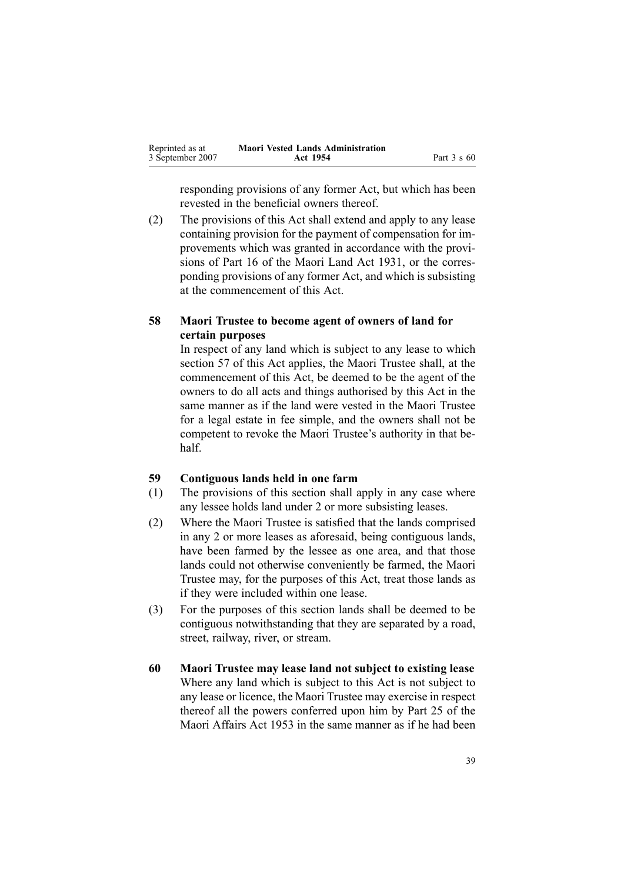responding provisions of any former Act, but which has been revested in the beneficial owners thereof.

(2) The provisions of this Act shall extend and apply to any lease containing provision for the payment of compensation for improvements which was granted in accordance with the provisions of Part 16 of the Maori Land Act 1931, or the corresponding provisions of any former Act, and which is subsisting at the commencement of this Act.

### 58 Maori Trustee to become agent of owners of land for certain purposes

In respect of any land which is subject to any lease to which section 57 of this Act applies, the Maori Trustee shall, at the commencement of this Act, be deemed to be the agent of the owners to do all acts and things authorised by this Act in the same manner as if the land were vested in the Maori Trustee for a legal estate in fee simple, and the owners shall not be competent to revoke the Maori Trustee's authority in that behalf.

### 59 Contiguous lands held in one farm

(1) The provisions of this section shall apply in any case where any lessee holds land under 2 or more subsisting leases.

(2) Where the Maori Trustee is satisfied that the lands comprised in any 2 or more leases as aforesaid, being contiguous lands, have been farmed by the lessee as one area, and that those lands could not otherwise conveniently be farmed, the Maori Trustee may, for the purposes of this Act, treat those lands as if they were included within one lease.

(3) For the purposes of this section lands shall be deemed to be contiguous notwithstanding that they are separated by a road, street, railway, river, or stream.

### 60 Maori Trustee may lease land not subject to existing lease

Where any land which is subject to this Act is not subject to any lease or licence, the Maori Trustee may exercise in respect thereof all the powers conferred upon him by Part 25 of the Maori Affairs Act 1953 in the same manner as if he had been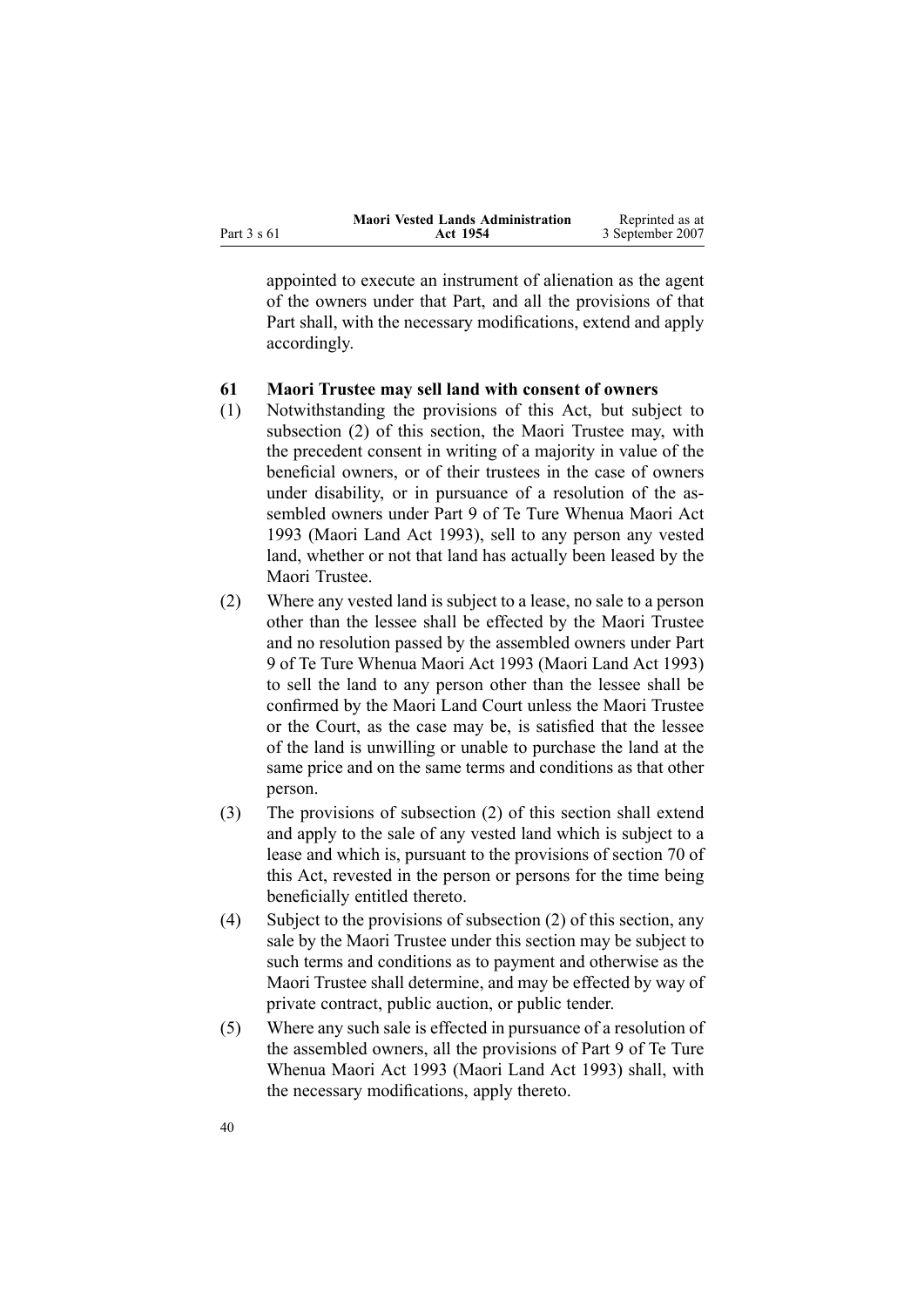appointed to execute an instrument of alienation as the agent of the owners under that Part, and all the provisions of that Part shall, with the necessary modifications, extend and apply accordingly.

### 61 Maori Trustee may sell land with consent of owners

(1) Notwithstanding the provisions of this Act, but subject to subsection (2) of this section, the Maori Trustee may, with the precedent consent in writing of a majority in value of the beneficial owners, or of their trustees in the case of owners under disability, or in pursuance of a resolution of the assembled owners under Part 9 of Te Ture Whenua Maori Act 1993 (Maori Land Act 1993), sell to any person any vested land, whether or not that land has actually been leased by the Maori Trustee.

(2) Where any vested land is subject to a lease, no sale to a person other than the lessee shall be effected by the Maori Trustee and no resolution passed by the assembled owners under Part 9 of Te Ture Whenua Maori Act 1993 (Maori Land Act 1993) to sell the land to any person other than the lessee shall be confirmed by the Maori Land Court unless the Maori Trustee or the Court, as the case may be, is satisfied that the lessee of the land is unwilling or unable to purchase the land at the same price and on the same terms and conditions as that other person.

(3) The provisions of subsection (2) of this section shall extend and apply to the sale of any vested land which is subject to a lease and which is, pursuant to the provisions of section 70 of this Act, revested in the person or persons for the time being beneficially entitled thereto.

(4) Subject to the provisions of subsection (2) of this section, any sale by the Maori Trustee under this section may be subject to such terms and conditions as to payment and otherwise as the Maori Trustee shall determine, and may be effected by way of private contract, public auction, or public tender.

(5) Where any such sale is effected in pursuance of a resolution of the assembled owners, all the provisions of Part 9 of Te Ture Whenua Maori Act 1993 (Maori Land Act 1993) shall, with the necessary modifications, apply thereto.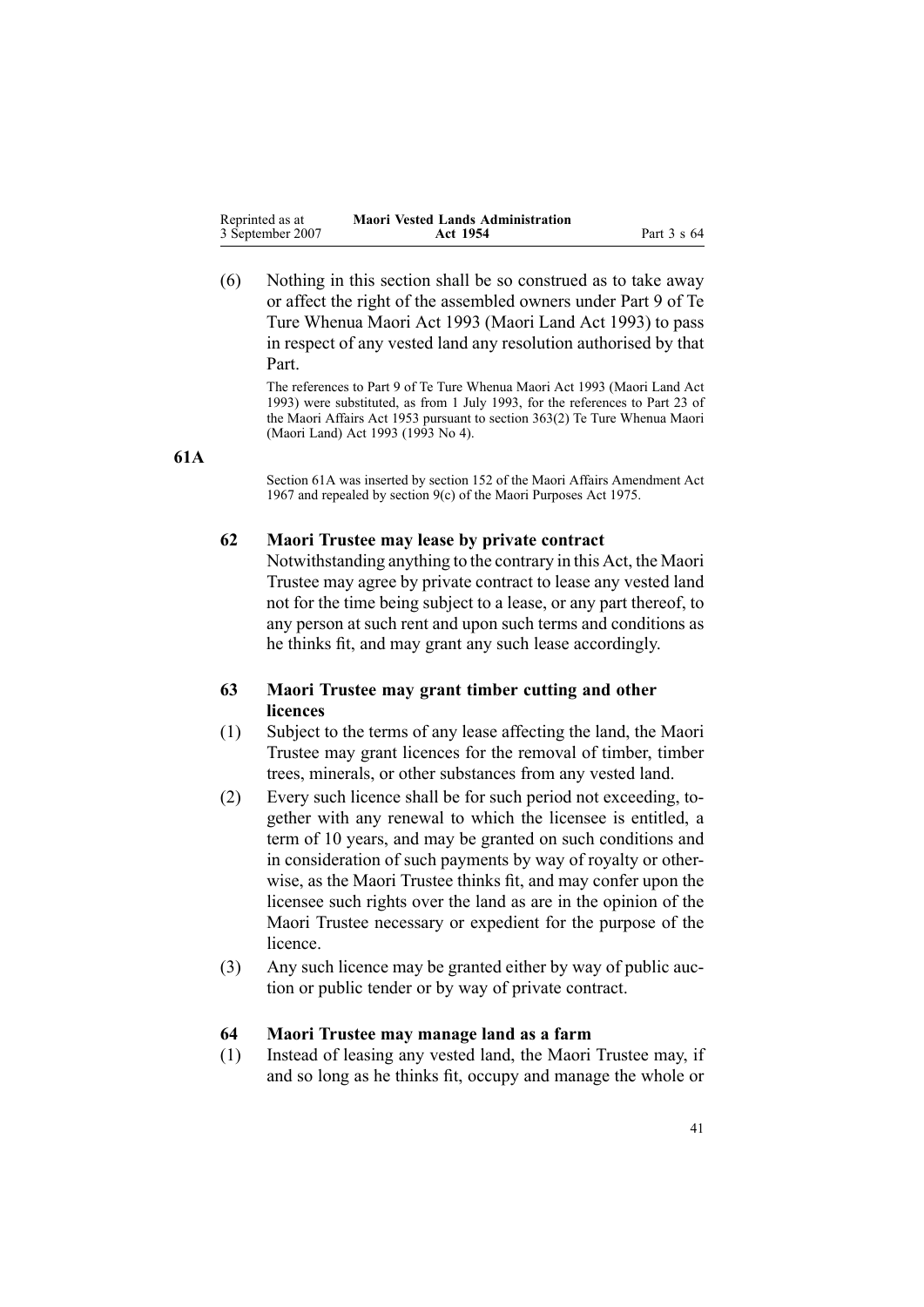(6) Nothing in this section shall be so construed as to take away or affect the right of the assembled owners under Part 9 of Te Ture Whenua Maori Act 1993 (Maori Land Act 1993) to pass in respect of any vested land any resolution authorised by that Part.

The references to Part 9 of Te Ture Whenua Maori Act 1993 (Maori Land Act 1993) were substituted, as from 1 July 1993, for the references to Part 23 of the Maori Affairs Act 1953 pursuant to section 363(2) Te Ture Whenua Maori (Maori Land) Act 1993 (1993 No 4).

**61A**

Section 61A was inserted by section 152 of the Maori Affairs Amendment Act 1967 and repealed by section 9(c) of the Maori Purposes Act 1975.

### 62 Maori Trustee may lease by private contract

Notwithstanding anything to the contrary in this Act, the Maori Trustee may agree by private contract to lease any vested land not for the time being subject to a lease, or any part thereof, to any person at such rent and upon such terms and conditions as he thinks fit, and may grant any such lease accordingly.

### 63 Maori Trustee may grant timber cutting and other licences

(1) Subject to the terms of any lease affecting the land, the Maori Trustee may grant licences for the removal of timber, timber trees, minerals, or other substances from any vested land.

(2) Every such licence shall be for such period not exceeding, together with any renewal to which the licensee is entitled, a term of 10 years, and may be granted on such conditions and in consideration of such payments by way of royalty or otherwise, as the Maori Trustee thinks fit, and may confer upon the licensee such rights over the land as are in the opinion of the Maori Trustee necessary or expedient for the purpose of the licence.

(3) Any such licence may be granted either by way of public auction or public tender or by way of private contract.

### 64 Maori Trustee may manage land as a farm

(1) Instead of leasing any vested land, the Maori Trustee may, if and so long as he thinks fit, occupy and manage the whole or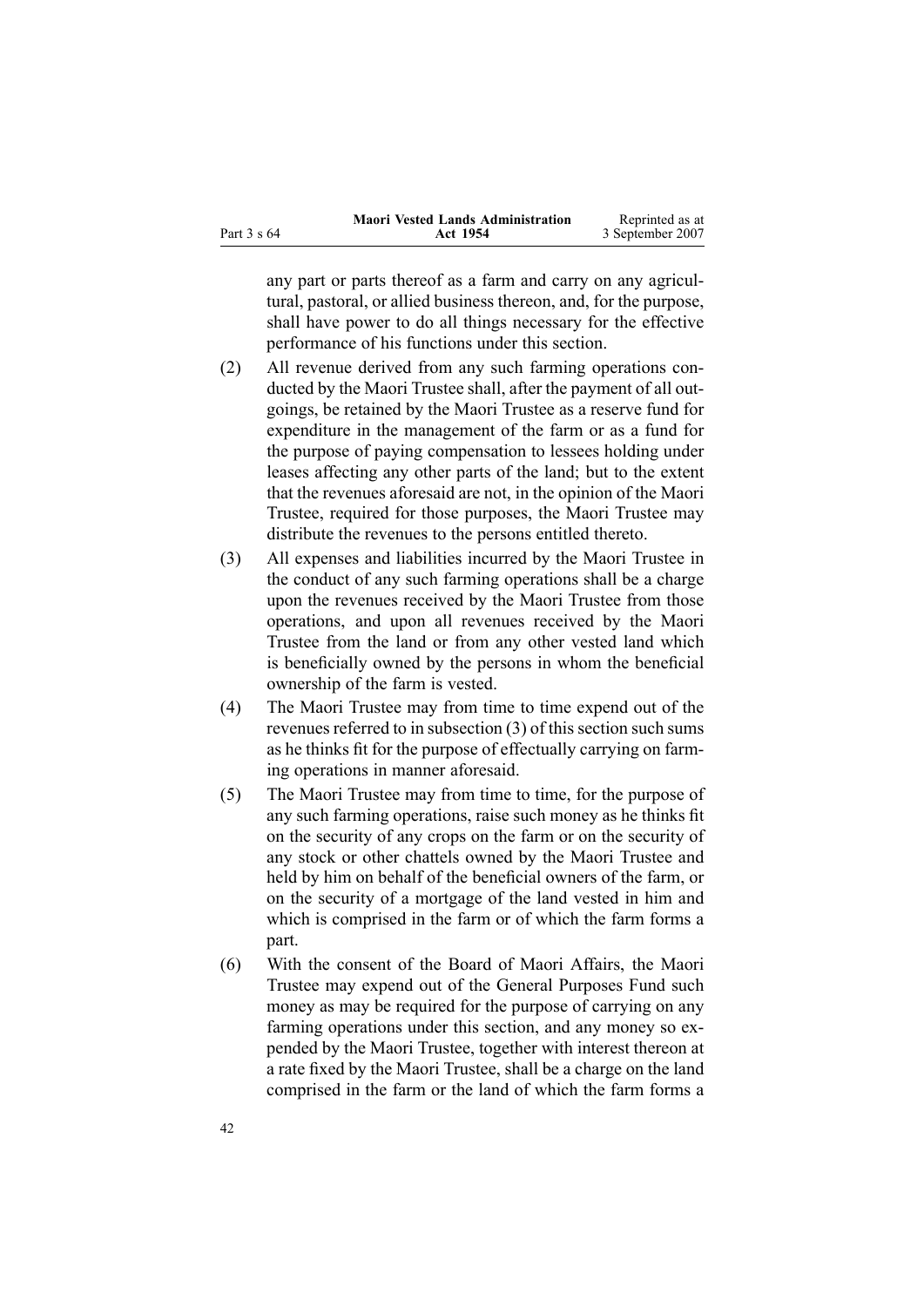any part or parts thereof as a farm and carry on any agricultural, pastoral, or allied business thereon, and, for the purpose, shall have power to do all things necessary for the effective performance of his functions under this section.

(2) All revenue derived from any such farming operations conducted by the Maori Trustee shall, after the payment of all outgoings, be retained by the Maori Trustee as a reserve fund for expenditure in the management of the farm or as a fund for the purpose of paying compensation to lessees holding under leases affecting any other parts of the land; but to the extent that the revenues aforesaid are not, in the opinion of the Maori Trustee, required for those purposes, the Maori Trustee may distribute the revenues to the persons entitled thereto.

(3) All expenses and liabilities incurred by the Maori Trustee in the conduct of any such farming operations shall be a charge upon the revenues received by the Maori Trustee from those operations, and upon all revenues received by the Maori Trustee from the land or from any other vested land which is beneficially owned by the persons in whom the beneficial ownership of the farm is vested.

(4) The Maori Trustee may from time to time expend out of the revenues referred to in subsection (3) of this section such sums as he thinks fit for the purpose of effectually carrying on farming operations in manner aforesaid.

(5) The Maori Trustee may from time to time, for the purpose of any such farming operations, raise such money as he thinks fit on the security of any crops on the farm or on the security of any stock or other chattels owned by the Maori Trustee and held by him on behalf of the beneficial owners of the farm, or on the security of a mortgage of the land vested in him and which is comprised in the farm or of which the farm forms a part.

(6) With the consent of the Board of Maori Affairs, the Maori Trustee may expend out of the General Purposes Fund such money as may be required for the purpose of carrying on any farming operations under this section, and any money so expended by the Maori Trustee, together with interest thereon at a rate fixed by the Maori Trustee, shall be a charge on the land comprised in the farm or the land of which the farm forms a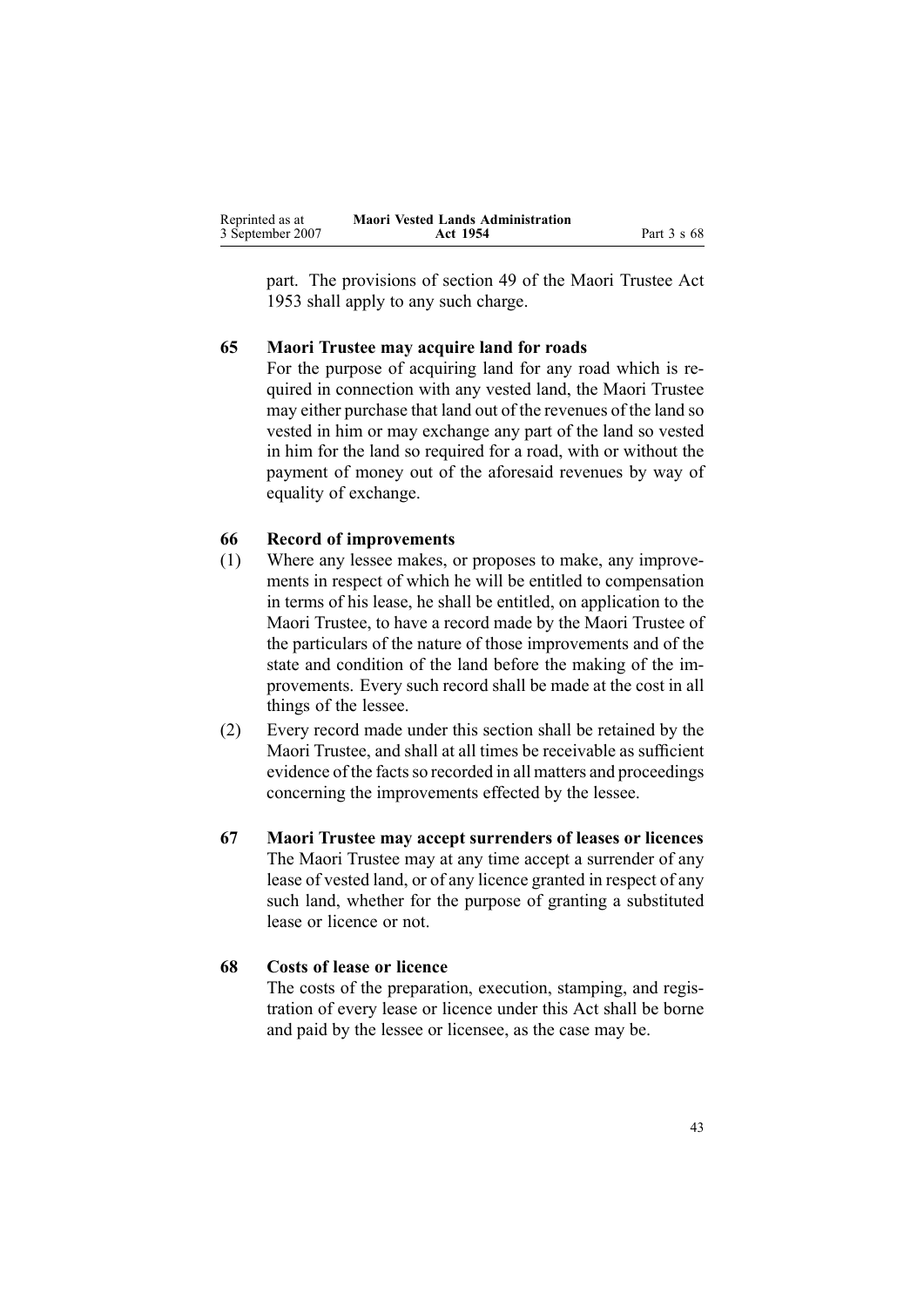part. The provisions of section 49 of the Maori Trustee Act 1953 shall apply to any such charge.

**65 Maori Trustee may acquire land for roads**

For the purpose of acquiring land for any road which is required in connection with any vested land, the Maori Trustee may either purchase that land out of the revenues of the land so vested in him or may exchange any part of the land so vested in him for the land so required for a road, with or without the payment of money out of the aforesaid revenues by way of equality of exchange.

**66 Record of improvements**

(1) Where any lessee makes, or proposes to make, any improvements in respect of which he will be entitled to compensation in terms of his lease, he shall be entitled, on application to the Maori Trustee, to have a record made by the Maori Trustee of the particulars of the nature of those improvements and of the state and condition of the land before the making of the improvements. Every such record shall be made at the cost in all things of the lessee.

(2) Every record made under this section shall be retained by the Maori Trustee, and shall at all times be receivable as sufficient evidence of the facts so recorded in all matters and proceedings concerning the improvements effected by the lessee.

**67 Maori Trustee may accept surrenders of leases or licences**

The Maori Trustee may at any time accept a surrender of any lease of vested land, or of any licence granted in respect of any such land, whether for the purpose of granting a substituted lease or licence or not.

**68 Costs of lease or licence**

The costs of the preparation, execution, stamping, and registration of every lease or licence under this Act shall be borne and paid by the lessee or licensee, as the case may be.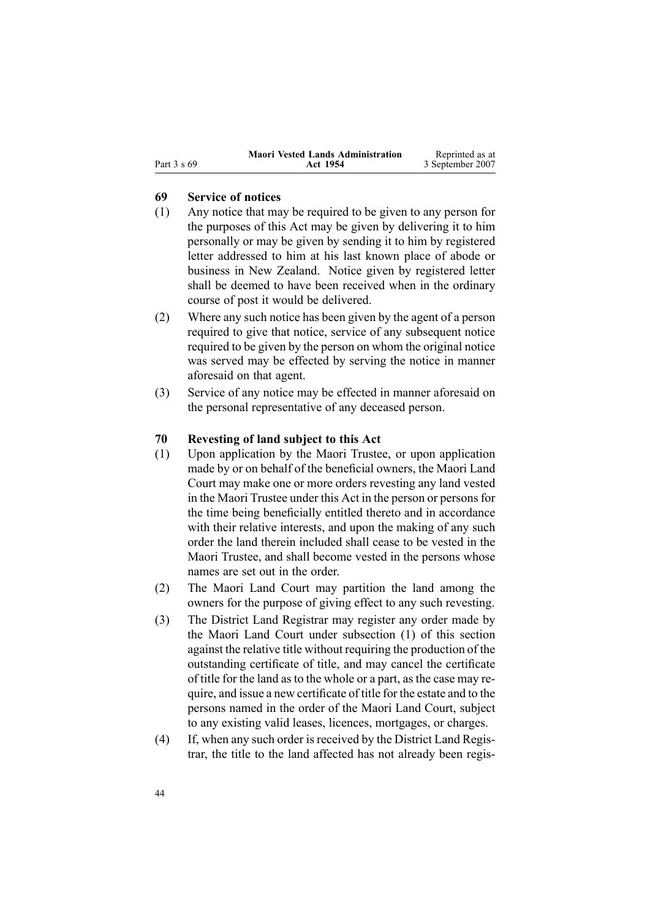### 69 Service of notices

(1) Any notice that may be required to be given to any person for the purposes of this Act may be given by delivering it to him personally or may be given by sending it to him by registered letter addressed to him at his last known place of abode or business in New Zealand. Notice given by registered letter shall be deemed to have been received when in the ordinary course of post it would be delivered.

(2) Where any such notice has been given by the agent of a person required to give that notice, service of any subsequent notice required to be given by the person on whom the original notice was served may be effected by serving the notice in manner aforesaid on that agent.

(3) Service of any notice may be effected in manner aforesaid on the personal representative of any deceased person.

### 70 Revesting of land subject to this Act

(1) Upon application by the Maori Trustee, or upon application made by or on behalf of the beneficial owners, the Maori Land Court may make one or more orders revesting any land vested in the Maori Trustee under this Act in the person or persons for the time being beneficially entitled thereto and in accordance with their relative interests, and upon the making of any such order the land therein included shall cease to be vested in the Maori Trustee, and shall become vested in the persons whose names are set out in the order.

(2) The Maori Land Court may partition the land among the owners for the purpose of giving effect to any such revesting.

(3) The District Land Registrar may register any order made by the Maori Land Court under subsection (1) of this section against the relative title without requiring the production of the outstanding certificate of title, and may cancel the certificate of title for the land as to the whole or a part, as the case may require, and issue a new certificate of title for the estate and to the persons named in the order of the Maori Land Court, subject to any existing valid leases, licences, mortgages, or charges.

(4) If, when any such order is received by the District Land Registrar, the title to the land affected has not already been regis-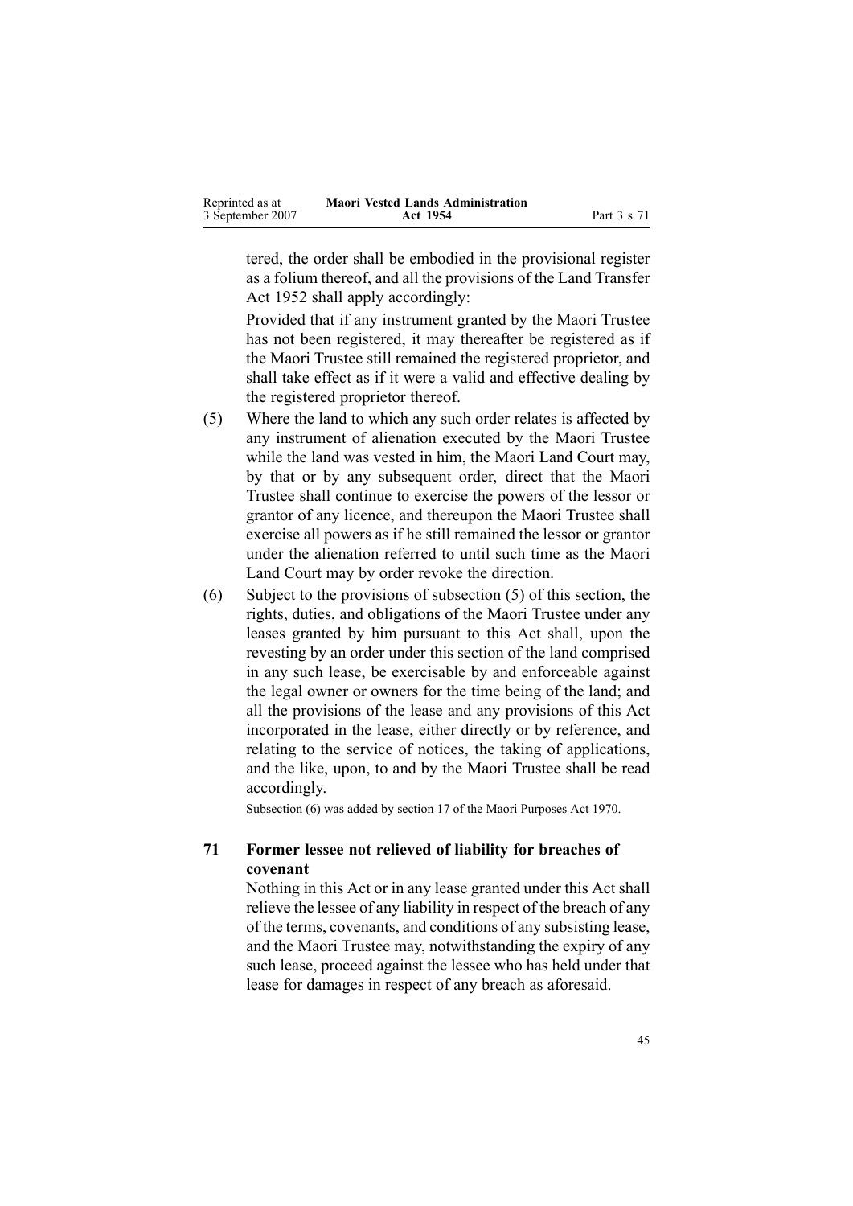tered, the order shall be embodied in the provisional register as a folium thereof, and all the provisions of the Land Transfer Act 1952 shall apply accordingly:

Provided that if any instrument granted by the Maori Trustee has not been registered, it may thereafter be registered as if the Maori Trustee still remained the registered proprietor, and shall take effect as if it were a valid and effective dealing by the registered proprietor thereof.

(5) Where the land to which any such order relates is affected by any instrument of alienation executed by the Maori Trustee while the land was vested in him, the Maori Land Court may, by that or by any subsequent order, direct that the Maori Trustee shall continue to exercise the powers of the lessor or grantor of any licence, and thereupon the Maori Trustee shall exercise all powers as if he still remained the lessor or grantor under the alienation referred to until such time as the Maori Land Court may by order revoke the direction.

(6) Subject to the provisions of subsection (5) of this section, the rights, duties, and obligations of the Maori Trustee under any leases granted by him pursuant to this Act shall, upon the revesting by an order under this section of the land comprised in any such lease, be exercisable by and enforceable against the legal owner or owners for the time being of the land; and all the provisions of the lease and any provisions of this Act incorporated in the lease, either directly or by reference, and relating to the service of notices, the taking of applications, and the like, upon, to and by the Maori Trustee shall be read accordingly.

Subsection (6) was added by section 17 of the Maori Purposes Act 1970.

### 71 Former lessee not relieved of liability for breaches of covenant

Nothing in this Act or in any lease granted under this Act shall relieve the lessee of any liability in respect of the breach of any of the terms, covenants, and conditions of any subsisting lease, and the Maori Trustee may, notwithstanding the expiry of any such lease, proceed against the lessee who has held under that lease for damages in respect of any breach as aforesaid.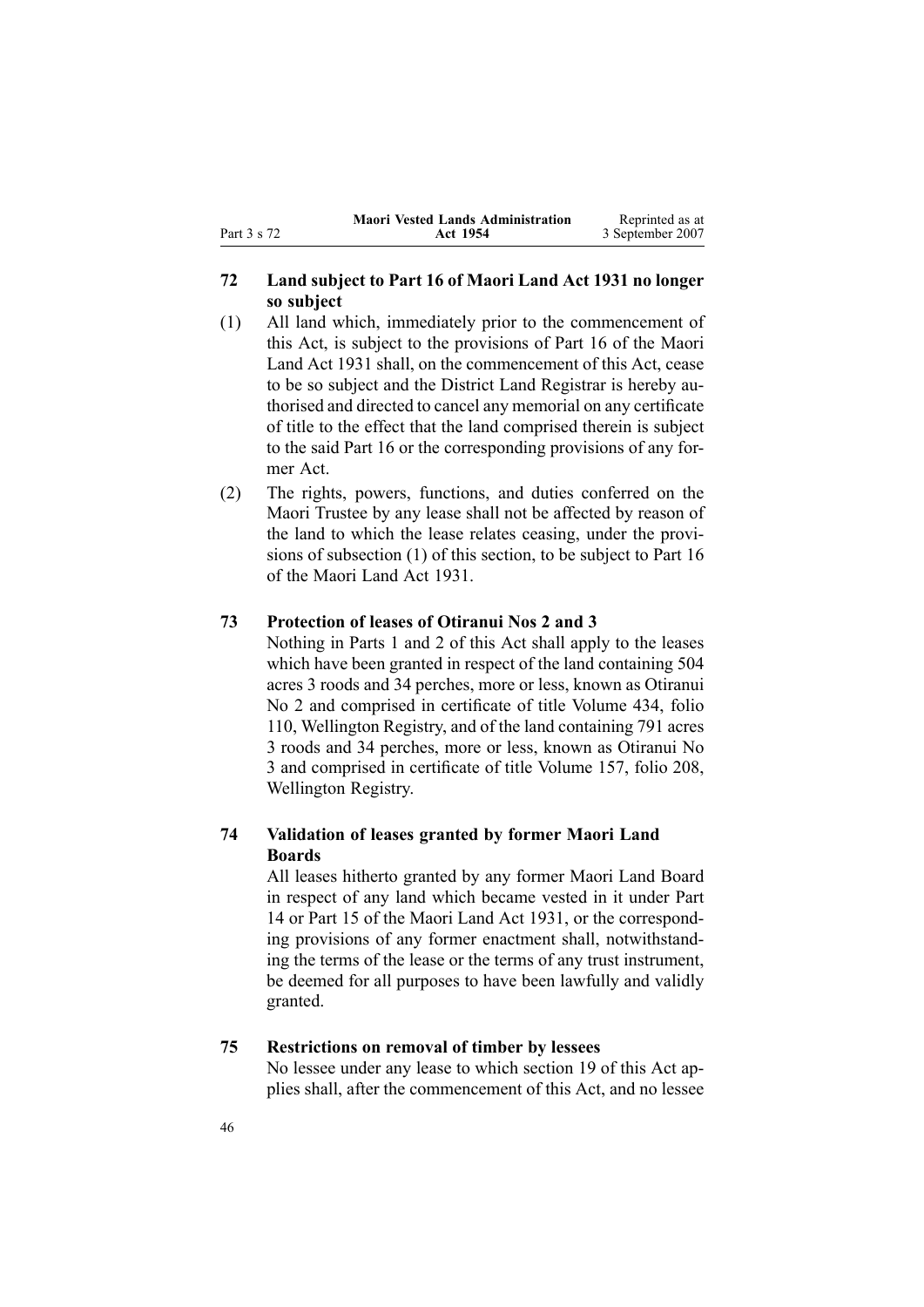## 72 Land subject to Part 16 of Maori Land Act 1931 no longer so subject

(1) All land which, immediately prior to the commencement of this Act, is subject to the provisions of Part 16 of the Maori Land Act 1931 shall, on the commencement of this Act, cease to be so subject and the District Land Registrar is hereby authorised and directed to cancel any memorial on any certificate of title to the effect that the land comprised therein is subject to the said Part 16 or the corresponding provisions of any former Act.

(2) The rights, powers, functions, and duties conferred on the Maori Trustee by any lease shall not be affected by reason of the land to which the lease relates ceasing, under the provisions of subsection (1) of this section, to be subject to Part 16 of the Maori Land Act 1931.

## 73 Protection of leases of Otiranui Nos 2 and 3

Nothing in Parts 1 and 2 of this Act shall apply to the leases which have been granted in respect of the land containing 504 acres 3 roods and 34 perches, more or less, known as Otiranui No 2 and comprised in certificate of title Volume 434, folio 110, Wellington Registry, and of the land containing 791 acres 3 roods and 34 perches, more or less, known as Otiranui No 3 and comprised in certificate of title Volume 157, folio 208, Wellington Registry.

## 74 Validation of leases granted by former Maori Land Boards

All leases hitherto granted by any former Maori Land Board in respect of any land which became vested in it under Part 14 or Part 15 of the Maori Land Act 1931, or the corresponding provisions of any former enactment shall, notwithstanding the terms of the lease or the terms of any trust instrument, be deemed for all purposes to have been lawfully and validly granted.

## 75 Restrictions on removal of timber by lessees

No lessee under any lease to which section 19 of this Act applies shall, after the commencement of this Act, and no lessee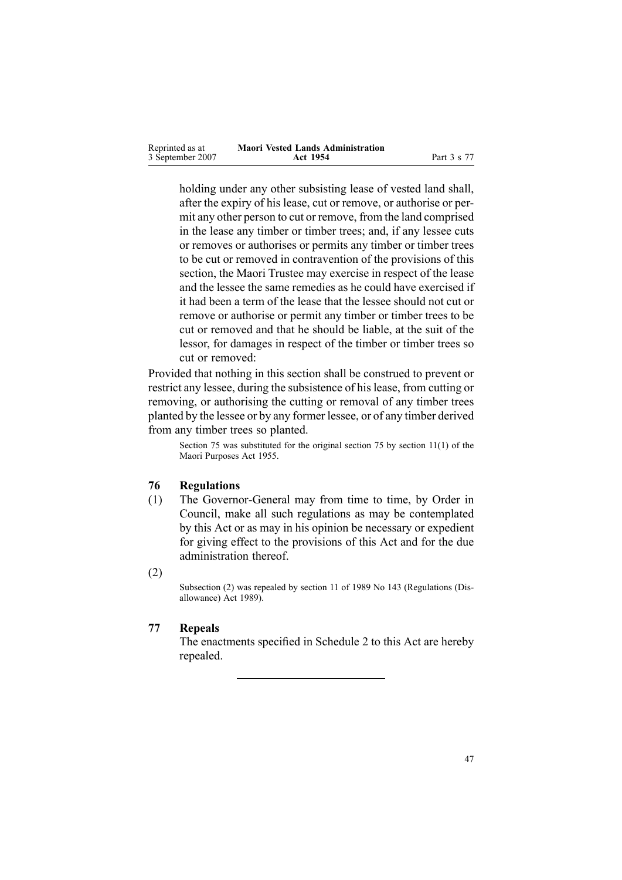holding under any other subsisting lease of vested land shall, after the expiry of his lease, cut or remove, or authorise or permit any other person to cut or remove, from the land comprised in the lease any timber or timber trees; and, if any lessee cuts or removes or authorises or permits any timber or timber trees to be cut or removed in contravention of the provisions of this section, the Maori Trustee may exercise in respect of the lease and the lessee the same remedies as he could have exercised if it had been a term of the lease that the lessee should not cut or remove or authorise or permit any timber or timber trees to be cut or removed and that he should be liable, at the suit of the lessor, for damages in respect of the timber or timber trees so cut or removed:

Provided that nothing in this section shall be construed to prevent or restrict any lessee, during the subsistence of his lease, from cutting or removing, or authorising the cutting or removal of any timber trees planted by the lessee or by any former lessee, or of any timber derived from any timber trees so planted.

Section 75 was substituted for the original section 75 by section 11(1) of the Maori Purposes Act 1955.

## 76 Regulations

(1) The Governor-General may from time to time, by Order in Council, make all such regulations as may be contemplated by this Act or as may in his opinion be necessary or expedient for giving effect to the provisions of this Act and for the due administration thereof.

(2)

Subsection (2) was repealed by section 11 of 1989 No 143 (Regulations (Disallowance) Act 1989).

## 77 Repeals

The enactments specified in Schedule 2 to this Act are hereby repealed.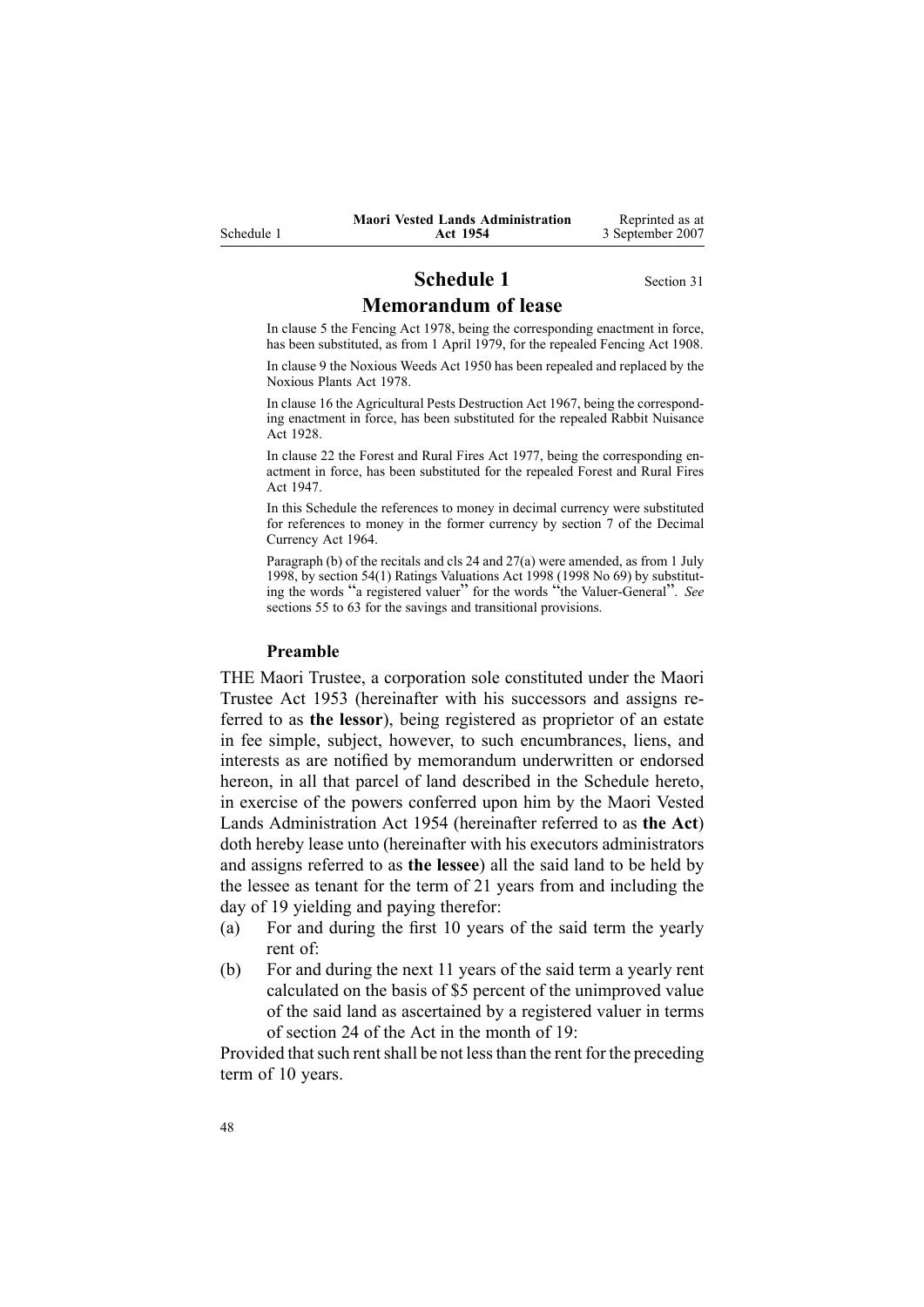# Schedule 1

Section 31

## Memorandum of lease

In clause 5 the Fencing Act 1978, being the corresponding enactment in force, has been substituted, as from 1 April 1979, for the repealed Fencing Act 1908.

In clause 9 the Noxious Weeds Act 1950 has been repealed and replaced by the Noxious Plants Act 1978.

In clause 16 the Agricultural Pests Destruction Act 1967, being the corresponding enactment in force, has been substituted for the repealed Rabbit Nuisance Act 1928.

In clause 22 the Forest and Rural Fires Act 1977, being the corresponding enactment in force, has been substituted for the repealed Forest and Rural Fires Act 1947.

In this Schedule the references to money in decimal currency were substituted for references to money in the former currency by section 7 of the Decimal Currency Act 1964.

Paragraph (b) of the recitals and cls 24 and 27(a) were amended, as from 1 July 1998, by section 54(1) Ratings Valuations Act 1998 (1998 No 69) by substituting the words "a registered valuer" for the words "the Valuer-General". *See* sections 55 to 63 for the savings and transitional provisions.

### Preamble

THE Maori Trustee, a corporation sole constituted under the Maori Trustee Act 1953 (hereinafter with his successors and assigns referred to as **the lessor**), being registered as proprietor of an estate in fee simple, subject, however, to such encumbrances, liens, and interests as are notified by memorandum underwritten or endorsed hereon, in all that parcel of land described in the Schedule hereto, in exercise of the powers conferred upon him by the Maori Vested Lands Administration Act 1954 (hereinafter referred to as **the Act**) doth hereby lease unto (hereinafter with his executors administrators and assigns referred to as **the lessee**) all the said land to be held by the lessee as tenant for the term of 21 years from and including the day of 19 yielding and paying therefor:

(a) For and during the first 10 years of the said term the yearly rent of:

(b) For and during the next 11 years of the said term a yearly rent calculated on the basis of $5 percent of the unimproved value of the said land as ascertained by a registered valuer in terms of section 24 of the Act in the month of 19:

Provided that such rent shall be not less than the rent for the preceding term of 10 years.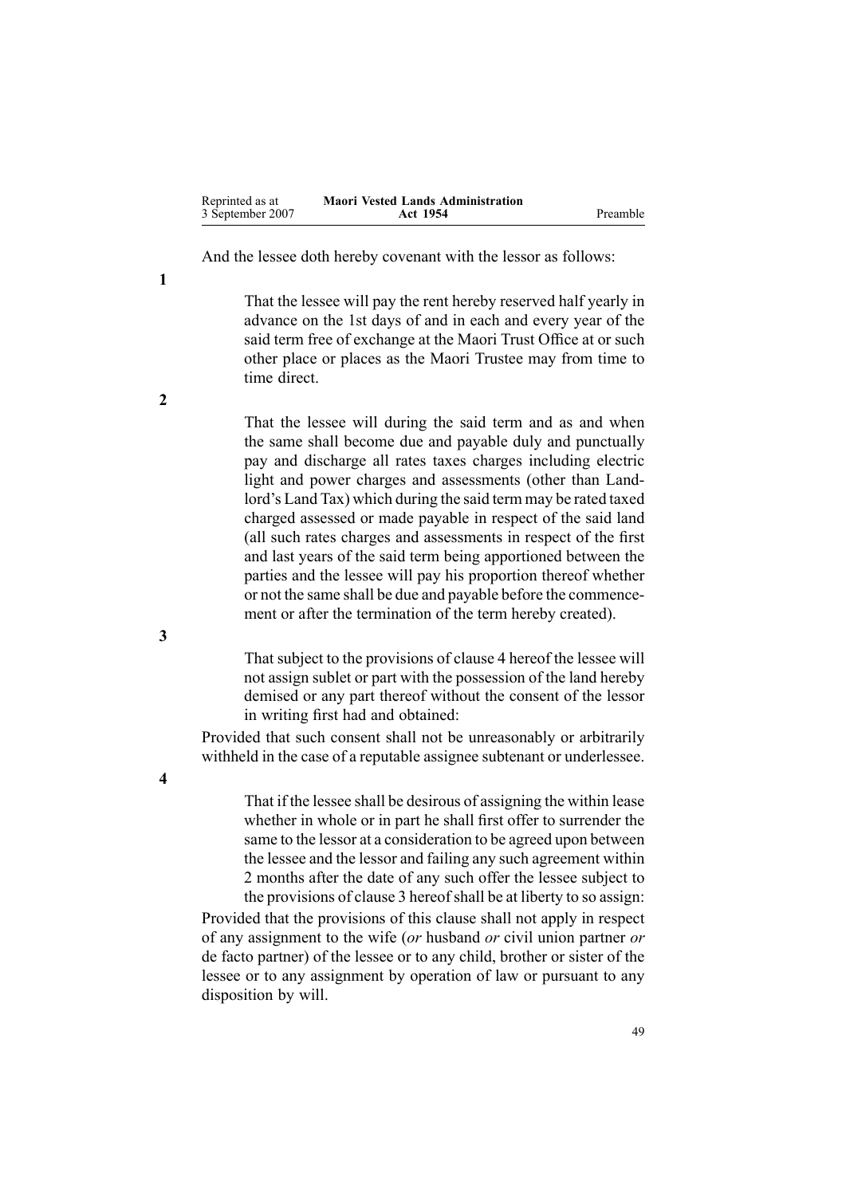And the lessee doth hereby covenant with the lessor as follows:

**1**

That the lessee will pay the rent hereby reserved half yearly in advance on the 1st days of and in each and every year of the said term free of exchange at the Maori Trust Office at or such other place or places as the Maori Trustee may from time to time direct.

**2**

That the lessee will during the said term and as and when the same shall become due and payable duly and punctually pay and discharge all rates taxes charges including electric light and power charges and assessments (other than Landlord's Land Tax) which during the said term may be rated taxed charged assessed or made payable in respect of the said land (all such rates charges and assessments in respect of the first and last years of the said term being apportioned between the parties and the lessee will pay his proportion thereof whether or not the same shall be due and payable before the commencement or after the termination of the term hereby created).

**3**

That subject to the provisions of clause 4 hereof the lessee will not assign sublet or part with the possession of the land hereby demised or any part thereof without the consent of the lessor in writing first had and obtained:

Provided that such consent shall not be unreasonably or arbitrarily withheld in the case of a reputable assignee subtenant or underlessee.

**4**

That if the lessee shall be desirous of assigning the within lease whether in whole or in part he shall first offer to surrender the same to the lessor at a consideration to be agreed upon between the lessee and the lessor and failing any such agreement within 2 months after the date of any such offer the lessee subject to the provisions of clause 3 hereof shall be at liberty to so assign:

Provided that the provisions of this clause shall not apply in respect of any assignment to the wife (*or* husband *or* civil union partner *or* de facto partner) of the lessee or to any child, brother or sister of the lessee or to any assignment by operation of law or pursuant to any disposition by will.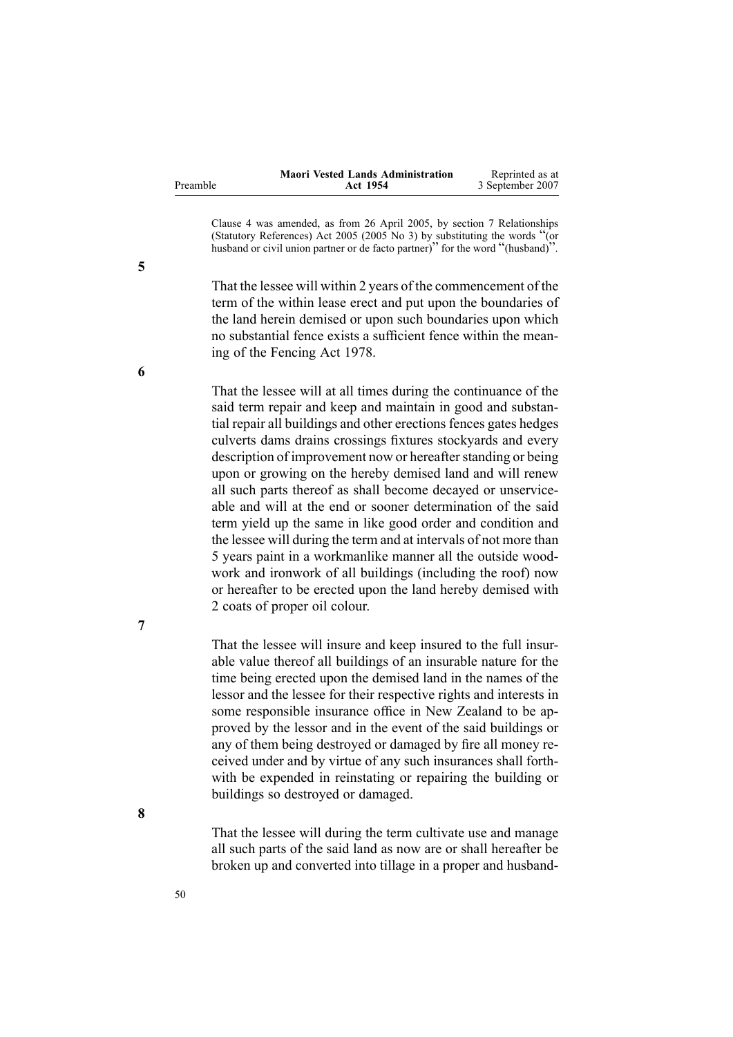Clause 4 was amended, as from 26 April 2005, by section 7 Relationships (Statutory References) Act 2005 (2005 No 3) by substituting the words "(or husband or civil union partner or de facto partner)" for the word "(husband)".

**5**

That the lessee will within 2 years of the commencement of the term of the within lease erect and put upon the boundaries of the land herein demised or upon such boundaries upon which no substantial fence exists a sufficient fence within the meaning of the Fencing Act 1978.

**6**

That the lessee will at all times during the continuance of the said term repair and keep and maintain in good and substantial repair all buildings and other erections fences gates hedges culverts dams drains crossings fixtures stockyards and every description of improvement now or hereafter standing or being upon or growing on the hereby demised land and will renew all such parts thereof as shall become decayed or unserviceable and will at the end or sooner determination of the said term yield up the same in like good order and condition and the lessee will during the term and at intervals of not more than 5 years paint in a workmanlike manner all the outside woodwork and ironwork of all buildings (including the roof) now or hereafter to be erected upon the land hereby demised with 2 coats of proper oil colour.

**7**

That the lessee will insure and keep insured to the full insurable value thereof all buildings of an insurable nature for the time being erected upon the demised land in the names of the lessor and the lessee for their respective rights and interests in some responsible insurance office in New Zealand to be approved by the lessor and in the event of the said buildings or any of them being destroyed or damaged by fire all money received under and by virtue of any such insurances shall forthwith be expended in reinstating or repairing the building or buildings so destroyed or damaged.

**8**

That the lessee will during the term cultivate use and manage all such parts of the said land as now are or shall hereafter be broken up and converted into tillage in a proper and husband-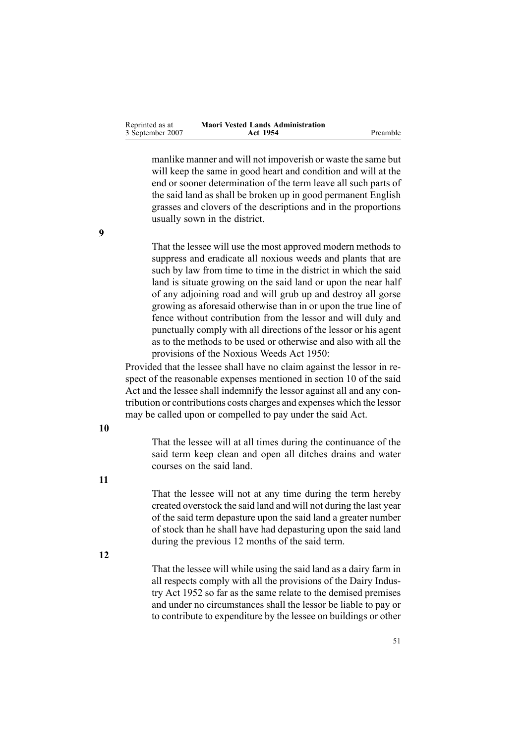manlike manner and will not impoverish or waste the same but will keep the same in good heart and condition and will at the end or sooner determination of the term leave all such parts of the said land as shall be broken up in good permanent English grasses and clovers of the descriptions and in the proportions usually sown in the district.

**9**

That the lessee will use the most approved modern methods to suppress and eradicate all noxious weeds and plants that are such by law from time to time in the district in which the said land is situate growing on the said land or upon the near half of any adjoining road and will grub up and destroy all gorse growing as aforesaid otherwise than in or upon the true line of fence without contribution from the lessor and will duly and punctually comply with all directions of the lessor or his agent as to the methods to be used or otherwise and also with all the provisions of the Noxious Weeds Act 1950:

Provided that the lessee shall have no claim against the lessor in respect of the reasonable expenses mentioned in section 10 of the said Act and the lessee shall indemnify the lessor against all and any contribution or contributions costs charges and expenses which the lessor may be called upon or compelled to pay under the said Act.

**10**

That the lessee will at all times during the continuance of the said term keep clean and open all ditches drains and water courses on the said land.

**11**

That the lessee will not at any time during the term hereby created overstock the said land and will not during the last year of the said term depasture upon the said land a greater number of stock than he shall have had depasturing upon the said land during the previous 12 months of the said term.

**12**

That the lessee will while using the said land as a dairy farm in all respects comply with all the provisions of the Dairy Industry Act 1952 so far as the same relate to the demised premises and under no circumstances shall the lessor be liable to pay or to contribute to expenditure by the lessee on buildings or other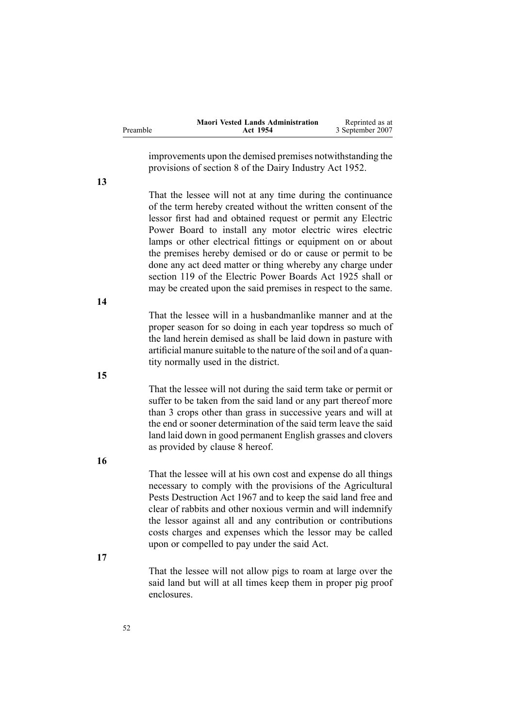improvements upon the demised premises notwithstanding the provisions of section 8 of the Dairy Industry Act 1952.

**13**

That the lessee will not at any time during the continuance of the term hereby created without the written consent of the lessor first had and obtained request or permit any Electric Power Board to install any motor electric wires electric lamps or other electrical fittings or equipment on or about the premises hereby demised or do or cause or permit to be done any act deed matter or thing whereby any charge under section 119 of the Electric Power Boards Act 1925 shall or may be created upon the said premises in respect to the same.

**14**

That the lessee will in a husbandmanlike manner and at the proper season for so doing in each year topdress so much of the land herein demised as shall be laid down in pasture with artificial manure suitable to the nature of the soil and of a quantity normally used in the district.

**15**

That the lessee will not during the said term take or permit or suffer to be taken from the said land or any part thereof more than 3 crops other than grass in successive years and will at the end or sooner determination of the said term leave the said land laid down in good permanent English grasses and clovers as provided by clause 8 hereof.

**16**

That the lessee will at his own cost and expense do all things necessary to comply with the provisions of the Agricultural Pests Destruction Act 1967 and to keep the said land free and clear of rabbits and other noxious vermin and will indemnify the lessor against all and any contribution or contributions costs charges and expenses which the lessor may be called upon or compelled to pay under the said Act.

**17**

That the lessee will not allow pigs to roam at large over the said land but will at all times keep them in proper pig proof enclosures.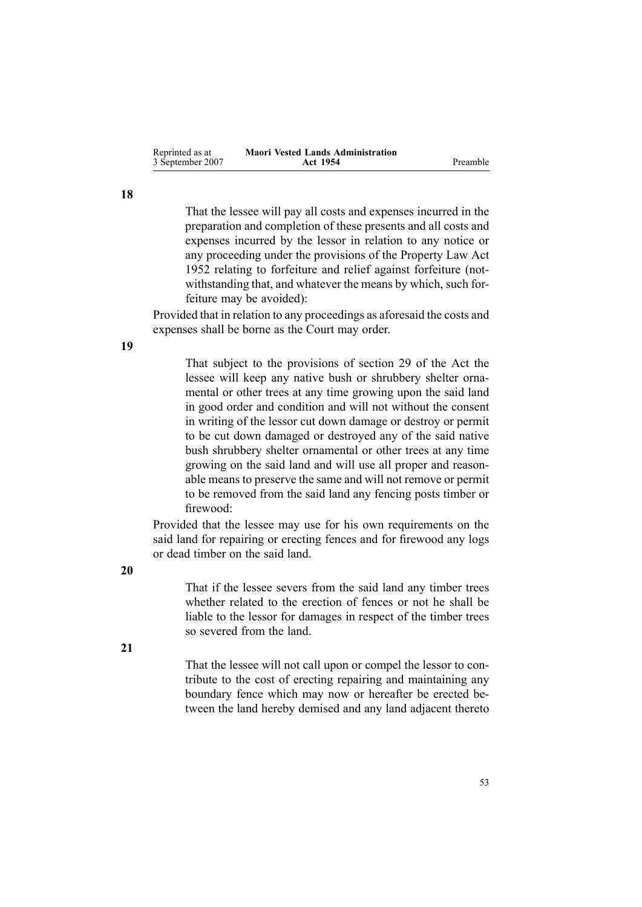**18**

That the lessee will pay all costs and expenses incurred in the preparation and completion of these presents and all costs and expenses incurred by the lessor in relation to any notice or any proceeding under the provisions of the Property Law Act 1952 relating to forfeiture and relief against forfeiture (notwithstanding that, and whatever the means by which, such forfeiture may be avoided):

Provided that in relation to any proceedings as aforesaid the costs and expenses shall be borne as the Court may order.

**19**

That subject to the provisions of section 29 of the Act the lessee will keep any native bush or shrubbery shelter ornamental or other trees at any time growing upon the said land in good order and condition and will not without the consent in writing of the lessor cut down damage or destroy or permit to be cut down damaged or destroyed any of the said native bush shrubbery shelter ornamental or other trees at any time growing on the said land and will use all proper and reasonable means to preserve the same and will not remove or permit to be removed from the said land any fencing posts timber or firewood:

Provided that the lessee may use for his own requirements on the said land for repairing or erecting fences and for firewood any logs or dead timber on the said land.

**20**

That if the lessee severs from the said land any timber trees whether related to the erection of fences or not he shall be liable to the lessor for damages in respect of the timber trees so severed from the land.

**21**

That the lessee will not call upon or compel the lessor to contribute to the cost of erecting repairing and maintaining any boundary fence which may now or hereafter be erected between the land hereby demised and any land adjacent thereto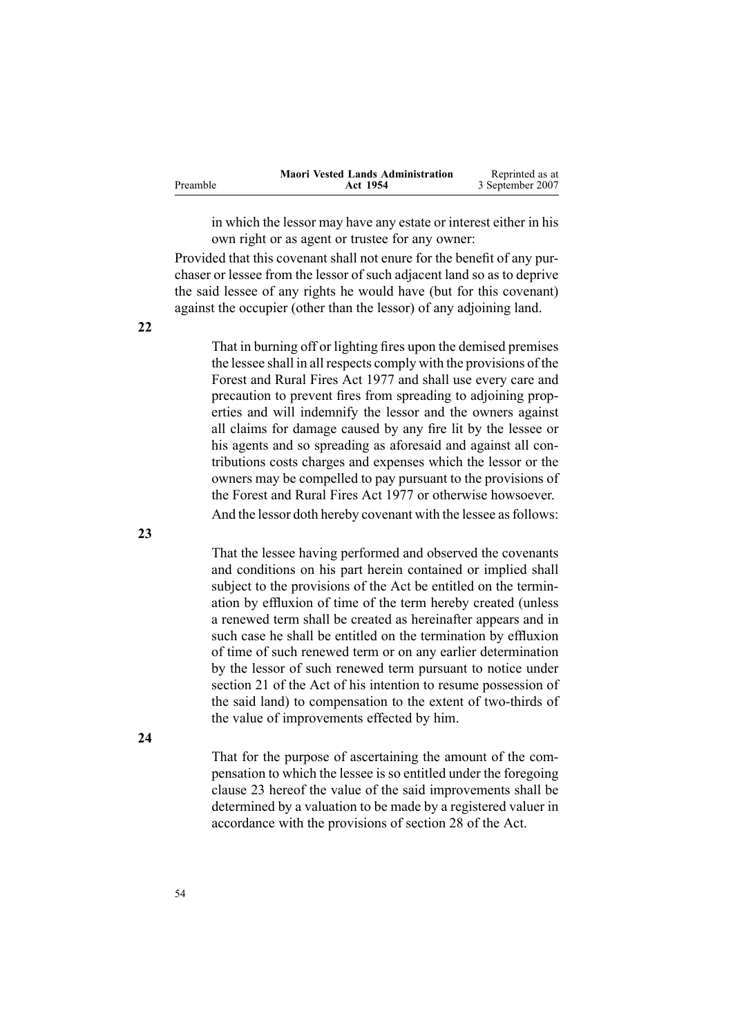in which the lessor may have any estate or interest either in his own right or as agent or trustee for any owner:

Provided that this covenant shall not enure for the benefit of any purchaser or lessee from the lessor of such adjacent land so as to deprive the said lessee of any rights he would have (but for this covenant) against the occupier (other than the lessor) of any adjoining land.

**22**

That in burning off or lighting fires upon the demised premises the lessee shall in all respects comply with the provisions of the Forest and Rural Fires Act 1977 and shall use every care and precaution to prevent fires from spreading to adjoining properties and will indemnify the lessor and the owners against all claims for damage caused by any fire lit by the lessee or his agents and so spreading as aforesaid and against all contributions costs charges and expenses which the lessor or the owners may be compelled to pay pursuant to the provisions of the Forest and Rural Fires Act 1977 or otherwise howsoever.

And the lessor doth hereby covenant with the lessee as follows:

**23**

That the lessee having performed and observed the covenants and conditions on his part herein contained or implied shall subject to the provisions of the Act be entitled on the termination by effluxion of time of the term hereby created (unless a renewed term shall be created as hereinafter appears and in such case he shall be entitled on the termination by effluxion of time of such renewed term or on any earlier determination by the lessor of such renewed term pursuant to notice under section 21 of the Act of his intention to resume possession of the said land) to compensation to the extent of two-thirds of the value of improvements effected by him.

**24**

That for the purpose of ascertaining the amount of the compensation to which the lessee is so entitled under the foregoing clause 23 hereof the value of the said improvements shall be determined by a valuation to be made by a registered valuer in accordance with the provisions of section 28 of the Act.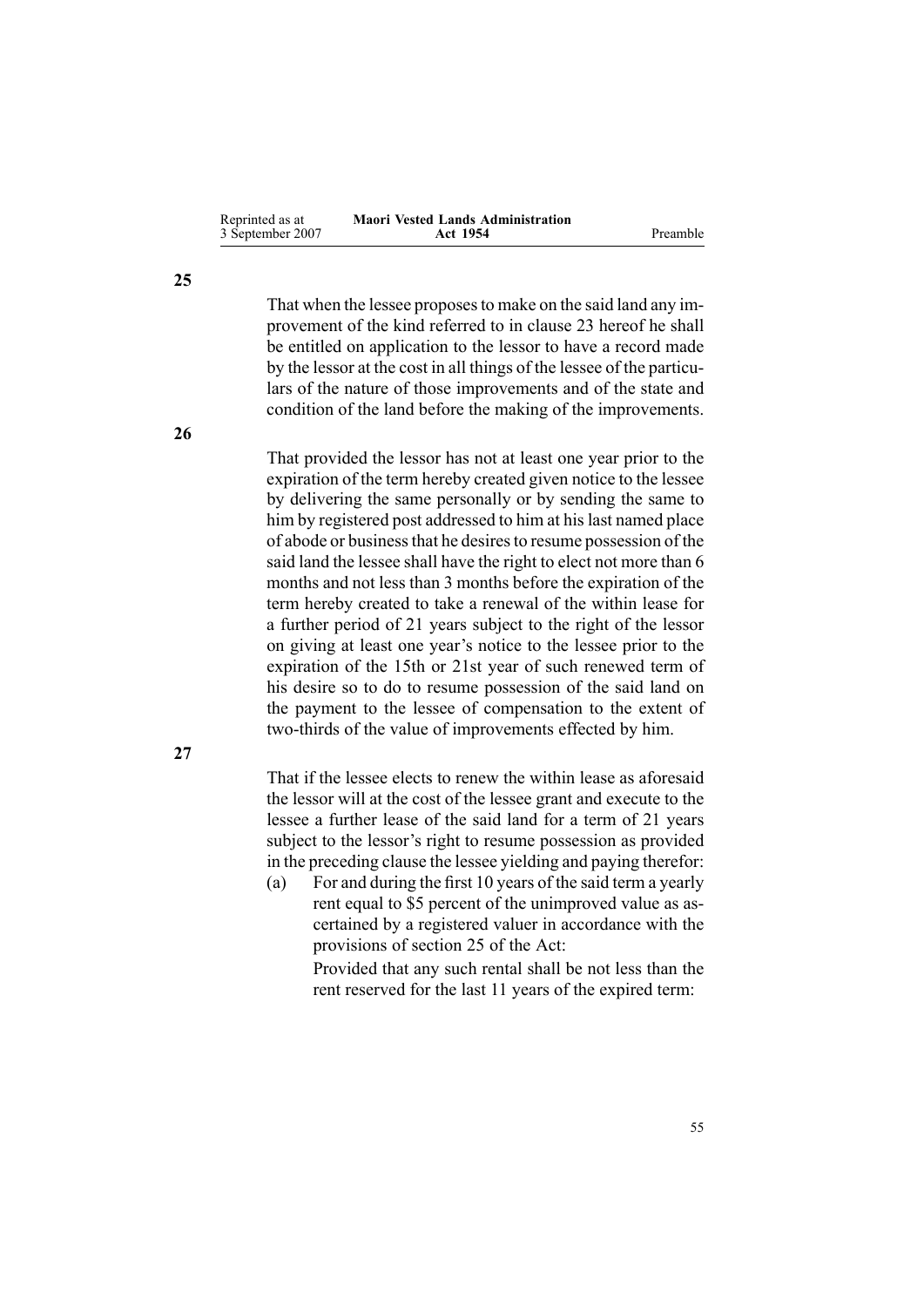**25**

That when the lessee proposes to make on the said land any improvement of the kind referred to in clause 23 hereof he shall be entitled on application to the lessor to have a record made by the lessor at the cost in all things of the lessee of the particulars of the nature of those improvements and of the state and condition of the land before the making of the improvements.

**26**

That provided the lessor has not at least one year prior to the expiration of the term hereby created given notice to the lessee by delivering the same personally or by sending the same to him by registered post addressed to him at his last named place of abode or business that he desires to resume possession of the said land the lessee shall have the right to elect not more than 6 months and not less than 3 months before the expiration of the term hereby created to take a renewal of the within lease for a further period of 21 years subject to the right of the lessor on giving at least one year's notice to the lessee prior to the expiration of the 15th or 21st year of such renewed term of his desire so to do to resume possession of the said land on the payment to the lessee of compensation to the extent of two-thirds of the value of improvements effected by him.

**27**

That if the lessee elects to renew the within lease as aforesaid the lessor will at the cost of the lessee grant and execute to the lessee a further lease of the said land for a term of 21 years subject to the lessor's right to resume possession as provided in the preceding clause the lessee yielding and paying therefor:

(a) For and during the first 10 years of the said term a yearly rent equal to $5 percent of the unimproved value as ascertained by a registered valuer in accordance with the provisions of section 25 of the Act:

Provided that any such rental shall be not less than the rent reserved for the last 11 years of the expired term: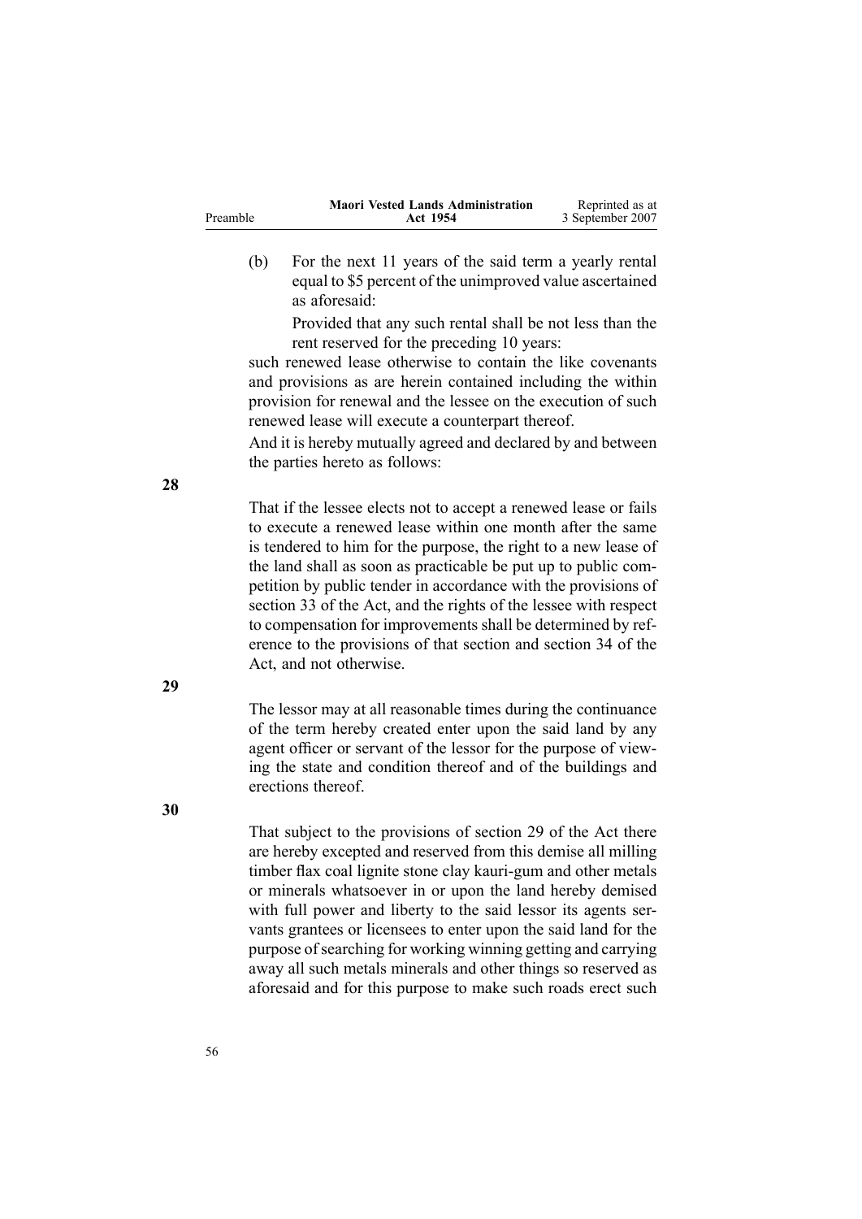(b) For the next 11 years of the said term a yearly rental equal to $5 percent of the unimproved value ascertained as aforesaid:

Provided that any such rental shall be not less than the rent reserved for the preceding 10 years:

such renewed lease otherwise to contain the like covenants and provisions as are herein contained including the within provision for renewal and the lessee on the execution of such renewed lease will execute a counterpart thereof.

And it is hereby mutually agreed and declared by and between the parties hereto as follows:

**28**

That if the lessee elects not to accept a renewed lease or fails to execute a renewed lease within one month after the same is tendered to him for the purpose, the right to a new lease of the land shall as soon as practicable be put up to public competition by public tender in accordance with the provisions of section 33 of the Act, and the rights of the lessee with respect to compensation for improvements shall be determined by reference to the provisions of that section and section 34 of the Act, and not otherwise.

**29**

The lessor may at all reasonable times during the continuance of the term hereby created enter upon the said land by any agent officer or servant of the lessor for the purpose of viewing the state and condition thereof and of the buildings and erections thereof.

**30**

That subject to the provisions of section 29 of the Act there are hereby excepted and reserved from this demise all milling timber flax coal lignite stone clay kauri-gum and other metals or minerals whatsoever in or upon the land hereby demised with full power and liberty to the said lessor its agents servants grantees or licensees to enter upon the said land for the purpose of searching for working winning getting and carrying away all such metals minerals and other things so reserved as aforesaid and for this purpose to make such roads erect such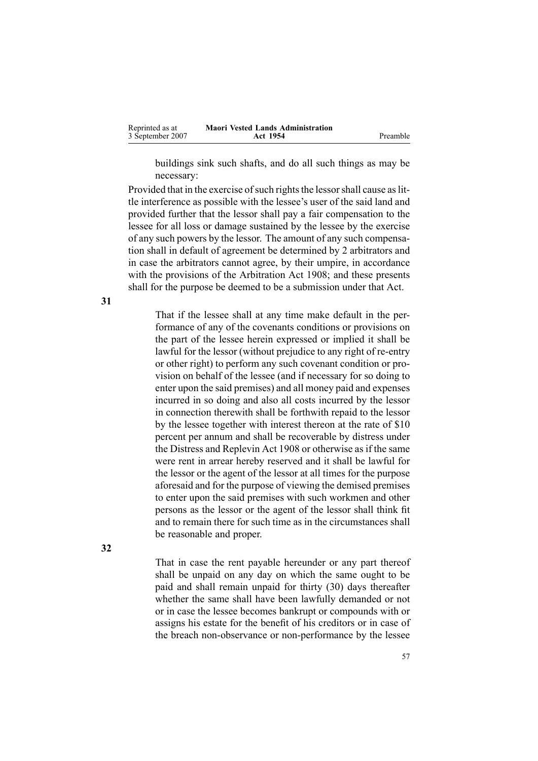buildings sink such shafts, and do all such things as may be necessary:

Provided that in the exercise of such rights the lessor shall cause as little interference as possible with the lessee's user of the said land and provided further that the lessor shall pay a fair compensation to the lessee for all loss or damage sustained by the lessee by the exercise of any such powers by the lessor. The amount of any such compensation shall in default of agreement be determined by 2 arbitrators and in case the arbitrators cannot agree, by their umpire, in accordance with the provisions of the Arbitration Act 1908; and these presents shall for the purpose be deemed to be a submission under that Act.

**31**

That if the lessee shall at any time make default in the performance of any of the covenants conditions or provisions on the part of the lessee herein expressed or implied it shall be lawful for the lessor (without prejudice to any right of re-entry or other right) to perform any such covenant condition or provision on behalf of the lessee (and if necessary for so doing to enter upon the said premises) and all money paid and expenses incurred in so doing and also all costs incurred by the lessor in connection therewith shall be forthwith repaid to the lessor by the lessee together with interest thereon at the rate of $10 percent per annum and shall be recoverable by distress under the Distress and Replevin Act 1908 or otherwise as if the same were rent in arrear hereby reserved and it shall be lawful for the lessor or the agent of the lessor at all times for the purpose aforesaid and for the purpose of viewing the demised premises to enter upon the said premises with such workmen and other persons as the lessor or the agent of the lessor shall think fit and to remain there for such time as in the circumstances shall be reasonable and proper.

**32**

That in case the rent payable hereunder or any part thereof shall be unpaid on any day on which the same ought to be paid and shall remain unpaid for thirty (30) days thereafter whether the same shall have been lawfully demanded or not or in case the lessee becomes bankrupt or compounds with or assigns his estate for the benefit of his creditors or in case of the breach non-observance or non-performance by the lessee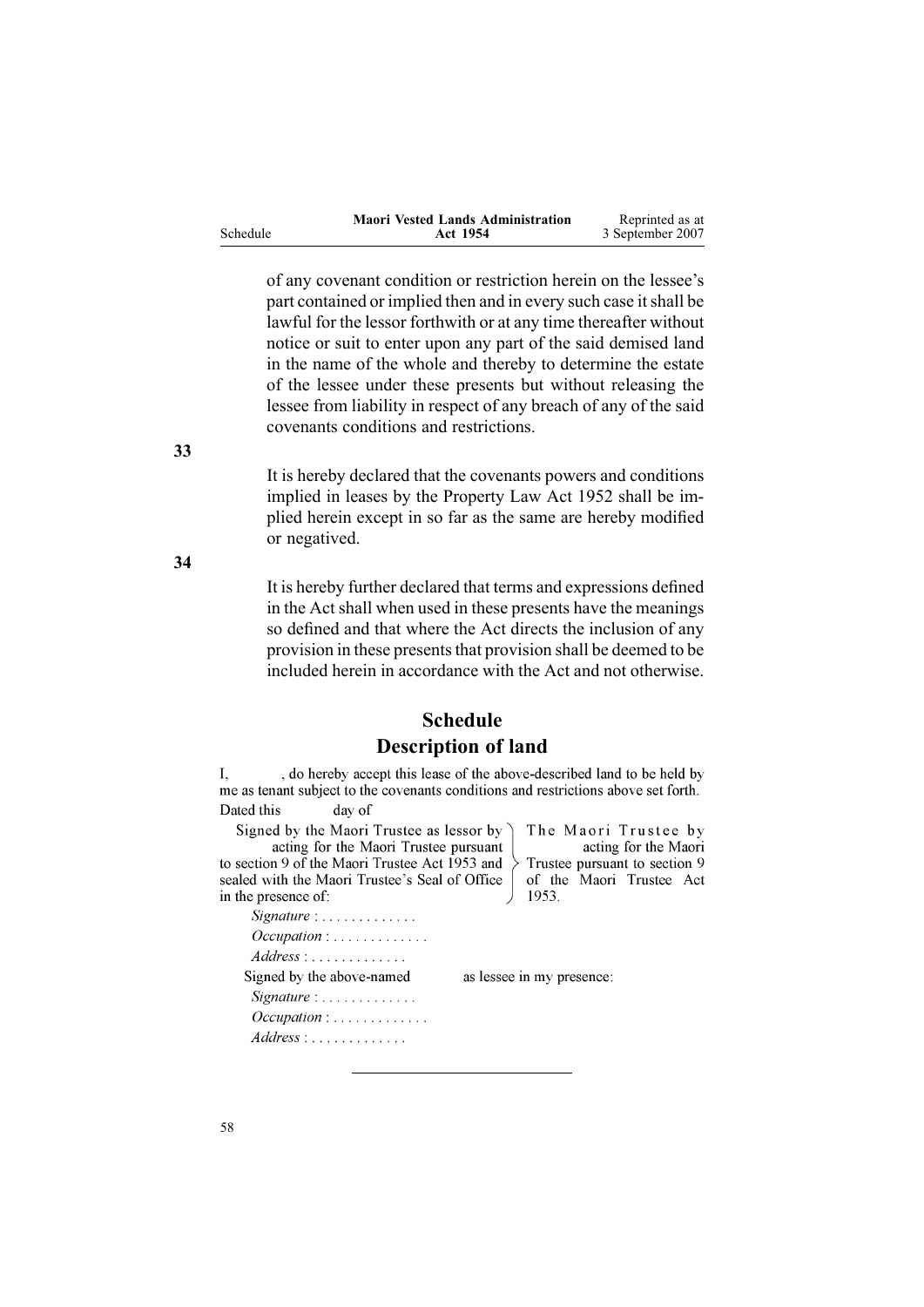of any covenant condition or restriction herein on the lessee's part contained or implied then and in every such case it shall be lawful for the lessor forthwith or at any time thereafter without notice or suit to enter upon any part of the said demised land in the name of the whole and thereby to determine the estate of the lessee under these presents but without releasing the lessee from liability in respect of any breach of any of the said covenants conditions and restrictions.

**33**

It is hereby declared that the covenants powers and conditions implied in leases by the Property Law Act 1952 shall be implied herein except in so far as the same are hereby modified or negatived.

**34**

It is hereby further declared that terms and expressions defined in the Act shall when used in these presents have the meanings so defined and that where the Act directs the inclusion of any provision in these presents that provision shall be deemed to be included herein in accordance with the Act and not otherwise.

## Schedule
## Description of land

I, , do hereby accept this lease of the above-described land to be held by me as tenant subject to the covenants conditions and restrictions above set forth.

Dated this day of

Signed by the Maori Trustee as lessor by acting for the Maori Trustee pursuant to section 9 of the Maori Trustee Act 1953 and sealed with the Maori Trustee's Seal of Office in the presence of: } The Maori Trustee by acting for the Maori Trustee pursuant to section 9 of the Maori Trustee Act 1953.

*Signature* : . . . . . . . . . . . . .

*Occupation* : . . . . . . . . . . . . .

*Address* : . . . . . . . . . . . . .

Signed by the above-named as lessee in my presence:

*Signature* : . . . . . . . . . . . . .

*Occupation* : . . . . . . . . . . . . .

*Address* : . . . . . . . . . . . . .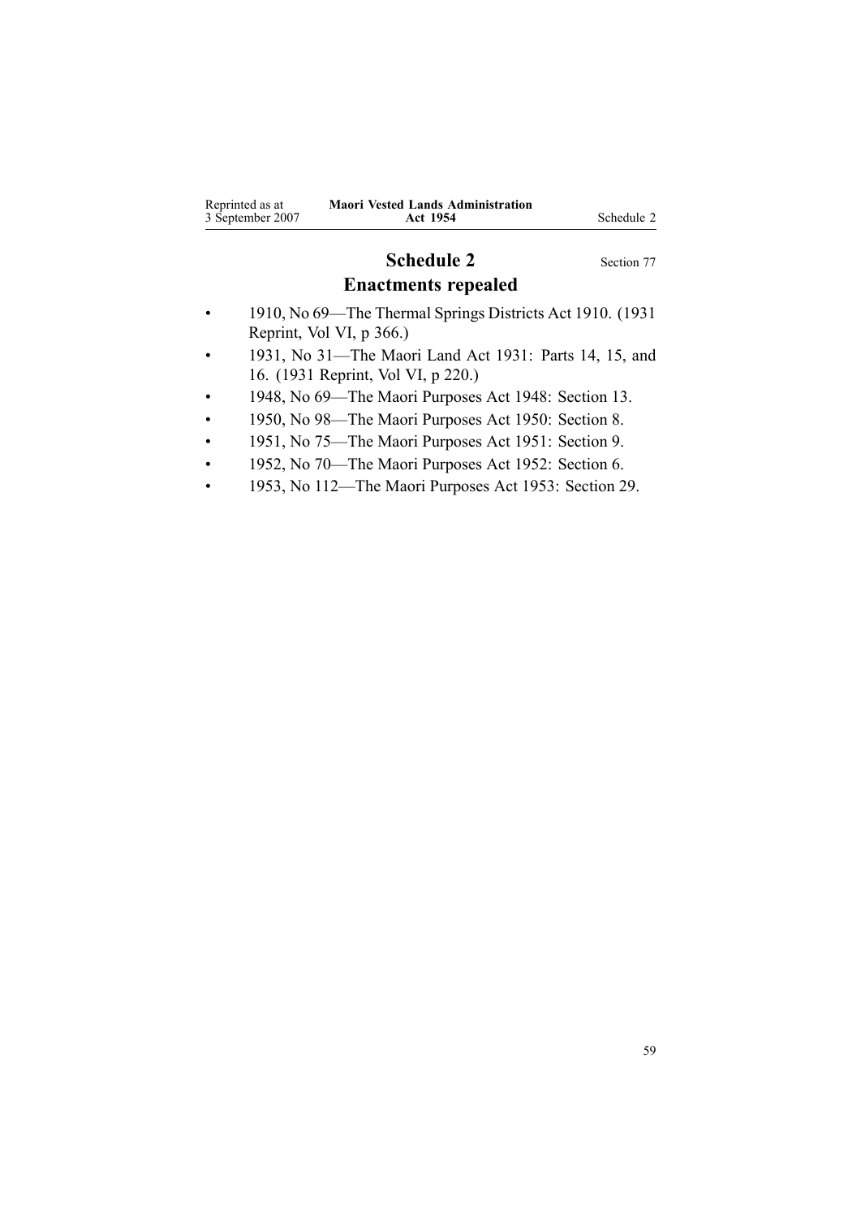# Schedule 2

Section 77

## Enactments repealed

- 1910, No 69—The Thermal Springs Districts Act 1910. (1931 Reprint, Vol VI, p 366.)
- 1931, No 31—The Maori Land Act 1931: Parts 14, 15, and 16. (1931 Reprint, Vol VI, p 220.)
- 1948, No 69—The Maori Purposes Act 1948: Section 13.
- 1950, No 98—The Maori Purposes Act 1950: Section 8.
- 1951, No 75—The Maori Purposes Act 1951: Section 9.
- 1952, No 70—The Maori Purposes Act 1952: Section 6.
- 1953, No 112—The Maori Purposes Act 1953: Section 29.